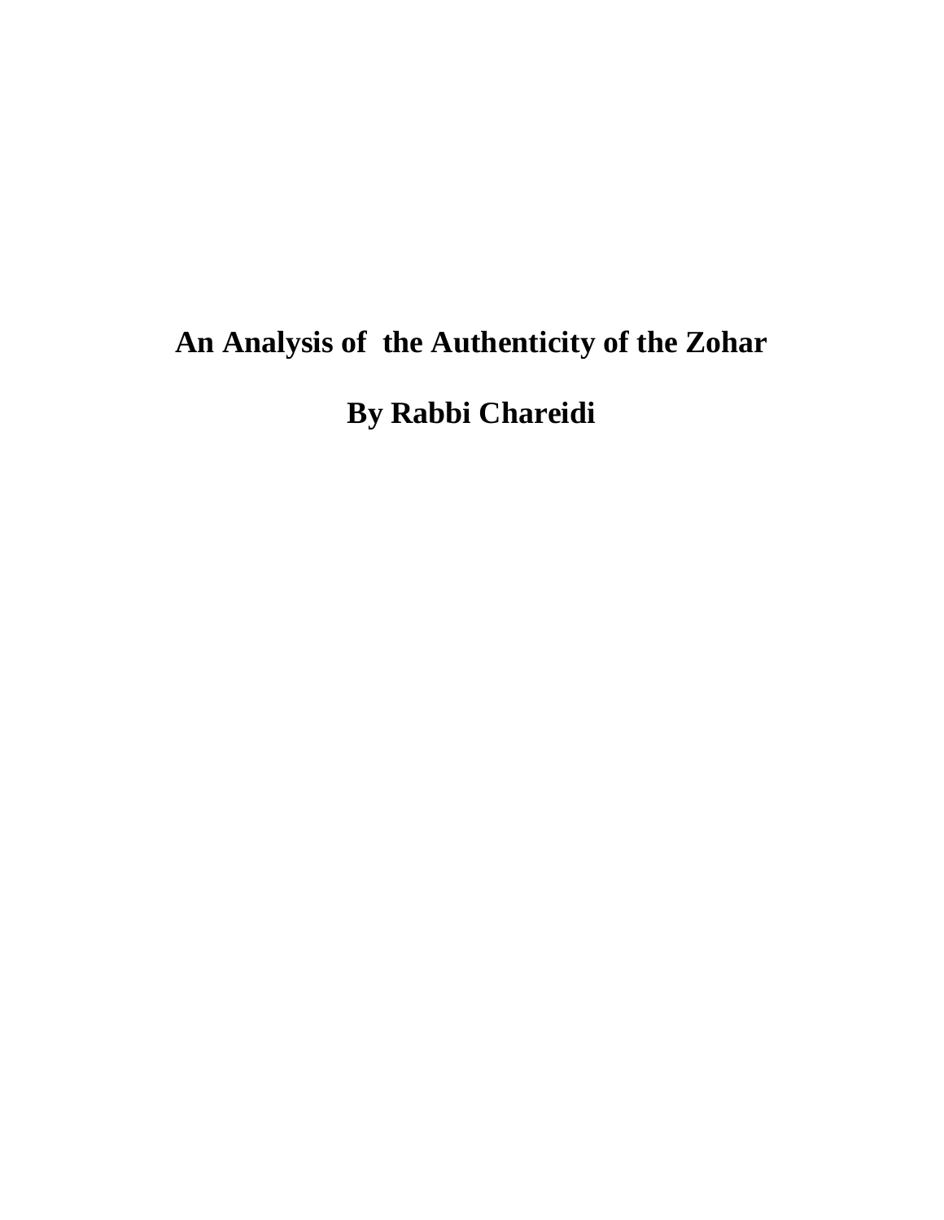# An Analysis of the Authenticity of the Zohar

## By Rabbi Chareidi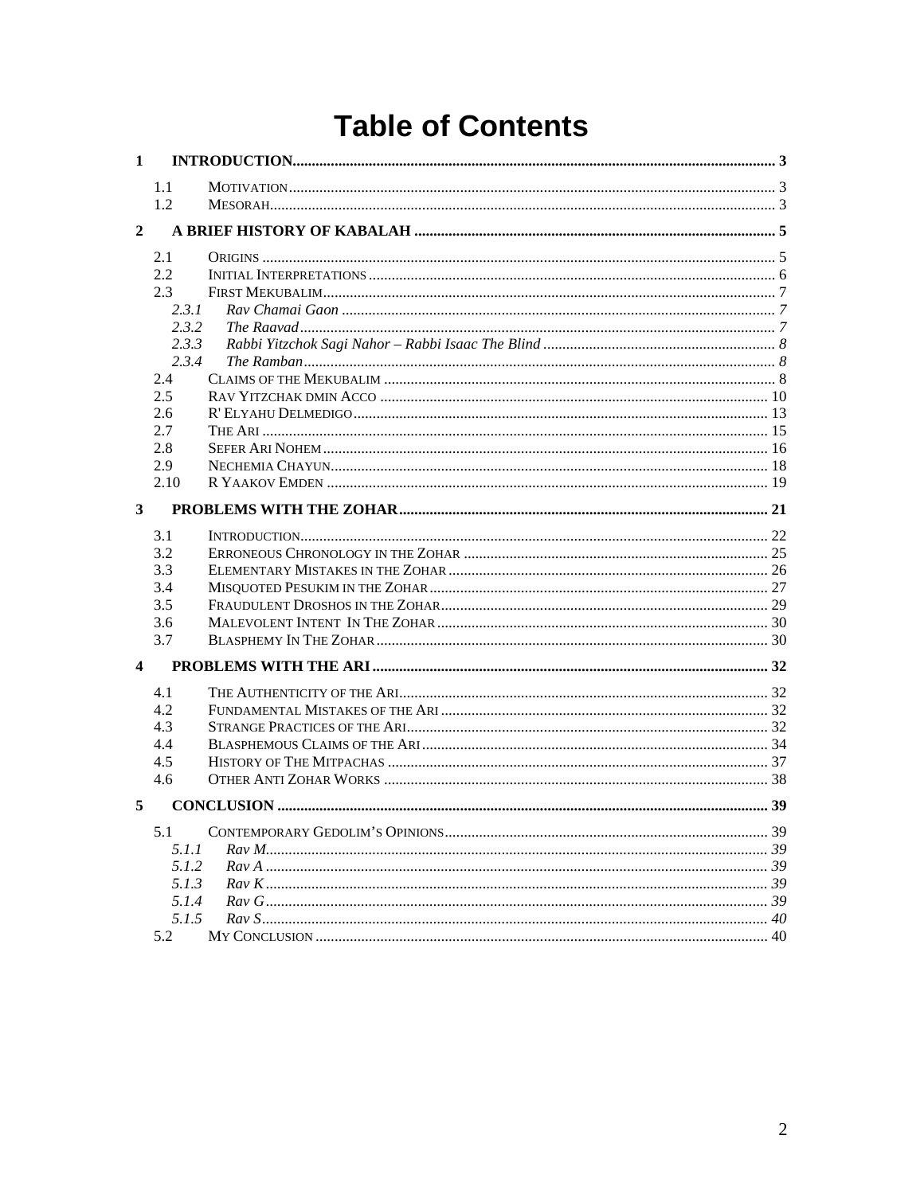# Table of Contents

**1 INTRODUCTION** ..... 3

- 1.1 MOTIVATION ..... 3
- 1.2 MESORAH ..... 3

**2 A BRIEF HISTORY OF KABALAH** ..... 5

- 2.1 ORIGINS ..... 5
- 2.2 INITIAL INTERPRETATIONS ..... 6
- 2.3 FIRST MEKUBALIM ..... 7
  - *2.3.1 Rav Chamai Gaon* ..... 7
  - *2.3.2 The Raavad* ..... 7
  - *2.3.3 Rabbi Yitzchok Sagi Nahor – Rabbi Isaac The Blind* ..... 8
  - *2.3.4 The Ramban* ..... 8
- 2.4 CLAIMS OF THE MEKUBALIM ..... 8
- 2.5 RAV YITZCHAK DMIN ACCO ..... 10
- 2.6 R' ELYAHU DELMEDIGO ..... 13
- 2.7 THE ARI ..... 15
- 2.8 SEFER ARI NOHEM ..... 16
- 2.9 NECHEMIA CHAYUN ..... 18
- 2.10 R YAAKOV EMDEN ..... 19

**3 PROBLEMS WITH THE ZOHAR** ..... 21

- 3.1 INTRODUCTION ..... 22
- 3.2 ERRONEOUS CHRONOLOGY IN THE ZOHAR ..... 25
- 3.3 ELEMENTARY MISTAKES IN THE ZOHAR ..... 26
- 3.4 MISQUOTED PESUKIM IN THE ZOHAR ..... 27
- 3.5 FRAUDULENT DROSHOS IN THE ZOHAR ..... 29
- 3.6 MALEVOLENT INTENT IN THE ZOHAR ..... 30
- 3.7 BLASPHEMY IN THE ZOHAR ..... 30

**4 PROBLEMS WITH THE ARI** ..... 32

- 4.1 THE AUTHENTICITY OF THE ARI ..... 32
- 4.2 FUNDAMENTAL MISTAKES OF THE ARI ..... 32
- 4.3 STRANGE PRACTICES OF THE ARI ..... 32
- 4.4 BLASPHEMOUS CLAIMS OF THE ARI ..... 34
- 4.5 HISTORY OF THE MITPACHAS ..... 37
- 4.6 OTHER ANTI ZOHAR WORKS ..... 38

**5 CONCLUSION** ..... 39

- 5.1 CONTEMPORARY GEDOLIM'S OPINIONS ..... 39
  - *5.1.1 Rav M* ..... 39
  - *5.1.2 Rav A* ..... 39
  - *5.1.3 Rav K* ..... 39
  - *5.1.4 Rav G* ..... 39
  - *5.1.5 Rav S* ..... 40
- 5.2 MY CONCLUSION ..... 40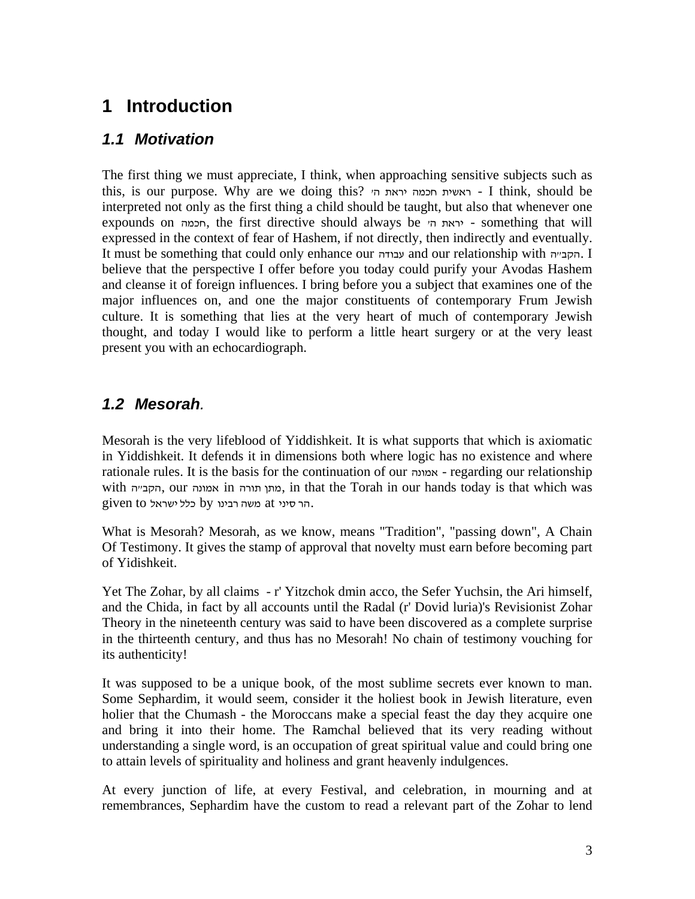# 1 Introduction

## 1.1 Motivation

The first thing we must appreciate, I think, when approaching sensitive subjects such as this, is our purpose. Why are we doing this? ראשית חכמה יראת ה' - I think, should be interpreted not only as the first thing a child should be taught, but also that whenever one expounds on חכמה, the first directive should always be יראת ה' - something that will expressed in the context of fear of Hashem, if not directly, then indirectly and eventually. It must be something that could only enhance our עבודה and our relationship with הקב"ה. I believe that the perspective I offer before you today could purify your Avodas Hashem and cleanse it of foreign influences. I bring before you a subject that examines one of the major influences on, and one the major constituents of contemporary Frum Jewish culture. It is something that lies at the very heart of much of contemporary Jewish thought, and today I would like to perform a little heart surgery or at the very least present you with an echocardiograph.

## 1.2 Mesorah.

Mesorah is the very lifeblood of Yiddishkeit. It is what supports that which is axiomatic in Yiddishkeit. It defends it in dimensions both where logic has no existence and where rationale rules. It is the basis for the continuation of our אמונה - regarding our relationship with הקב"ה, our אמונה in מתן תורה, in that the Torah in our hands today is that which was given to כלל ישראל by משה רבינו at הר סיני.

What is Mesorah? Mesorah, as we know, means "Tradition", "passing down", A Chain Of Testimony. It gives the stamp of approval that novelty must earn before becoming part of Yidishkeit.

Yet The Zohar, by all claims - r' Yitzchok dmin acco, the Sefer Yuchsin, the Ari himself, and the Chida, in fact by all accounts until the Radal (r' Dovid luria)'s Revisionist Zohar Theory in the nineteenth century was said to have been discovered as a complete surprise in the thirteenth century, and thus has no Mesorah! No chain of testimony vouching for its authenticity!

It was supposed to be a unique book, of the most sublime secrets ever known to man. Some Sephardim, it would seem, consider it the holiest book in Jewish literature, even holier that the Chumash - the Moroccans make a special feast the day they acquire one and bring it into their home. The Ramchal believed that its very reading without understanding a single word, is an occupation of great spiritual value and could bring one to attain levels of spirituality and holiness and grant heavenly indulgences.

At every junction of life, at every Festival, and celebration, in mourning and at remembrances, Sephardim have the custom to read a relevant part of the Zohar to lend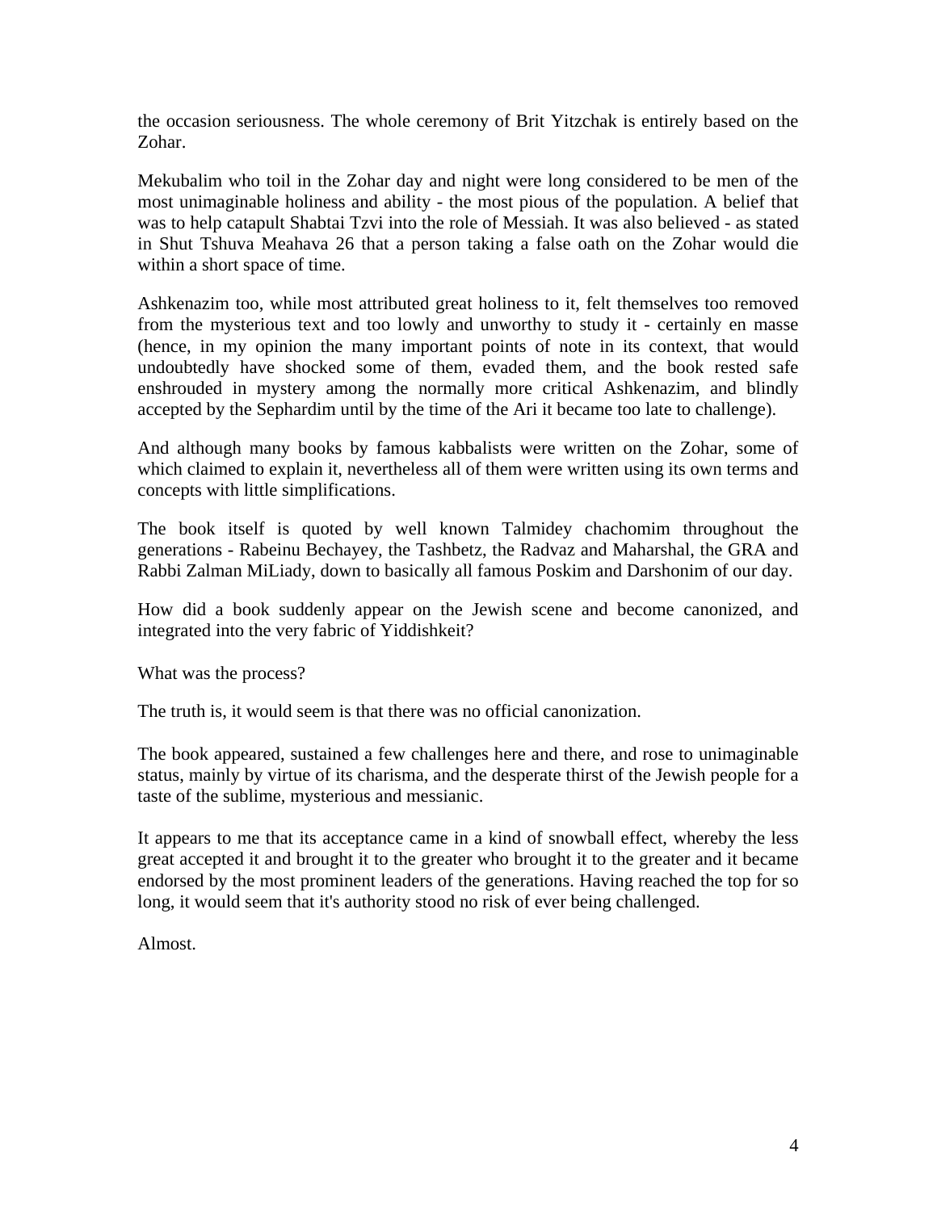the occasion seriousness. The whole ceremony of Brit Yitzchak is entirely based on the Zohar.

Mekubalim who toil in the Zohar day and night were long considered to be men of the most unimaginable holiness and ability - the most pious of the population. A belief that was to help catapult Shabtai Tzvi into the role of Messiah. It was also believed - as stated in Shut Tshuva Meahava 26 that a person taking a false oath on the Zohar would die within a short space of time.

Ashkenazim too, while most attributed great holiness to it, felt themselves too removed from the mysterious text and too lowly and unworthy to study it - certainly en masse (hence, in my opinion the many important points of note in its context, that would undoubtedly have shocked some of them, evaded them, and the book rested safe enshrouded in mystery among the normally more critical Ashkenazim, and blindly accepted by the Sephardim until by the time of the Ari it became too late to challenge).

And although many books by famous kabbalists were written on the Zohar, some of which claimed to explain it, nevertheless all of them were written using its own terms and concepts with little simplifications.

The book itself is quoted by well known Talmidey chachomim throughout the generations - Rabeinu Bechayey, the Tashbetz, the Radvaz and Maharshal, the GRA and Rabbi Zalman MiLiady, down to basically all famous Poskim and Darshonim of our day.

How did a book suddenly appear on the Jewish scene and become canonized, and integrated into the very fabric of Yiddishkeit?

What was the process?

The truth is, it would seem is that there was no official canonization.

The book appeared, sustained a few challenges here and there, and rose to unimaginable status, mainly by virtue of its charisma, and the desperate thirst of the Jewish people for a taste of the sublime, mysterious and messianic.

It appears to me that its acceptance came in a kind of snowball effect, whereby the less great accepted it and brought it to the greater who brought it to the greater and it became endorsed by the most prominent leaders of the generations. Having reached the top for so long, it would seem that it's authority stood no risk of ever being challenged.

Almost.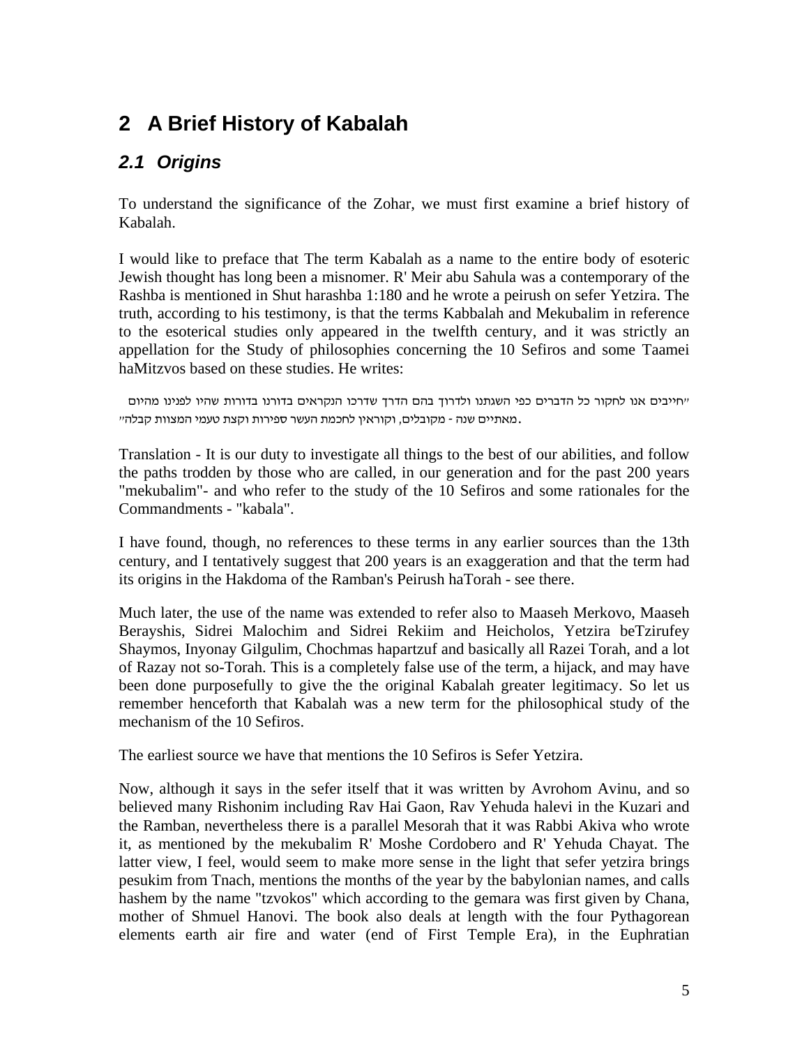# 2 A Brief History of Kabalah

## *2.1 Origins*

To understand the significance of the Zohar, we must first examine a brief history of Kabalah.

I would like to preface that The term Kabalah as a name to the entire body of esoteric Jewish thought has long been a misnomer. R' Meir abu Sahula was a contemporary of the Rashba is mentioned in Shut harashba 1:180 and he wrote a peirush on sefer Yetzira. The truth, according to his testimony, is that the terms Kabbalah and Mekubalim in reference to the esoterical studies only appeared in the twelfth century, and it was strictly an appellation for the Study of philosophies concerning the 10 Sefiros and some Taamei haMitzvos based on these studies. He writes:

"חייבים אנו לחקור כל הדברים כפי השגתנו ולדרוך בהם הדרך שדרכו הנקראים בדורנו בדורות שהיו לפנינו מהיום מאתיים שנה - מקובלים, וקוראין לחכמת העשר ספירות וקצת טעמי המצוות קבלה".

Translation - It is our duty to investigate all things to the best of our abilities, and follow the paths trodden by those who are called, in our generation and for the past 200 years "mekubalim"- and who refer to the study of the 10 Sefiros and some rationales for the Commandments - "kabala".

I have found, though, no references to these terms in any earlier sources than the 13th century, and I tentatively suggest that 200 years is an exaggeration and that the term had its origins in the Hakdoma of the Ramban's Peirush haTorah - see there.

Much later, the use of the name was extended to refer also to Maaseh Merkovo, Maaseh Berayshis, Sidrei Malochim and Sidrei Rekiim and Heicholos, Yetzira beTzirufey Shaymos, Inyonay Gilgulim, Chochmas hapartzuf and basically all Razei Torah, and a lot of Razay not so-Torah. This is a completely false use of the term, a hijack, and may have been done purposefully to give the the original Kabalah greater legitimacy. So let us remember henceforth that Kabalah was a new term for the philosophical study of the mechanism of the 10 Sefiros.

The earliest source we have that mentions the 10 Sefiros is Sefer Yetzira.

Now, although it says in the sefer itself that it was written by Avrohom Avinu, and so believed many Rishonim including Rav Hai Gaon, Rav Yehuda halevi in the Kuzari and the Ramban, nevertheless there is a parallel Mesorah that it was Rabbi Akiva who wrote it, as mentioned by the mekubalim R' Moshe Cordobero and R' Yehuda Chayat. The latter view, I feel, would seem to make more sense in the light that sefer yetzira brings pesukim from Tnach, mentions the months of the year by the babylonian names, and calls hashem by the name "tzvokos" which according to the gemara was first given by Chana, mother of Shmuel Hanovi. The book also deals at length with the four Pythagorean elements earth air fire and water (end of First Temple Era), in the Euphratian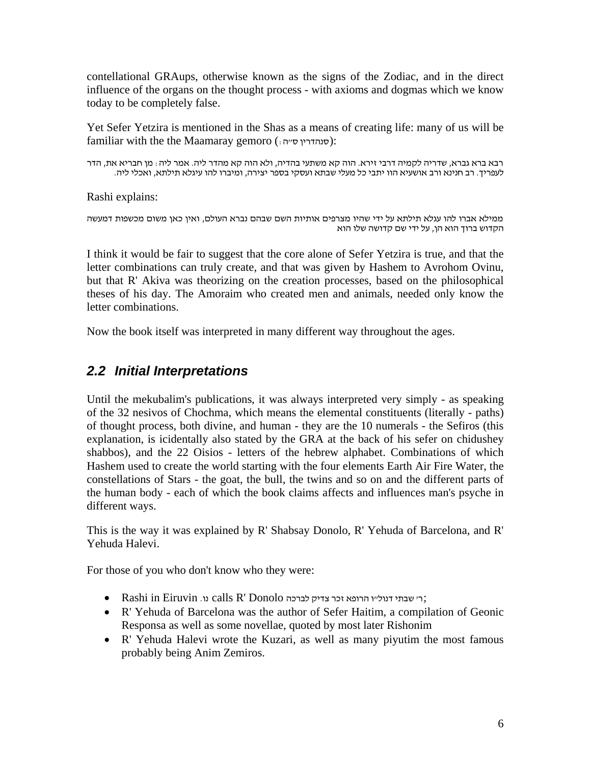contellational GRAups, otherwise known as the signs of the Zodiac, and in the direct influence of the organs on the thought process - with axioms and dogmas which we know today to be completely false.

Yet Sefer Yetzira is mentioned in the Shas as a means of creating life: many of us will be familiar with the the Maamaray gemoro (סנהדרין ס"ה:):

רבא ברא גברא, שדריה לקמיה דרבי זירא. הוה קא משתעי בהדיה, ולא הוה קא מהדר ליה. אמר ליה: מן חבריא את, הדר לעפריך. רב חנינא ורב אושעיא הוו יתבי כל מעלי שבתא ועסקי בספר יצירה, ומיברו להו עיגלא תילתא, ואכלי ליה.

Rashi explains:

ממילא אברו להו עגלא תילתא על ידי שהיו מצרפים אותיות השם שבהם נברא העולם, ואין כאן משום מכשפות דמעשה הקדוש ברוך הוא הן, על ידי שם קדושה שלו הוא

I think it would be fair to suggest that the core alone of Sefer Yetzira is true, and that the letter combinations can truly create, and that was given by Hashem to Avrohom Ovinu, but that R' Akiva was theorizing on the creation processes, based on the philosophical theses of his day. The Amoraim who created men and animals, needed only know the letter combinations.

Now the book itself was interpreted in many different way throughout the ages.

## *2.2 Initial Interpretations*

Until the mekubalim's publications, it was always interpreted very simply - as speaking of the 32 nesivos of Chochma, which means the elemental constituents (literally - paths) of thought process, both divine, and human - they are the 10 numerals - the Sefiros (this explanation, is icidentally also stated by the GRA at the back of his sefer on chidushey shabbos), and the 22 Oisios - letters of the hebrew alphabet. Combinations of which Hashem used to create the world starting with the four elements Earth Air Fire Water, the constellations of Stars - the goat, the bull, the twins and so on and the different parts of the human body - each of which the book claims affects and influences man's psyche in different ways.

This is the way it was explained by R' Shabsay Donolo, R' Yehuda of Barcelona, and R' Yehuda Halevi.

For those of you who don't know who they were:

- Rashi in Eiruvin נו. calls R' Donolo ר' שבתי דנול"ו הרופא זכר צדיק לברכה;
- R' Yehuda of Barcelona was the author of Sefer Haitim, a compilation of Geonic Responsa as well as some novellae, quoted by most later Rishonim
- R' Yehuda Halevi wrote the Kuzari, as well as many piyutim the most famous probably being Anim Zemiros.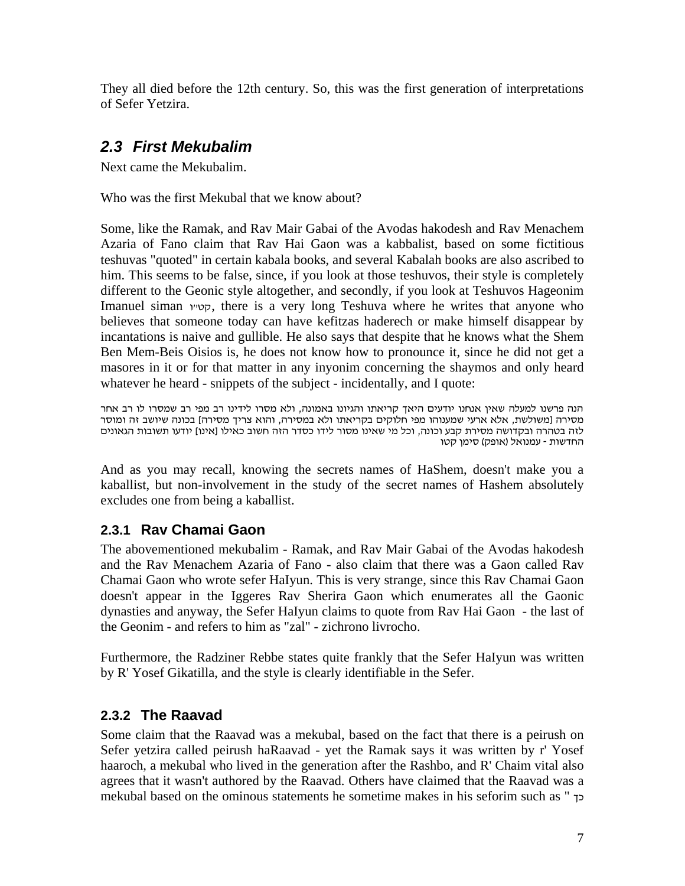They all died before the 12th century. So, this was the first generation of interpretations of Sefer Yetzira.

## *2.3 First Mekubalim*

Next came the Mekubalim.

Who was the first Mekubal that we know about?

Some, like the Ramak, and Rav Mair Gabai of the Avodas hakodesh and Rav Menachem Azaria of Fano claim that Rav Hai Gaon was a kabbalist, based on some fictitious teshuvas "quoted" in certain kabala books, and several Kabalah books are also ascribed to him. This seems to be false, since, if you look at those teshuvos, their style is completely different to the Geonic style altogether, and secondly, if you look at Teshuvos Hageonim Imanuel siman קט"ו, there is a very long Teshuva where he writes that anyone who believes that someone today can have kefitzas haderech or make himself disappear by incantations is naive and gullible. He also says that despite that he knows what the Shem Ben Mem-Beis Oisios is, he does not know how to pronounce it, since he did not get a masores in it or for that matter in any inyonim concerning the shaymos and only heard whatever he heard - snippets of the subject - incidentally, and I quote:

הנה פרשנו למעלה שאין אנחנו יודעים היאך קריאתו והגיונו באמונה, ולא מסרו לידינו רב מפי רב שמסרו לו רב אחר מסירה [משולשת, אלא ארעי שמענוהו מפי חלוקים בקריאתו ולא במסירה, והוא צריך מסירה] בכונה שיושב זה ומוסר לזה בטהרה ובקדושה מסירת קבע וכונה, וכל מי שאינו מסור לידו כסדר הזה חשוב כאילו [אינו] יודעו תשובות הגאונים החדשות - עמנואל (אופק) סימן קטו

And as you may recall, knowing the secrets names of HaShem, doesn't make you a kaballist, but non-involvement in the study of the secret names of Hashem absolutely excludes one from being a kaballist.

### 2.3.1 Rav Chamai Gaon

The abovementioned mekubalim - Ramak, and Rav Mair Gabai of the Avodas hakodesh and the Rav Menachem Azaria of Fano - also claim that there was a Gaon called Rav Chamai Gaon who wrote sefer HaIyun. This is very strange, since this Rav Chamai Gaon doesn't appear in the Iggeres Rav Sherira Gaon which enumerates all the Gaonic dynasties and anyway, the Sefer HaIyun claims to quote from Rav Hai Gaon - the last of the Geonim - and refers to him as "zal" - zichrono livrocho.

Furthermore, the Radziner Rebbe states quite frankly that the Sefer HaIyun was written by R' Yosef Gikatilla, and the style is clearly identifiable in the Sefer.

### 2.3.2 The Raavad

Some claim that the Raavad was a mekubal, based on the fact that there is a peirush on Sefer yetzira called peirush haRaavad - yet the Ramak says it was written by r' Yosef haaroch, a mekubal who lived in the generation after the Rashbo, and R' Chaim vital also agrees that it wasn't authored by the Raavad. Others have claimed that the Raavad was a mekubal based on the ominous statements he sometime makes in his seforim such as " כך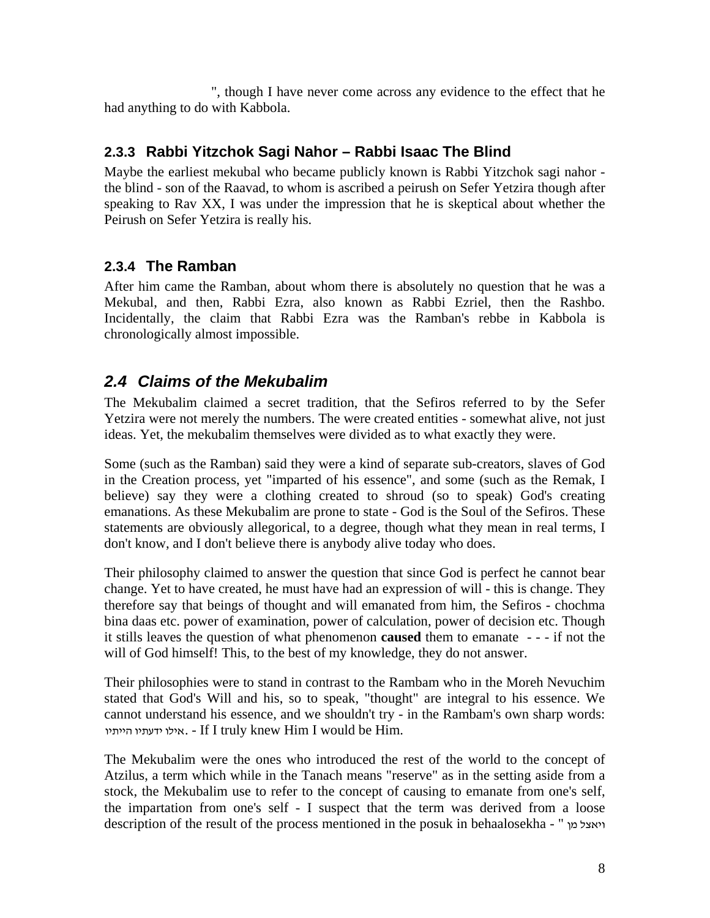", though I have never come across any evidence to the effect that he had anything to do with Kabbola.

### 2.3.3 Rabbi Yitzchok Sagi Nahor – Rabbi Isaac The Blind

Maybe the earliest mekubal who became publicly known is Rabbi Yitzchok sagi nahor - the blind - son of the Raavad, to whom is ascribed a peirush on Sefer Yetzira though after speaking to Rav XX, I was under the impression that he is skeptical about whether the Peirush on Sefer Yetzira is really his.

### 2.3.4 The Ramban

After him came the Ramban, about whom there is absolutely no question that he was a Mekubal, and then, Rabbi Ezra, also known as Rabbi Ezriel, then the Rashbo. Incidentally, the claim that Rabbi Ezra was the Ramban's rebbe in Kabbola is chronologically almost impossible.

## *2.4 Claims of the Mekubalim*

The Mekubalim claimed a secret tradition, that the Sefiros referred to by the Sefer Yetzira were not merely the numbers. The were created entities - somewhat alive, not just ideas. Yet, the mekubalim themselves were divided as to what exactly they were.

Some (such as the Ramban) said they were a kind of separate sub-creators, slaves of God in the Creation process, yet "imparted of his essence", and some (such as the Remak, I believe) say they were a clothing created to shroud (so to speak) God's creating emanations. As these Mekubalim are prone to state - God is the Soul of the Sefiros. These statements are obviously allegorical, to a degree, though what they mean in real terms, I don't know, and I don't believe there is anybody alive today who does.

Their philosophy claimed to answer the question that since God is perfect he cannot bear change. Yet to have created, he must have had an expression of will - this is change. They therefore say that beings of thought and will emanated from him, the Sefiros - chochma bina daas etc. power of examination, power of calculation, power of decision etc. Though it stills leaves the question of what phenomenon **caused** them to emanate - - - if not the will of God himself! This, to the best of my knowledge, they do not answer.

Their philosophies were to stand in contrast to the Rambam who in the Moreh Nevuchim stated that God's Will and his, so to speak, "thought" are integral to his essence. We cannot understand his essence, and we shouldn't try - in the Rambam's own sharp words: אילו ידעתיו הייתיו. - If I truly knew Him I would be Him.

The Mekubalim were the ones who introduced the rest of the world to the concept of Atzilus, a term which while in the Tanach means "reserve" as in the setting aside from a stock, the Mekubalim use to refer to the concept of causing to emanate from one's self, the impartation from one's self - I suspect that the term was derived from a loose description of the result of the process mentioned in the posuk in behaalosekha - " ויאצל מן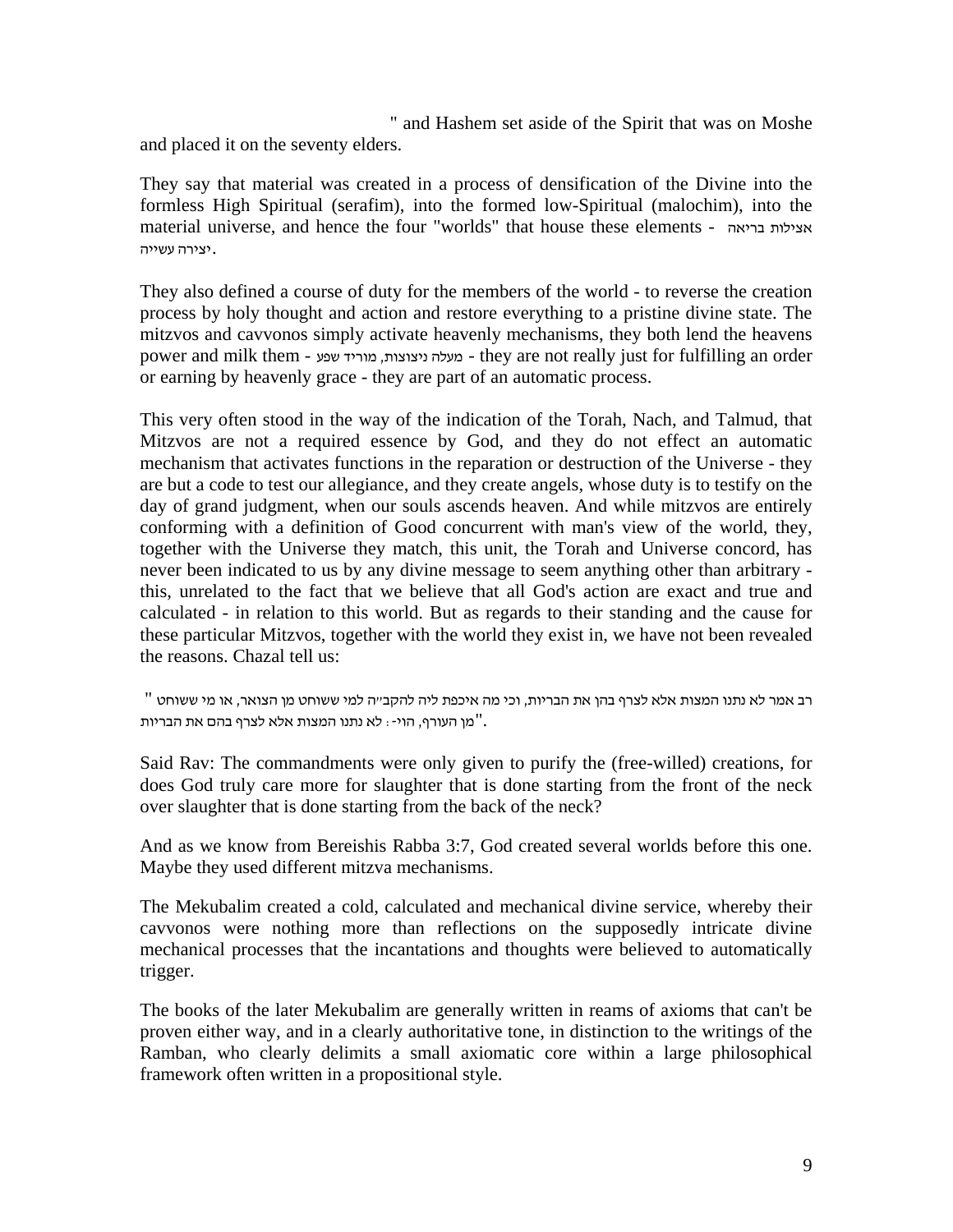" and Hashem set aside of the Spirit that was on Moshe and placed it on the seventy elders.

They say that material was created in a process of densification of the Divine into the formless High Spiritual (serafim), into the formed low-Spiritual (malochim), into the material universe, and hence the four "worlds" that house these elements - אצילות בריאה יצירה עשייה.

They also defined a course of duty for the members of the world - to reverse the creation process by holy thought and action and restore everything to a pristine divine state. The mitzvos and cavvonos simply activate heavenly mechanisms, they both lend the heavens power and milk them - מעלה ניצוצות, מוריד שפע - they are not really just for fulfilling an order or earning by heavenly grace - they are part of an automatic process.

This very often stood in the way of the indication of the Torah, Nach, and Talmud, that Mitzvos are not a required essence by God, and they do not effect an automatic mechanism that activates functions in the reparation or destruction of the Universe - they are but a code to test our allegiance, and they create angels, whose duty is to testify on the day of grand judgment, when our souls ascends heaven. And while mitzvos are entirely conforming with a definition of Good concurrent with man's view of the world, they, together with the Universe they match, this unit, the Torah and Universe concord, has never been indicated to us by any divine message to seem anything other than arbitrary - this, unrelated to the fact that we believe that all God's action are exact and true and calculated - in relation to this world. But as regards to their standing and the cause for these particular Mitzvos, together with the world they exist in, we have not been revealed the reasons. Chazal tell us:

" רב אמר לא נתנו המצות אלא לצרף בהן את הבריות, וכי מה איכפת ליה להקב"ה למי ששוחט מן הצואר, או מי ששוחט מן העורף, הוי: לא נתנו המצות אלא לצרף בהם את הבריות".

Said Rav: The commandments were only given to purify the (free-willed) creations, for does God truly care more for slaughter that is done starting from the front of the neck over slaughter that is done starting from the back of the neck?

And as we know from Bereishis Rabba 3:7, God created several worlds before this one. Maybe they used different mitzva mechanisms.

The Mekubalim created a cold, calculated and mechanical divine service, whereby their cavvonos were nothing more than reflections on the supposedly intricate divine mechanical processes that the incantations and thoughts were believed to automatically trigger.

The books of the later Mekubalim are generally written in reams of axioms that can't be proven either way, and in a clearly authoritative tone, in distinction to the writings of the Ramban, who clearly delimits a small axiomatic core within a large philosophical framework often written in a propositional style.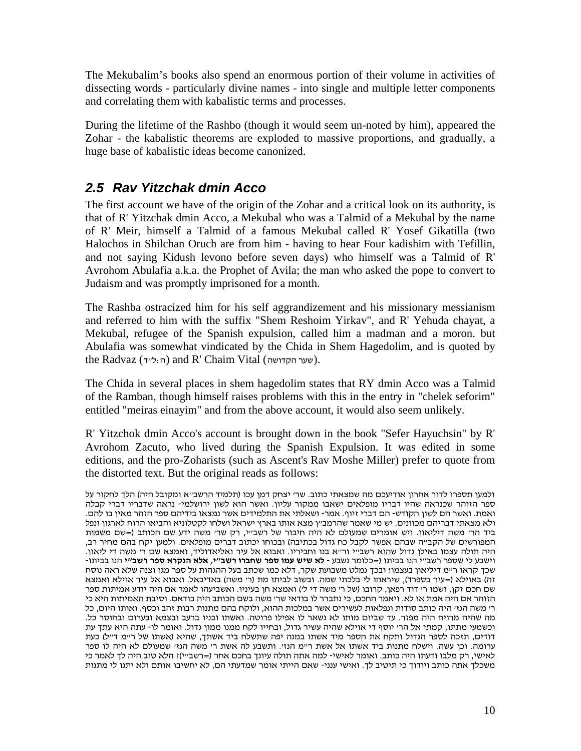The Mekubalim's books also spend an enormous portion of their volume in activities of dissecting words - particularly divine names - into single and multiple letter components and correlating them with kabalistic terms and processes.

During the lifetime of the Rashbo (though it would seem un-noted by him), appeared the Zohar - the kabalistic theorems are exploded to massive proportions, and gradually, a huge base of kabalistic ideas become canonized.

## 2.5 Rav Yitzchak dmin Acco

The first account we have of the origin of the Zohar and a critical look on its authority, is that of R' Yitzchak dmin Acco, a Mekubal who was a Talmid of a Mekubal by the name of R' Meir, himself a Talmid of a famous Mekubal called R' Yosef Gikatilla (two Halochos in Shilchan Oruch are from him - having to hear Four kadishim with Tefillin, and not saying Kidush levono before seven days) who himself was a Talmid of R' Avrohom Abulafia a.k.a. the Prophet of Avila; the man who asked the pope to convert to Judaism and was promptly imprisoned for a month.

The Rashba ostracized him for his self aggrandizement and his missionary messianism and referred to him with the suffix "Shem Reshoim Yirkav", and R' Yehuda chayat, a Mekubal, refugee of the Spanish expulsion, called him a madman and a moron. but Abulafia was somewhat vindicated by the Chida in Shem Hagedolim, and is quoted by the Radvaz (ה:לי״ד) and R' Chaim Vital (שער הקדושה).

The Chida in several places in shem hagedolim states that RY dmin Acco was a Talmid of the Ramban, though himself raises problems with this in the entry in "chelek seforim" entitled "meiras einayim" and from the above account, it would also seem unlikely.

R' Yitzchok dmin Acco's account is brought down in the book "Sefer Hayuchsin" by R' Avrohom Zacuto, who lived during the Spanish Expulsion. It was edited in some editions, and the pro-Zoharists (such as Ascent's Rav Moshe Miller) prefer to quote from the distorted text. But the original reads as follows:

ולמען תספרו לדור אחרון אודיעכם מה שמצאתי כתוב. שר' יצחק דמן עכו (תלמיד הרשב״א ומקובל היה) הלך לחקור על ספר הזוהר שכנראה שהיו דבריו מופלאים ישאבו ממקור עליון. ואשר הוא לשון ירושלמי- נראה שדבריו דברי קבלה ואמת. ואשר הם לשון הקודש- הם דברי זיוף. אמר- ושאלתי את התלמידים אשר נמצאו בידיהם ספר הזהר מאין בו להם. ולא מצאתי דבריהם מכוונים. יש מי שאמר שהרמב״ן מצא אותו בארץ ישראל ושלחו לקטלוניא והביאו הרוח לארגון ונפל ביד הר' משה דיליאון. ויש אומרים שמעולם לא היה חיבור של רשב״י, רק שר' משה ידע שם הכותב (=שם משמות המפורשים של הקב״ה שבהם אפשר לקבל כח גדול בכתיבה) ובכוחו יכתוב דברים מופלאים. ולמען יקח בהם מחיר רב, היה תולה עצמו באילן גדול שהוא רשב״י ור״א בנו וחביריו. ואבוא אל עיר ואליאדוליד, ואמצא שם ר' משה די ליאון. וישבע לי שספר רשב״י הנו בביתו (=כלומר נשבע - **לא שיש עמו ספר שחברו רשב״י, אלא הנקרא ספר רשב״י** הנו בביתו- שכך קראו ר״מ דיליאון בעצמו! ובכך נמלט משבועת שקר, דלא כמו שכתב בעל ההגהות על ספר מגן וצנה שלא ראה נוסח זה) באוילא (=עיר בספרד), שיראהו לי בלכתי שמה. ובשוב לביתו מת (ר' משה) באדיבאל. ואבוא אל עיר אוילא ואמצא שם חכם זקן, ושמו ר' דוד רפאן, קרובו (של ר' משה די ל') ואמצא חן בעיניו. ואשביעהו לאמר אם היה יודע אמיתות ספר הזוהר אם היה אמת או לא. ויאמר החכם, כי נתברר לו בודאי שר' משה בשם הכותב היה בודאם. וסיבת האמיתות היא כי ר' משה הנז' היה כותב סודות ונפלאות לעשירים אשר במלכות ההוא, ולוקח בהם מתנות רבות זהב וכסף. ואותו היום, כל מה שהיה מרויח היה מפזר. עד שביום מותו לא נשאר לו אפילו פרוטה. ואשתו ובניו ברעב ובצמא ובערום ובחוסר כל. וכשמעי מתתו, קמתי אל הר' יוסף די אוילא שהיה עשיר גדול, ובחייו לקח ממנו ממון גדול. ואומר לו- עתה היא עתך עת דודים, תזכה לספר הגדול ותקח את הספר מיד אשתו במנה יפה שתשלח ביד אשתך, שהיא (אשתו של ר״מ ד״ל) כעת ערומה. וכן עשה. וישלח מתנות ביד אשתו אל אשת ר״מ הנז'. ותשבע לה אשת ר' משה הנז' שמעולם לא היה לו ספר לאישי, רק מלבו ודעתו היה כותב. ואומר לאישי- למה אתה תולה עיונך בחכם אחר (=רשב״י)? הלא טוב היה לך לאמר כי משכלך אתה כותב ויודוך כי תיטיב לך. ואישי ענני- שאם הייתי אומר שמדעתי הם, לא יחשיבו אותם ולא יתנו לי מתנות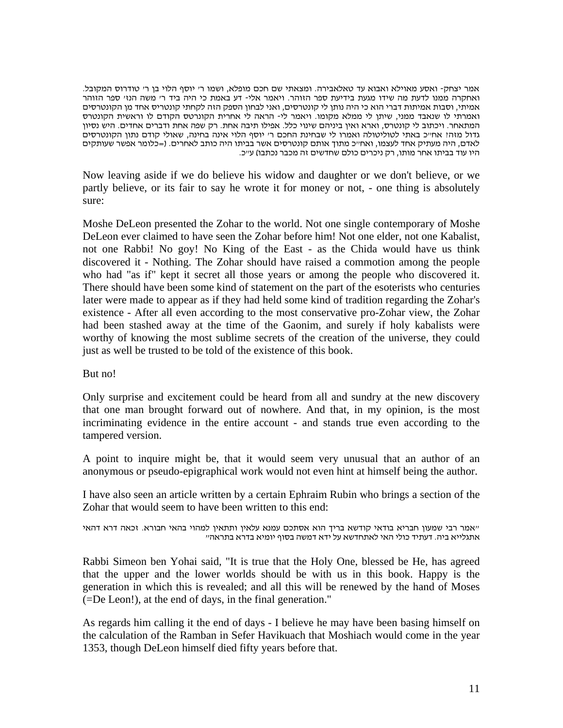אמר יצחק- ואסע מאוילא ואבוא עד טאלאבירה. ומצאתי שם חכם מופלא, ושמו ר׳ יוסף הלוי בן ר׳ טודרוס המקובל. ואחקרה ממנו לדעת מה שידו מגעת בידיעת ספר הזוהר. ויאמר אלי- דע באמת כי היה ביד ר׳ משה הנז׳ ספר הזוהר אמיתי, וסבות אמיתות דברי הוא כי היה נותן לי קונטרסים, ואני לבחון הספק הזה לקחתי קונטריס אחד מן הקונטרסים ואמרתי לו שנאבד ממני, שיתן לי ממלא מקומו. ויאמר לי- הראה לי אחרית הקונרטס הקודם לו וראשית הקונטרס המתאחר. ויכתוב לי קונטרס, ואראו ואין ביניהם שינוי כלל. אפילו תיבה אחת. רק שפה אחת ודברים אחדים. היש נסיון גדול מזה? אח״כ באתי לטוליטולה ואמרו לי שבחינת החכם ר׳ יוסף הלוי אינה בחינה, שאולי קודם נתון הקונטרסים לאדם, היה מעתיק אחד לעצמו, ואח״כ מתוך אותם קונטרסים אשר בביתו היה כותב לאחרים. (=כלומר אפשר שעותקים היו עוד בביתו אחר מותו, רק ניכרים כולם שחדשים זה מכבר נכתבו) ע״כ.

Now leaving aside if we do believe his widow and daughter or we don't believe, or we partly believe, or its fair to say he wrote it for money or not, - one thing is absolutely sure:

Moshe DeLeon presented the Zohar to the world. Not one single contemporary of Moshe DeLeon ever claimed to have seen the Zohar before him! Not one elder, not one Kabalist, not one Rabbi! No goy! No King of the East - as the Chida would have us think discovered it - Nothing. The Zohar should have raised a commotion among the people who had "as if" kept it secret all those years or among the people who discovered it. There should have been some kind of statement on the part of the esoterists who centuries later were made to appear as if they had held some kind of tradition regarding the Zohar's existence - After all even according to the most conservative pro-Zohar view, the Zohar had been stashed away at the time of the Gaonim, and surely if holy kabalists were worthy of knowing the most sublime secrets of the creation of the universe, they could just as well be trusted to be told of the existence of this book.

But no!

Only surprise and excitement could be heard from all and sundry at the new discovery that one man brought forward out of nowhere. And that, in my opinion, is the most incriminating evidence in the entire account - and stands true even according to the tampered version.

A point to inquire might be, that it would seem very unusual that an author of an anonymous or pseudo-epigraphical work would not even hint at himself being the author.

I have also seen an article written by a certain Ephraim Rubin who brings a section of the Zohar that would seem to have been written to this end:

״אמר רבי שמעון חבריא בודאי קודשא בריך הוא אסתכם עמנא עלאין ותתאין למהוי בהאי חבורא. זכאה דרא דהאי אתגלייא ביה. דעתיד כולי האי לאתחדשא על ידא דמשה בסוף יומיא בדרא בתראה״

Rabbi Simeon ben Yohai said, "It is true that the Holy One, blessed be He, has agreed that the upper and the lower worlds should be with us in this book. Happy is the generation in which this is revealed; and all this will be renewed by the hand of Moses (=De Leon!), at the end of days, in the final generation."

As regards him calling it the end of days - I believe he may have been basing himself on the calculation of the Ramban in Sefer Havikuach that Moshiach would come in the year 1353, though DeLeon himself died fifty years before that.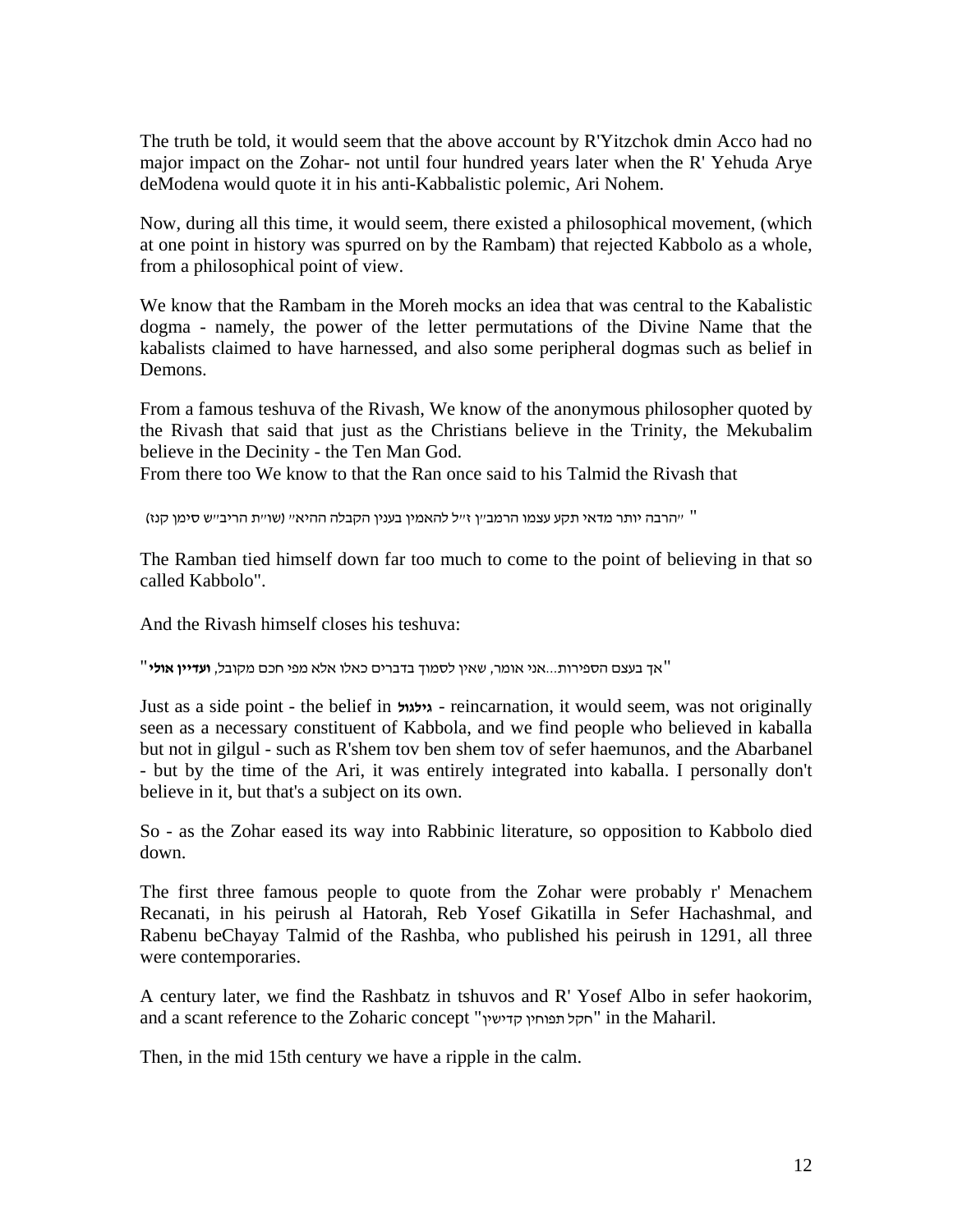The truth be told, it would seem that the above account by R'Yitzchok dmin Acco had no major impact on the Zohar- not until four hundred years later when the R' Yehuda Arye deModena would quote it in his anti-Kabbalistic polemic, Ari Nohem.

Now, during all this time, it would seem, there existed a philosophical movement, (which at one point in history was spurred on by the Rambam) that rejected Kabbolo as a whole, from a philosophical point of view.

We know that the Rambam in the Moreh mocks an idea that was central to the Kabalistic dogma - namely, the power of the letter permutations of the Divine Name that the kabalists claimed to have harnessed, and also some peripheral dogmas such as belief in Demons.

From a famous teshuva of the Rivash, We know of the anonymous philosopher quoted by the Rivash that said that just as the Christians believe in the Trinity, the Mekubalim believe in the Decinity - the Ten Man God.
From there too We know to that the Ran once said to his Talmid the Rivash that

" ״הרבה יותר מדאי תקע עצמו הרמב״ן ז״ל להאמין בענין הקבלה ההיא״ (שו״ת הריב״ש סימן קנז)

The Ramban tied himself down far too much to come to the point of believing in that so called Kabbolo".

And the Rivash himself closes his teshuva:

"אך בעצם הספירות...אני אומר, שאין לסמוך בדברים כאלו אלא מפי חכם מקובל, **ועדיין אולי**"

Just as a side point - the belief in **גילגול** - reincarnation, it would seem, was not originally seen as a necessary constituent of Kabbola, and we find people who believed in kaballa but not in gilgul - such as R'shem tov ben shem tov of sefer haemunos, and the Abarbanel - but by the time of the Ari, it was entirely integrated into kaballa. I personally don't believe in it, but that's a subject on its own.

So - as the Zohar eased its way into Rabbinic literature, so opposition to Kabbolo died down.

The first three famous people to quote from the Zohar were probably r' Menachem Recanati, in his peirush al Hatorah, Reb Yosef Gikatilla in Sefer Hachashmal, and Rabenu beChayay Talmid of the Rashba, who published his peirush in 1291, all three were contemporaries.

A century later, we find the Rashbatz in tshuvos and R' Yosef Albo in sefer haokorim, and a scant reference to the Zoharic concept "חקל תפוחין קדישין" in the Maharil.

Then, in the mid 15th century we have a ripple in the calm.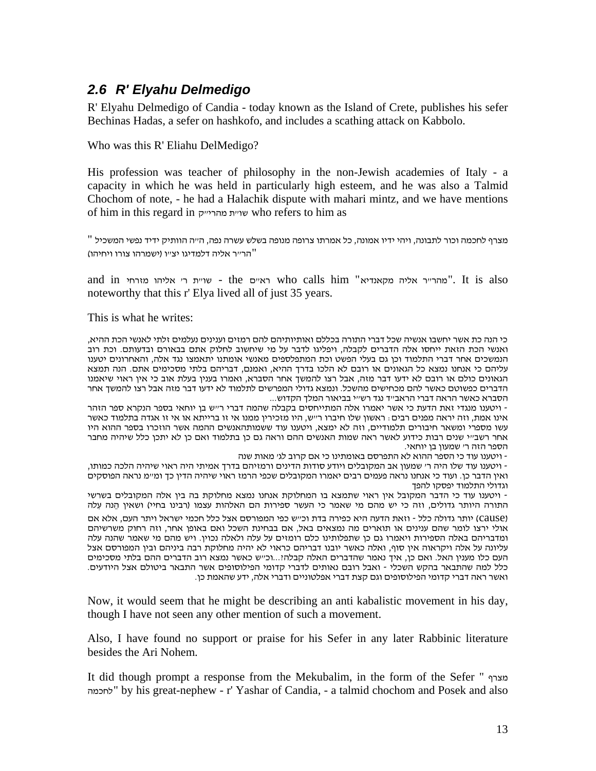## 2.6 R' Elyahu Delmedigo

R' Elyahu Delmedigo of Candia - today known as the Island of Crete, publishes his sefer Bechinas Hadas, a sefer on hashkofo, and includes a scathing attack on Kabbolo.

Who was this R' Eliahu DelMedigo?

His profession was teacher of philosophy in the non-Jewish academies of Italy - a capacity in which he was held in particularly high esteem, and he was also a Talmid Chochom of note, - he had a Halachik dispute with mahari mintz, and we have mentions of him in this regard in שו"ת מהרי"ק who refers to him as

" מצרף לחכמה וכור לתבונה, ויהי ידיו אמונה, כל אמרתו צרופה מנופה בשלש עשרה נפה, ה"ה הוותיק ידיד נפשי המשכיל הר"ר אליה דלמדיגו יצ"ו (ישמרהו צורו ויחיהו)"

and in שו"ת ר' אליהו מזרחי - the ראי"ם who calls him "מהר"ר אליה מקאנדיא". It is also noteworthy that this r' Elya lived all of just 35 years.

This is what he writes:

כי הנה כת אשר יחשבו אנשיה שכל דברי התורה בכללם ואותיותיהם להם רמזים וענינים נעלמים זלתי לאנשי הכת ההיא, ואנשי הכת הזאת ייחסו אלה הדברים לקבלה, ויפליגו לדבר על מי שיחשוב לחלוק אתם בבאורם ובדעותם. וכת רוב הנמשכים אחר דברי התלמוד וכן גם בעלי הפשט וכת המתפלספים מאנשי אומתנו יתאמצו נגד אלה, והאחרונים יטענו עליהם כי אנחנו נמצא כל הגאונים או רובם לא הלכו בדרך ההיא, ואמנם, דבריהם בלתי מסכימים אתם. הנה תמצא הגאונים כולם או רובם לא ידעו דבר מזה, אבל רצו להמשך אחר הסברא, ואמרו בענין בעלת אוב כי אין ראוי שיאמנו הדברים כפשוטם כאשר להם מכחישים מהשכל. ונמצא גדולי המפרשים לתלמוד לא ידעו דבר מזה אבל רצו להמשך אחר הסברא כאשר הראה דברי הראב"ד נגד רש"י בביאור המלך הקדוש...

- ויטענו מנגדי זאת הדעת כי אשר יאמרו אלה המתייחסים בקבלה שהמה דברי ר"ש בן יוחאי בספר הנקרא ספר הזהר אינו אמת, וזה יראה מפנים רבים: ראשון שלו חיברו ר"ש, היו מזכירין ממנו אי זו ברייתא או אי זו אגדה בתלמוד כאשר עשו מספרי ומשאר חיבורים תלמודיים, וזה לא ימצא, ויטענו עוד ששמותהאנשים ההמה אשר הוזכרו בספר ההוא היו אחר רשב"י שנים רבות כידוע לאשר ראה שמות האנשים ההם וראה גם כן בתלמוד ואם כן לא יתכן כלל שיהיה מחבר הספר הזה ר' שמעון בן יוחאי.

- ויטענו עוד כי הספר ההוא לא התפרסם באומתינו כי אם קרוב לג' מאות שנה

- ויטענו עוד שלו היה ר' שמעון אב המקובלים ויודע סודות הדינים ורמזיהם בדרך אמיתי היה ראוי שיהיה הלכה כמותו, ואין הדבר כן. ועוד כי אנחנו נראה פעמים רבים יאמרו המקובלים שכפי הרמז ראוי שיהיה הדין כך ומ"מ נראה הפוסקים וגדולי התלמוד יפסקו להפך

- ויטענו עוד כי הדבר המקובל אין ראוי שתמצא בו המחלוקת אנחנו נמצא מחלוקת בה בין אלה המקובלים בשרשי התורה היותר גדולים, וזה כי יש מהם מי שאמר כי העשר ספירות הם האלהות עצמו (רבינו בחיי) ושאין הֱנה עלה (cause) יותר גדולה כלל - וזאת הדעה היא כפירה בדת וכ"ש כפי המפורסם אצל כלל חכמי ישראל ויתר העם, אלא אם אולי ירצו לומר שהם ענינים או תוארים מה נמצאים באל, אם בבחינת השכל ואם באופן אחר, וזה רחוק משרשיהם ומדבריהם באלה הספירות ויאמרו גם כן שתפלותינו כלם רומזים על עלה ולאלה נכוין. ויש מהם מי שאמר שהנה עלה עליונה על אלה ויקראוה אין סוף, ואלה כאשר יובנו דבריהם כראוי לא יהיה מחלוקת רבה ביניהם ובין המפורסם אצל העם כלו מענין האל. ואם כן, איך נאמר שהדברים האלה קבלה?...וכ"ש כאשר נמצא רוב הדברים ההם בלתי מסכימים כלל למה שהתבאר בהקש השכלי - ואבל רובם נאותים לדברי קדומי הפילוסופים אשר התבאר ביטולם אצל היודעים. ואשר ראה דברי קדומי הפילוסופים וגם קצת דברי אפלטוניים ודברי אלה, ידע שהאמת כן.

Now, it would seem that he might be describing an anti kabalistic movement in his day, though I have not seen any other mention of such a movement.

Also, I have found no support or praise for his Sefer in any later Rabbinic literature besides the Ari Nohem.

It did though prompt a response from the Mekubalim, in the form of the Sefer " מצרף לחכמה" by his great-nephew - r' Yashar of Candia, - a talmid chochom and Posek and also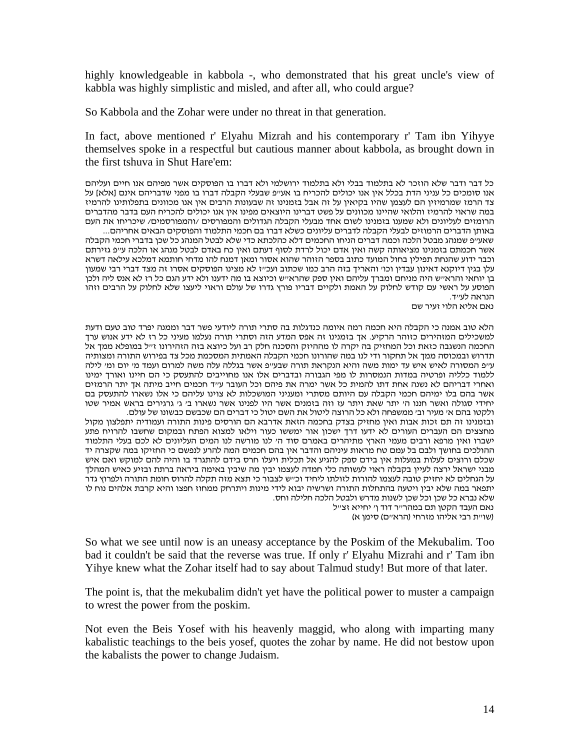highly knowledgeable in kabbola -, who demonstrated that his great uncle's view of kabbla was highly simplistic and misled, and after all, who could argue?

So Kabbola and the Zohar were under no threat in that generation.

In fact, above mentioned r' Elyahu Mizrah and his contemporary r' Tam ibn Yihyye themselves spoke in a respectful but cautious manner about kabbola, as brought down in the first tshuva in Shut Hare'em:

כל דבר ודבר שלא הוזכר לא בתלמוד בבלי ולא בתלמוד ירושלמי ולא דברו בו הפוסקים אשר מפיהם אנו חיים ועליהם אנו סומכים כל עניני הדת בכלל אין אנו יכולים להכריח בו אעי"פ שבעלי הקבלה דברו בו מפני שדבריהם אינם [אלא] על צד הרמז שמרמיזין הם לעצמן שהיו בקיאין על זה אבל בזמנינו זה שבעונות הרבים אין אנו מכוונים בתפלותינו להרמיז במה שראוי להרמיז והלואי שהיינו מכוונים על פשט דברינו היוצאים מפינו אין אנו יכולים להכריח העם בדבר מהדברים הרומזים לעליונים ולא שמענו בזמנינו לשום אחד מבעלי הקבלה הגדולים והמפורסים /והמפורסמים/ שיכריחו את העם באותן הדברים הרמוזים לבעלי הקבלה לדברים עליונים כשלא דברו בם חכמי התלמוד והפוסקים הבאים אחריהם...
שאעי"פ שמנהג מבטל הלכה וכמה דברים הניחו החכמים דלא כהלכתא כדי שלא לבטל המנהג כל שכן בדברי חכמי הקבלה אשר חכמתם בזמנינו מציאותה קשה ואין אדם יכול לרדת לסוף דעתם ואין כח באדם לבטל מנהג או הלכה ע"פ גזירתם וכבר ידוע שהנחת תפילין בחול המועד כתוב בספר הזוהר שהוא אסור ומאן דמנח להו מדחי חותמא דמלכא עילאה דשרא עלן בגין דיוקנא דאינון עבדין וכו' והאריך בזה הרב כמו שכתוב ועכ"ז לא מצינו הפוסקים אסרו זה מצד דברי רבי שמעון בן יוחאי והרא"ש היה מניחם ומברך עליהם ואין ספק שהרא"ש וכיוצא בו מה ידענו ולא ידע הגם כל רז לא אנס ליה ולכן הפוסע על ראשי עם קודש לחלוק על האמת ולקיים דבריו פורץ גדרו של עולם וראוי ליעצו שלא לחלוק על הרבים וזהו הנראה לע"ד.
נאם אליא הלוי זעיר שם

הלא טוב אמנה כי הקבלה היא חכמה רמה איומה כנדגלות בה סתרי תורה ליודעי פשר דבר וממנה יפרד טוב טעם ודעת למשכילים המזהירים כזוהר הרקיע. אך בזמנינו זה אפס המדע הזה וסתרי תורה נעלמו מעיני כל רז לא ידע אנוש ערך החכמה הנשגבה כזאת וכל המחזיק בה יקרה לו מהחיזק והסכנה חלק רב ועל כיוצא בזה הזהירונו ז"ל במופלא ממך אל תדרוש ובמכוסה ממך אל תחקור ודי לנו במה שהורונו חכמי הקבלה האמתית המסכמת מכל צד בפירוש התורה ומצותיה ע"פ המסורה לאיש איש עד ימות משה והיא הנקראת תורה שבע"פ אשר בגללה עלה משה למרום ועמד מ' יום ומ' לילה ללמוד כלליה ופרטיה במדות הנמסרות לו מפי הגבורה ובדברים אלו אנו מחוייבים להתעסק כי הם חיינו ואורך ימינו ואחרי דבריהם לא נשנה אחת דתו להמית כל אשר ימרה את פיהם וכל העובר ע"ד חכמים חייב מיתה אך יתר הרמזים אשר בהם בלו ימיהם חכמי הקבלה עם היותם מסתרי ומעניני המושכלות לא צוינו עליהם כי אלו נשארו להתעסק בם יחידי סגולה ואשר חננו ה' יתר שאת ויתר עז וזה בזמנים אשר היו לפנינו אשר נשארו ב' ג' גרגירים בראש אמיר שטו ולקטו בהם א' מעיר וב' ממשפחה ולא כל הרוצה ליטול את השם יטול כי דברים הם שכבשם כבשונו של עולם.
ובזמנינו זה תם זכות אבות ואין מחזיק בצדק בחכמה הזאת אדרבא הם הורסים פינות התורה ועמודיה יתפלצון מקול מחצצים הם העברים העורים לא ידעו דרך ישכון אור ימששו כעור וילאו למצוא הפתח ובמקום שחשבו להרויח פתע ישברו ואין מרפא ורבים מעמי הארץ מתיהרים באמרם סוד ה' לנו מורשה לנו המים העליונים לא לכם בעלי התלמוד ההולכים בחושך ולבם בל עמם טח מראות עיניהם והדבר אין בהם חכמים המה להרע לנפשם במה שקצרה יד שכלם ורוצים לעלות במעלות אין בידם ספק להגיע אל תכלית ויעלו חרס בידם להתגרד בו והיה להם למוקש ואם איש מבני ישראל ירצה לעיין בקבלה ראוי לעשותה כלי חמדה לעצמו יבין מה שיבין באימה ביראה ברתת ובזיע כאיש המהלך על הגחלים לא יחזיק טובה לעצמו להורות לזולתו ליחיד וכ"ש לצבור כי תצא מזה תקלה להרוס חומת התורה ולפרוץ גדר יתפאר במה שלא יבין ויטעה בהתחלות התורה ושרשיה יבואו לידי מינות ויתרחק ממחוז חפצו והיא קרבת אלהים נוח לו שלא נברא כל שכן וכל שכן לשנות מדרש ולבטל הלכה חלילה וחס.
נאם העבד הקטן תם במהר"ר דוד ן' יחייא זצ"ל
(שו"ת רבי אליהו מזרחי (הרא"ם) סימן א)

So what we see until now is an uneasy acceptance by the Poskim of the Mekubalim. Too bad it couldn't be said that the reverse was true. If only r' Elyahu Mizrahi and r' Tam ibn Yihye knew what the Zohar itself had to say about Talmud study! But more of that later.

The point is, that the mekubalim didn't yet have the political power to muster a campaign to wrest the power from the poskim.

Not even the Beis Yosef with his heavenly maggid, who along with imparting many kabalistic teachings to the beis yosef, quotes the zohar by name. He did not bestow upon the kabalists the power to change Judaism.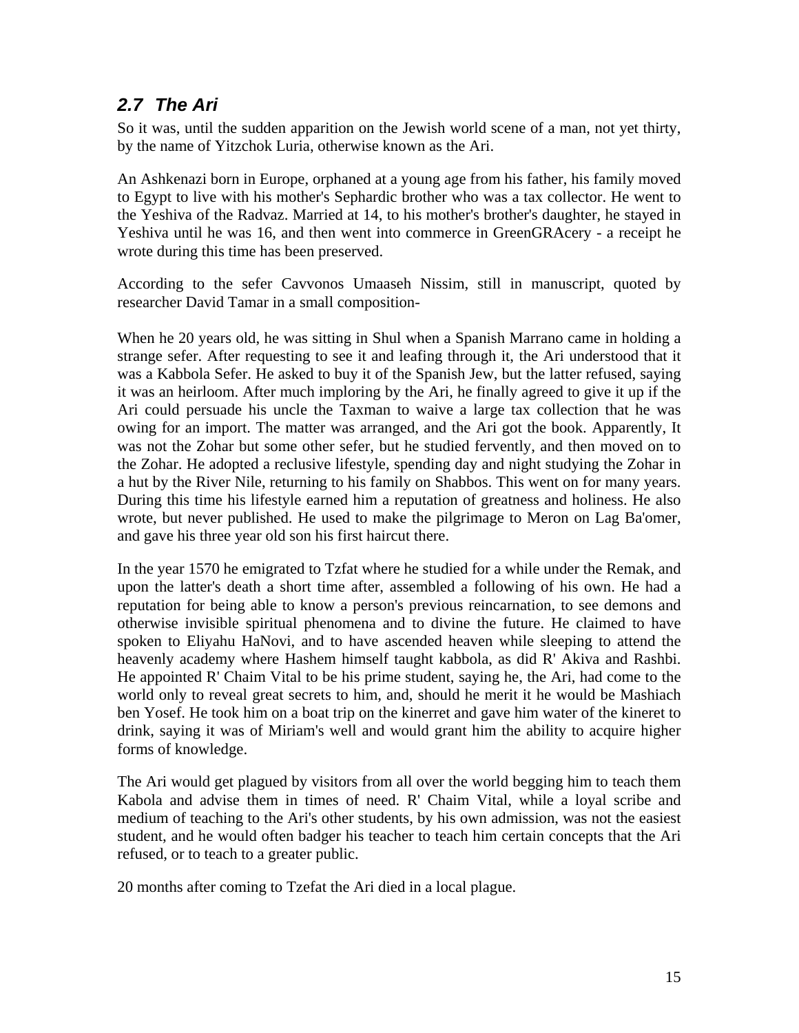## *2.7 The Ari*

So it was, until the sudden apparition on the Jewish world scene of a man, not yet thirty, by the name of Yitzchok Luria, otherwise known as the Ari.

An Ashkenazi born in Europe, orphaned at a young age from his father, his family moved to Egypt to live with his mother's Sephardic brother who was a tax collector. He went to the Yeshiva of the Radvaz. Married at 14, to his mother's brother's daughter, he stayed in Yeshiva until he was 16, and then went into commerce in GreenGRAcery - a receipt he wrote during this time has been preserved.

According to the sefer Cavvonos Umaaseh Nissim, still in manuscript, quoted by researcher David Tamar in a small composition-

When he 20 years old, he was sitting in Shul when a Spanish Marrano came in holding a strange sefer. After requesting to see it and leafing through it, the Ari understood that it was a Kabbola Sefer. He asked to buy it of the Spanish Jew, but the latter refused, saying it was an heirloom. After much imploring by the Ari, he finally agreed to give it up if the Ari could persuade his uncle the Taxman to waive a large tax collection that he was owing for an import. The matter was arranged, and the Ari got the book. Apparently, It was not the Zohar but some other sefer, but he studied fervently, and then moved on to the Zohar. He adopted a reclusive lifestyle, spending day and night studying the Zohar in a hut by the River Nile, returning to his family on Shabbos. This went on for many years. During this time his lifestyle earned him a reputation of greatness and holiness. He also wrote, but never published. He used to make the pilgrimage to Meron on Lag Ba'omer, and gave his three year old son his first haircut there.

In the year 1570 he emigrated to Tzfat where he studied for a while under the Remak, and upon the latter's death a short time after, assembled a following of his own. He had a reputation for being able to know a person's previous reincarnation, to see demons and otherwise invisible spiritual phenomena and to divine the future. He claimed to have spoken to Eliyahu HaNovi, and to have ascended heaven while sleeping to attend the heavenly academy where Hashem himself taught kabbola, as did R' Akiva and Rashbi. He appointed R' Chaim Vital to be his prime student, saying he, the Ari, had come to the world only to reveal great secrets to him, and, should he merit it he would be Mashiach ben Yosef. He took him on a boat trip on the kinerret and gave him water of the kineret to drink, saying it was of Miriam's well and would grant him the ability to acquire higher forms of knowledge.

The Ari would get plagued by visitors from all over the world begging him to teach them Kabola and advise them in times of need. R' Chaim Vital, while a loyal scribe and medium of teaching to the Ari's other students, by his own admission, was not the easiest student, and he would often badger his teacher to teach him certain concepts that the Ari refused, or to teach to a greater public.

20 months after coming to Tzefat the Ari died in a local plague.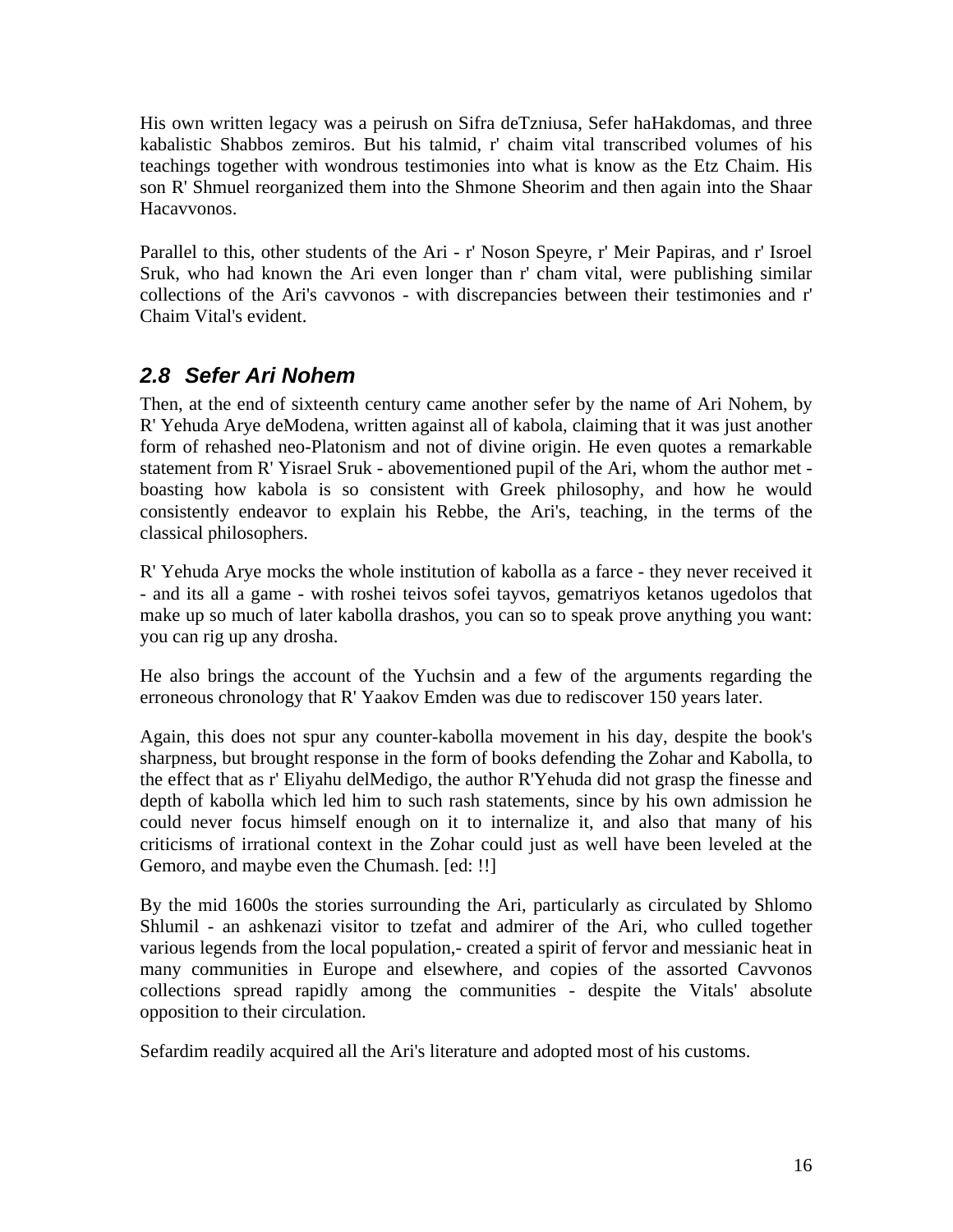His own written legacy was a peirush on Sifra deTzniusa, Sefer haHakdomas, and three kabalistic Shabbos zemiros. But his talmid, r' chaim vital transcribed volumes of his teachings together with wondrous testimonies into what is know as the Etz Chaim. His son R' Shmuel reorganized them into the Shmone Sheorim and then again into the Shaar Hacavvonos.

Parallel to this, other students of the Ari - r' Noson Speyre, r' Meir Papiras, and r' Isroel Sruk, who had known the Ari even longer than r' cham vital, were publishing similar collections of the Ari's cavvonos - with discrepancies between their testimonies and r' Chaim Vital's evident.

## *2.8 Sefer Ari Nohem*

Then, at the end of sixteenth century came another sefer by the name of Ari Nohem, by R' Yehuda Arye deModena, written against all of kabola, claiming that it was just another form of rehashed neo-Platonism and not of divine origin. He even quotes a remarkable statement from R' Yisrael Sruk - abovementioned pupil of the Ari, whom the author met - boasting how kabola is so consistent with Greek philosophy, and how he would consistently endeavor to explain his Rebbe, the Ari's, teaching, in the terms of the classical philosophers.

R' Yehuda Arye mocks the whole institution of kabolla as a farce - they never received it - and its all a game - with roshei teivos sofei tayvos, gematriyos ketanos ugedolos that make up so much of later kabolla drashos, you can so to speak prove anything you want: you can rig up any drosha.

He also brings the account of the Yuchsin and a few of the arguments regarding the erroneous chronology that R' Yaakov Emden was due to rediscover 150 years later.

Again, this does not spur any counter-kabolla movement in his day, despite the book's sharpness, but brought response in the form of books defending the Zohar and Kabolla, to the effect that as r' Eliyahu delMedigo, the author R'Yehuda did not grasp the finesse and depth of kabolla which led him to such rash statements, since by his own admission he could never focus himself enough on it to internalize it, and also that many of his criticisms of irrational context in the Zohar could just as well have been leveled at the Gemoro, and maybe even the Chumash. [ed: !!]

By the mid 1600s the stories surrounding the Ari, particularly as circulated by Shlomo Shlumil - an ashkenazi visitor to tzefat and admirer of the Ari, who culled together various legends from the local population,- created a spirit of fervor and messianic heat in many communities in Europe and elsewhere, and copies of the assorted Cavvonos collections spread rapidly among the communities - despite the Vitals' absolute opposition to their circulation.

Sefardim readily acquired all the Ari's literature and adopted most of his customs.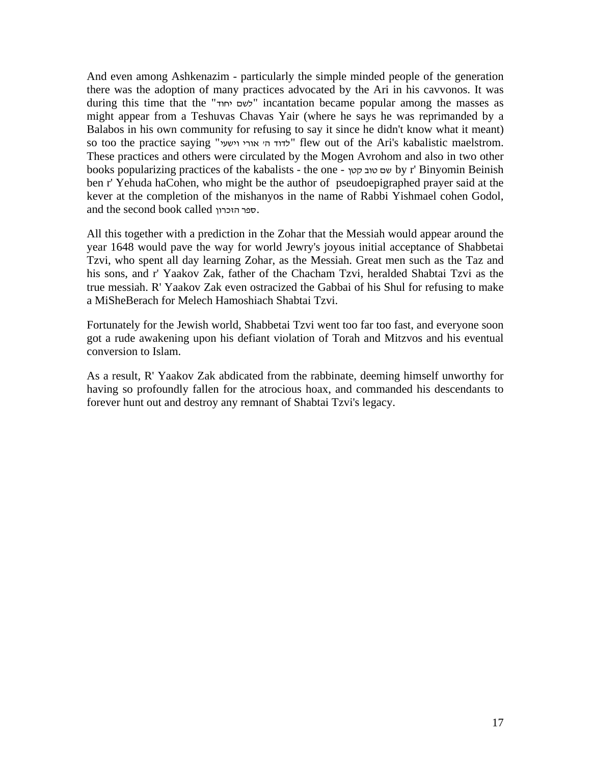And even among Ashkenazim - particularly the simple minded people of the generation there was the adoption of many practices advocated by the Ari in his cavvonos. It was during this time that the "לשם יחוד" incantation became popular among the masses as might appear from a Teshuvas Chavas Yair (where he says he was reprimanded by a Balabos in his own community for refusing to say it since he didn't know what it meant) so too the practice saying "לדוד ה' אורי וישעי" flew out of the Ari's kabalistic maelstrom. These practices and others were circulated by the Mogen Avrohom and also in two other books popularizing practices of the kabalists - the one - שם טוב קטן by r' Binyomin Beinish ben r' Yehuda haCohen, who might be the author of pseudoepigraphed prayer said at the kever at the completion of the mishanyos in the name of Rabbi Yishmael cohen Godol, and the second book called ספר הזכרון.

All this together with a prediction in the Zohar that the Messiah would appear around the year 1648 would pave the way for world Jewry's joyous initial acceptance of Shabbetai Tzvi, who spent all day learning Zohar, as the Messiah. Great men such as the Taz and his sons, and r' Yaakov Zak, father of the Chacham Tzvi, heralded Shabtai Tzvi as the true messiah. R' Yaakov Zak even ostracized the Gabbai of his Shul for refusing to make a MiSheBerach for Melech Hamoshiach Shabtai Tzvi.

Fortunately for the Jewish world, Shabbetai Tzvi went too far too fast, and everyone soon got a rude awakening upon his defiant violation of Torah and Mitzvos and his eventual conversion to Islam.

As a result, R' Yaakov Zak abdicated from the rabbinate, deeming himself unworthy for having so profoundly fallen for the atrocious hoax, and commanded his descendants to forever hunt out and destroy any remnant of Shabtai Tzvi's legacy.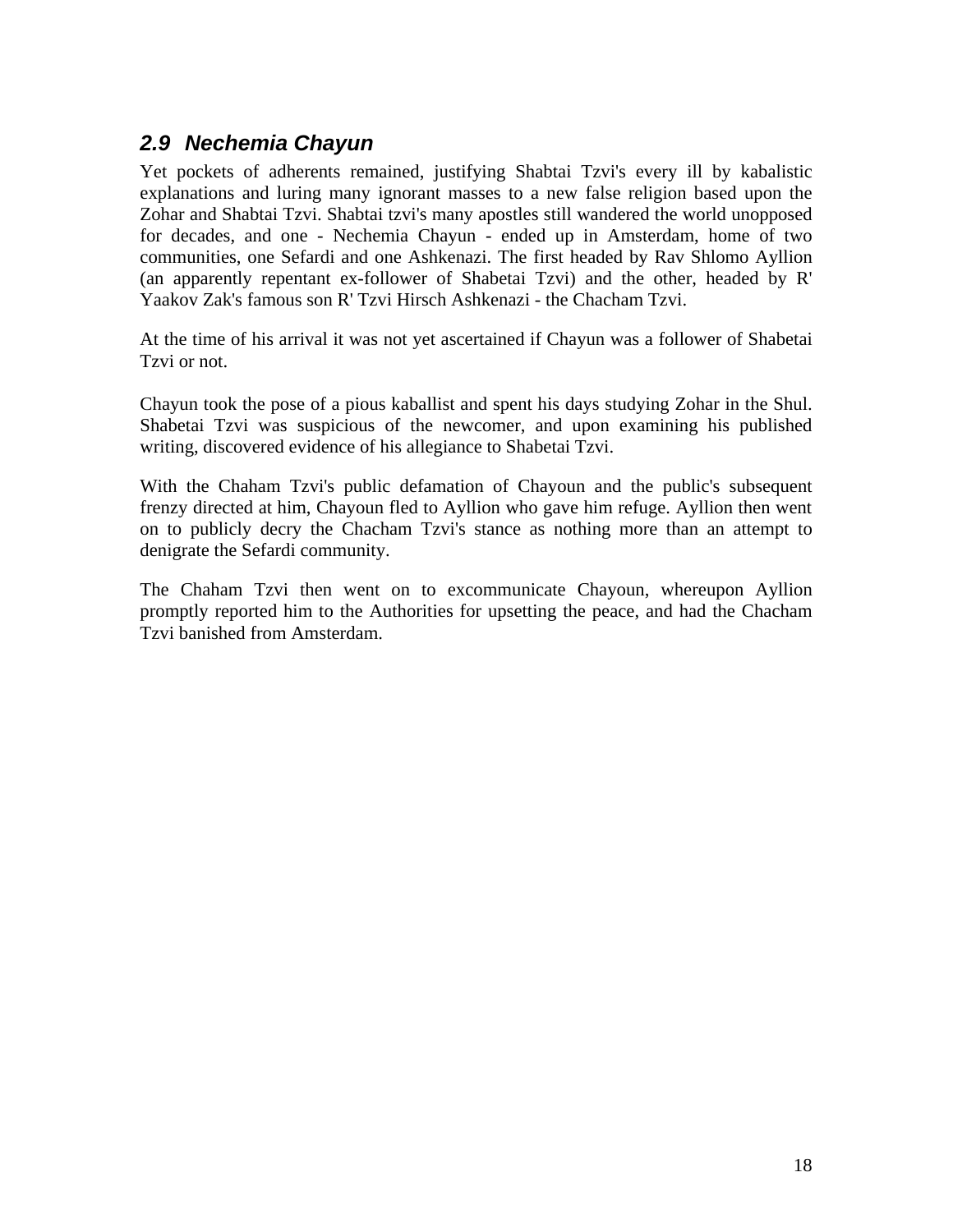## 2.9 Nechemia Chayun

Yet pockets of adherents remained, justifying Shabtai Tzvi's every ill by kabalistic explanations and luring many ignorant masses to a new false religion based upon the Zohar and Shabtai Tzvi. Shabtai tzvi's many apostles still wandered the world unopposed for decades, and one - Nechemia Chayun - ended up in Amsterdam, home of two communities, one Sefardi and one Ashkenazi. The first headed by Rav Shlomo Ayllion (an apparently repentant ex-follower of Shabetai Tzvi) and the other, headed by R' Yaakov Zak's famous son R' Tzvi Hirsch Ashkenazi - the Chacham Tzvi.

At the time of his arrival it was not yet ascertained if Chayun was a follower of Shabetai Tzvi or not.

Chayun took the pose of a pious kaballist and spent his days studying Zohar in the Shul. Shabetai Tzvi was suspicious of the newcomer, and upon examining his published writing, discovered evidence of his allegiance to Shabetai Tzvi.

With the Chaham Tzvi's public defamation of Chayoun and the public's subsequent frenzy directed at him, Chayoun fled to Ayllion who gave him refuge. Ayllion then went on to publicly decry the Chacham Tzvi's stance as nothing more than an attempt to denigrate the Sefardi community.

The Chaham Tzvi then went on to excommunicate Chayoun, whereupon Ayllion promptly reported him to the Authorities for upsetting the peace, and had the Chacham Tzvi banished from Amsterdam.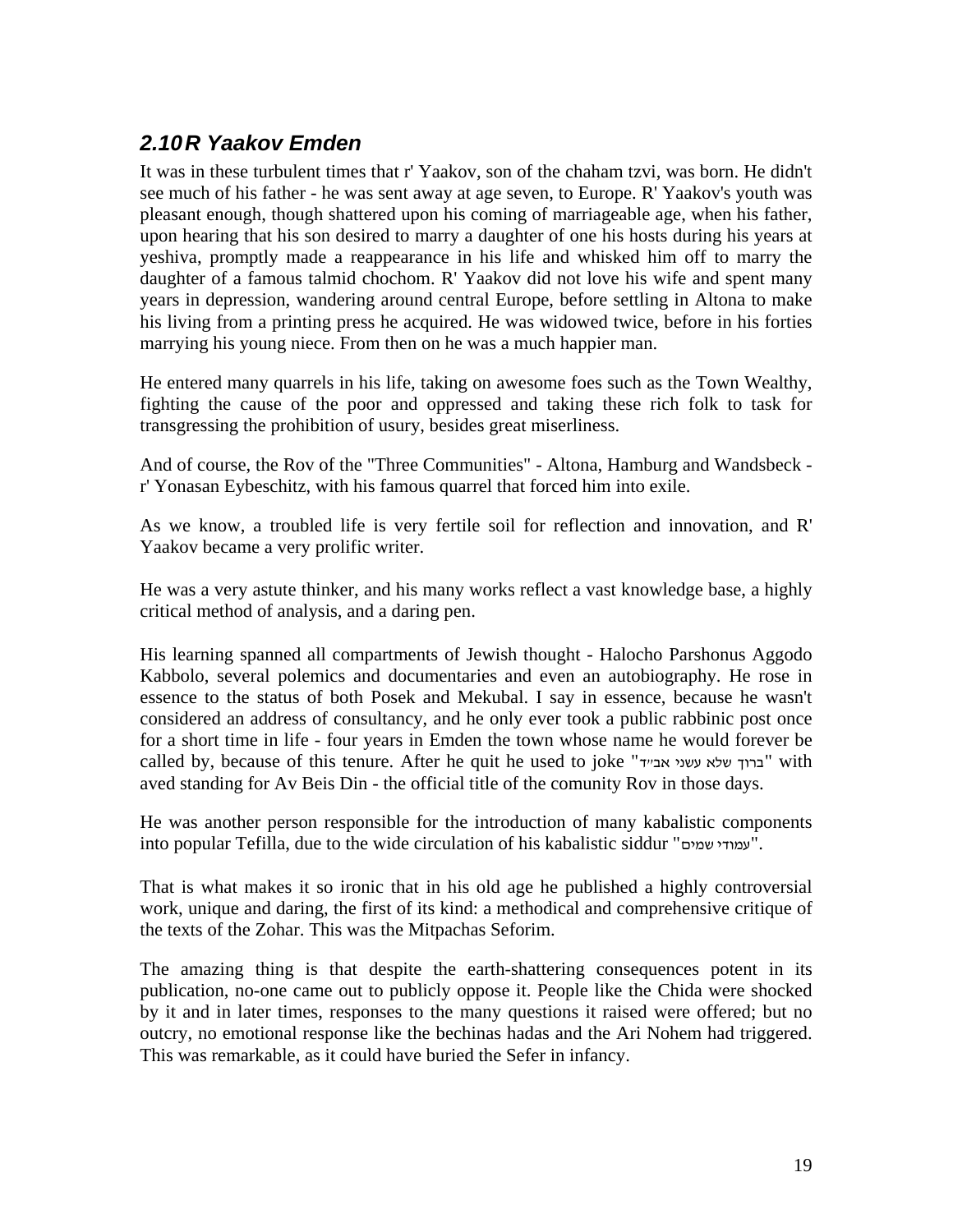## 2.10 R Yaakov Emden

It was in these turbulent times that r' Yaakov, son of the chaham tzvi, was born. He didn't see much of his father - he was sent away at age seven, to Europe. R' Yaakov's youth was pleasant enough, though shattered upon his coming of marriageable age, when his father, upon hearing that his son desired to marry a daughter of one his hosts during his years at yeshiva, promptly made a reappearance in his life and whisked him off to marry the daughter of a famous talmid chochom. R' Yaakov did not love his wife and spent many years in depression, wandering around central Europe, before settling in Altona to make his living from a printing press he acquired. He was widowed twice, before in his forties marrying his young niece. From then on he was a much happier man.

He entered many quarrels in his life, taking on awesome foes such as the Town Wealthy, fighting the cause of the poor and oppressed and taking these rich folk to task for transgressing the prohibition of usury, besides great miserliness.

And of course, the Rov of the "Three Communities" - Altona, Hamburg and Wandsbeck - r' Yonasan Eybeschitz, with his famous quarrel that forced him into exile.

As we know, a troubled life is very fertile soil for reflection and innovation, and R' Yaakov became a very prolific writer.

He was a very astute thinker, and his many works reflect a vast knowledge base, a highly critical method of analysis, and a daring pen.

His learning spanned all compartments of Jewish thought - Halocho Parshonus Aggodo Kabbolo, several polemics and documentaries and even an autobiography. He rose in essence to the status of both Posek and Mekubal. I say in essence, because he wasn't considered an address of consultancy, and he only ever took a public rabbinic post once for a short time in life - four years in Emden the town whose name he would forever be called by, because of this tenure. After he quit he used to joke "ברוך שלא עשני אב״ד" with aved standing for Av Beis Din - the official title of the comunity Rov in those days.

He was another person responsible for the introduction of many kabalistic components into popular Tefilla, due to the wide circulation of his kabalistic siddur "עמודי שמים".

That is what makes it so ironic that in his old age he published a highly controversial work, unique and daring, the first of its kind: a methodical and comprehensive critique of the texts of the Zohar. This was the Mitpachas Seforim.

The amazing thing is that despite the earth-shattering consequences potent in its publication, no-one came out to publicly oppose it. People like the Chida were shocked by it and in later times, responses to the many questions it raised were offered; but no outcry, no emotional response like the bechinas hadas and the Ari Nohem had triggered. This was remarkable, as it could have buried the Sefer in infancy.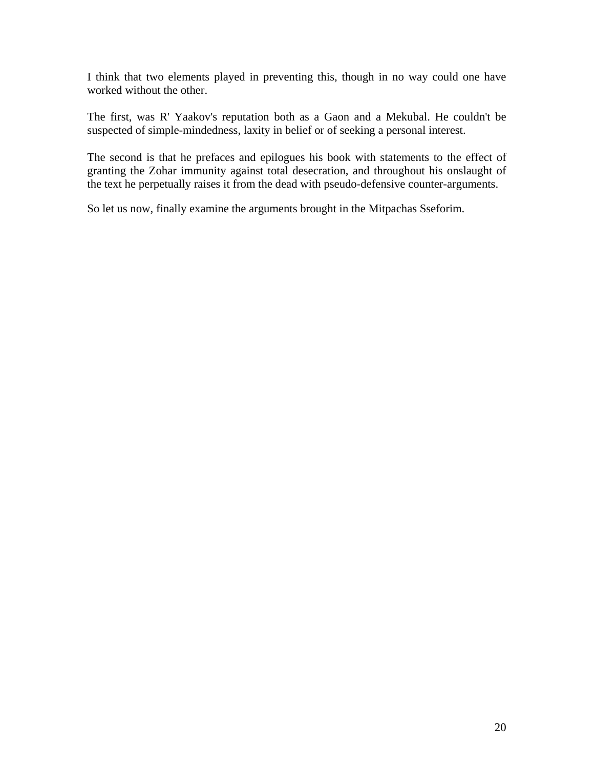I think that two elements played in preventing this, though in no way could one have worked without the other.

The first, was R' Yaakov's reputation both as a Gaon and a Mekubal. He couldn't be suspected of simple-mindedness, laxity in belief or of seeking a personal interest.

The second is that he prefaces and epilogues his book with statements to the effect of granting the Zohar immunity against total desecration, and throughout his onslaught of the text he perpetually raises it from the dead with pseudo-defensive counter-arguments.

So let us now, finally examine the arguments brought in the Mitpachas Sseforim.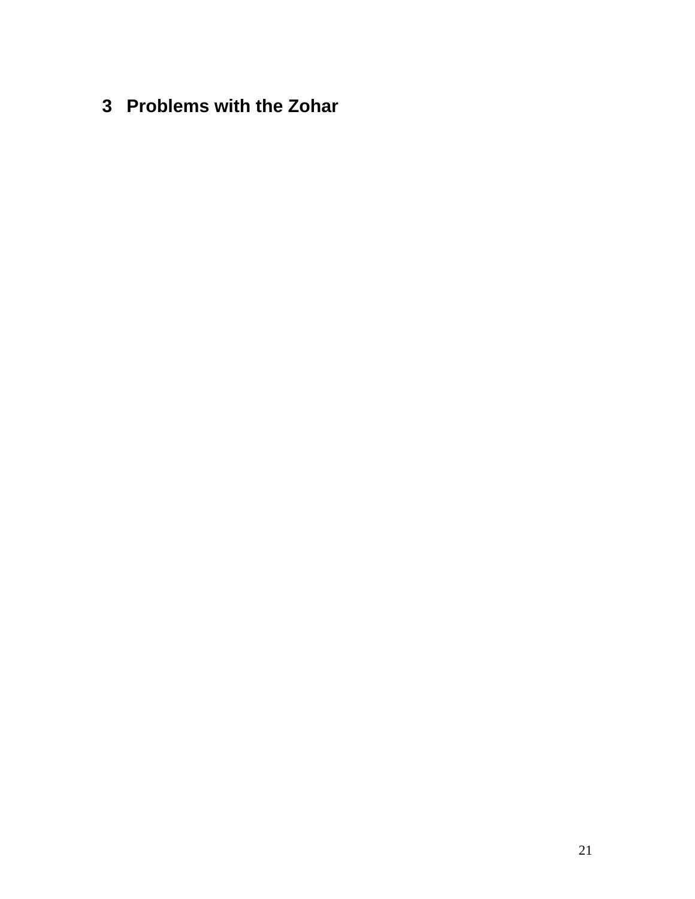# 3 Problems with the Zohar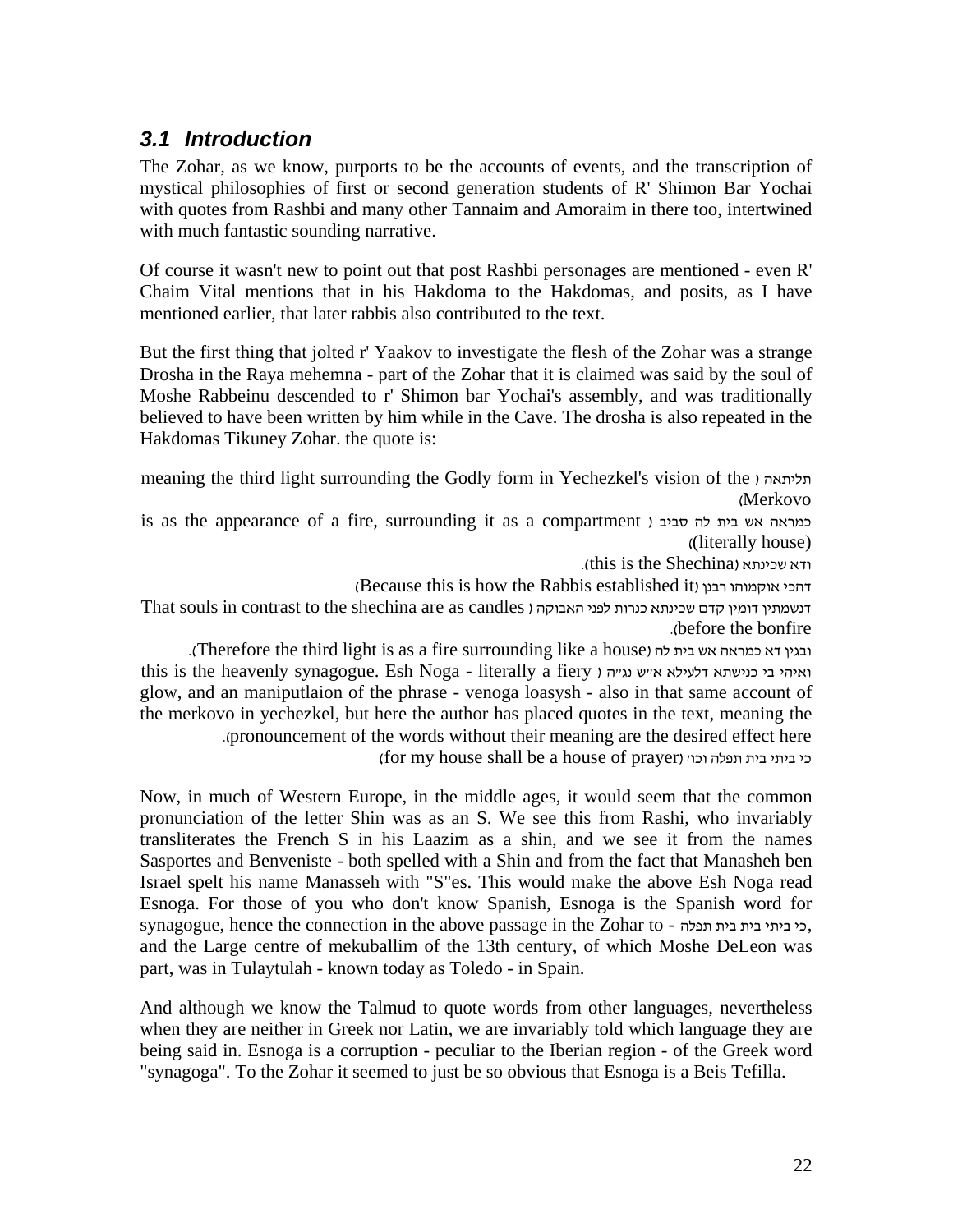## *3.1 Introduction*

The Zohar, as we know, purports to be the accounts of events, and the transcription of mystical philosophies of first or second generation students of R' Shimon Bar Yochai with quotes from Rashbi and many other Tannaim and Amoraim in there too, intertwined with much fantastic sounding narrative.

Of course it wasn't new to point out that post Rashbi personages are mentioned - even R' Chaim Vital mentions that in his Hakdoma to the Hakdomas, and posits, as I have mentioned earlier, that later rabbis also contributed to the text.

But the first thing that jolted r' Yaakov to investigate the flesh of the Zohar was a strange Drosha in the Raya mehemna - part of the Zohar that it is claimed was said by the soul of Moshe Rabbeinu descended to r' Shimon bar Yochai's assembly, and was traditionally believed to have been written by him while in the Cave. The drosha is also repeated in the Hakdomas Tikuney Zohar. the quote is:

תליתאה (meaning the third light surrounding the Godly form in Yechezkel's vision of the Merkovo)

כמראה אש בית לה סביב (is as the appearance of a fire, surrounding it as a compartment (literally house))

ודא שכינתא (this is the Shechina).

דהכי אוקמוהו רבנן (Because this is how the Rabbis established it)

דנשמתין דומין קדם שכינתא כנרות לפני האבוקה (That souls in contrast to the shechina are as candles before the bonfire).

ובגין דא כמראה אש בית לה (Therefore the third light is as a fire surrounding like a house).

ואיהי בי כנישתא דלעילא א״ש נג״ה (this is the heavenly synagogue. Esh Noga - literally a fiery glow, and an maniputlaion of the phrase - venoga loasysh - also in that same account of the merkovo in yechezkel, but here the author has placed quotes in the text, meaning the pronouncement of the words without their meaning are the desired effect here).

כי ביתי בית תפלה וכו' (for my house shall be a house of prayer)

Now, in much of Western Europe, in the middle ages, it would seem that the common pronunciation of the letter Shin was as an S. We see this from Rashi, who invariably transliterates the French S in his Laazim as a shin, and we see it from the names Sasportes and Benveniste - both spelled with a Shin and from the fact that Manasheh ben Israel spelt his name Manasseh with "S"es. This would make the above Esh Noga read Esnoga. For those of you who don't know Spanish, Esnoga is the Spanish word for synagogue, hence the connection in the above passage in the Zohar to - כי ביתי בית תפלה, and the Large centre of mekuballim of the 13th century, of which Moshe DeLeon was part, was in Tulaytulah - known today as Toledo - in Spain.

And although we know the Talmud to quote words from other languages, nevertheless when they are neither in Greek nor Latin, we are invariably told which language they are being said in. Esnoga is a corruption - peculiar to the Iberian region - of the Greek word "synagoga". To the Zohar it seemed to just be so obvious that Esnoga is a Beis Tefilla.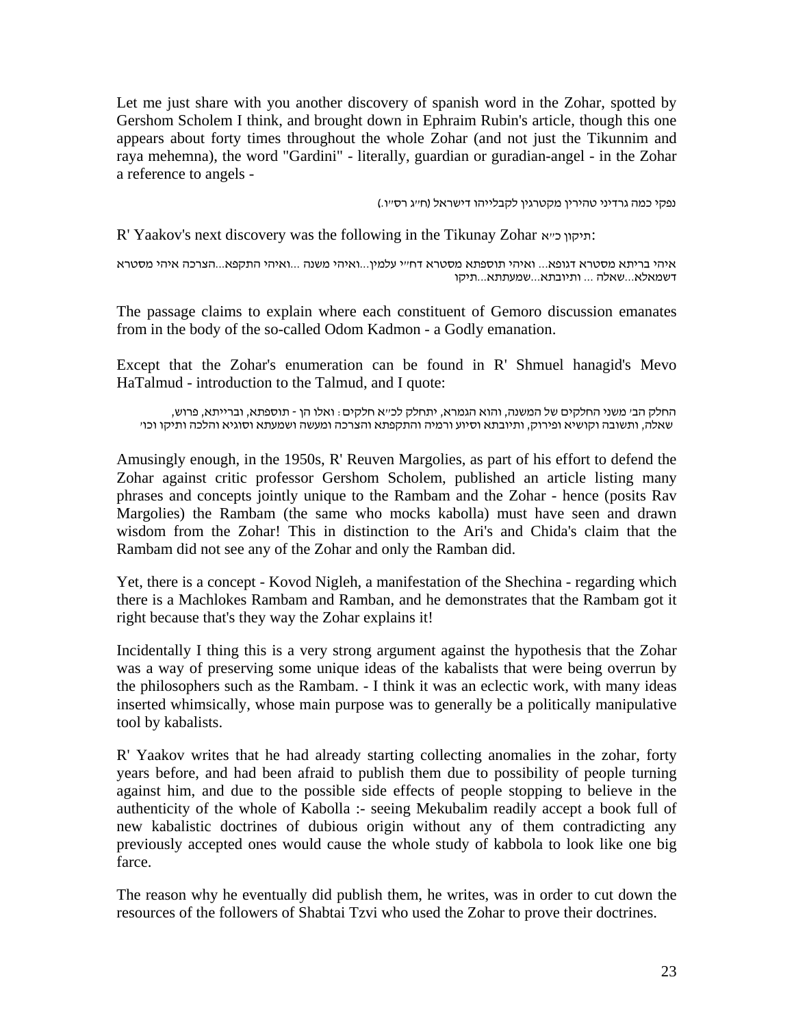Let me just share with you another discovery of spanish word in the Zohar, spotted by Gershom Scholem I think, and brought down in Ephraim Rubin's article, though this one appears about forty times throughout the whole Zohar (and not just the Tikunnim and raya mehemna), the word "Gardini" - literally, guardian or guradian-angel - in the Zohar a reference to angels -

נפקי כמה גרדיני טהירין מקטרגין לקבלייהו דישראל (ח"ג רס"ו.)

R' Yaakov's next discovery was the following in the Tikunay Zohar תיקון כ"א:

איהי בריתא מסטרא דגופא... ואיהי תוספתא מסטרא דח"י עלמין...ואיהי משנה ...ואיהי התקפא...הצרכה איהי מסטרא דשמאלא...שאלה ... ותיובתא...שמעתתא...תיקו

The passage claims to explain where each constituent of Gemoro discussion emanates from in the body of the so-called Odom Kadmon - a Godly emanation.

Except that the Zohar's enumeration can be found in R' Shmuel hanagid's Mevo HaTalmud - introduction to the Talmud, and I quote:

החלק הב' משני החלקים של המשנה, והוא הגמרא, יתחלק לכ"א חלקים: ואלו הן - תוספתא, ובריתא, פרוש, שאלה, ותשובה וקושיא ופירוק, ותיובתא וסיוע ורמיה והתקפתא והצרכה ומעשה ושמעתא וסוגיא והלכה ותיקו וכו'

Amusingly enough, in the 1950s, R' Reuven Margolies, as part of his effort to defend the Zohar against critic professor Gershom Scholem, published an article listing many phrases and concepts jointly unique to the Rambam and the Zohar - hence (posits Rav Margolies) the Rambam (the same who mocks kabolla) must have seen and drawn wisdom from the Zohar! This in distinction to the Ari's and Chida's claim that the Rambam did not see any of the Zohar and only the Ramban did.

Yet, there is a concept - Kovod Nigleh, a manifestation of the Shechina - regarding which there is a Machlokes Rambam and Ramban, and he demonstrates that the Rambam got it right because that's they way the Zohar explains it!

Incidentally I thing this is a very strong argument against the hypothesis that the Zohar was a way of preserving some unique ideas of the kabalists that were being overrun by the philosophers such as the Rambam. - I think it was an eclectic work, with many ideas inserted whimsically, whose main purpose was to generally be a politically manipulative tool by kabalists.

R' Yaakov writes that he had already starting collecting anomalies in the zohar, forty years before, and had been afraid to publish them due to possibility of people turning against him, and due to the possible side effects of people stopping to believe in the authenticity of the whole of Kabolla :- seeing Mekubalim readily accept a book full of new kabalistic doctrines of dubious origin without any of them contradicting any previously accepted ones would cause the whole study of kabbola to look like one big farce.

The reason why he eventually did publish them, he writes, was in order to cut down the resources of the followers of Shabtai Tzvi who used the Zohar to prove their doctrines.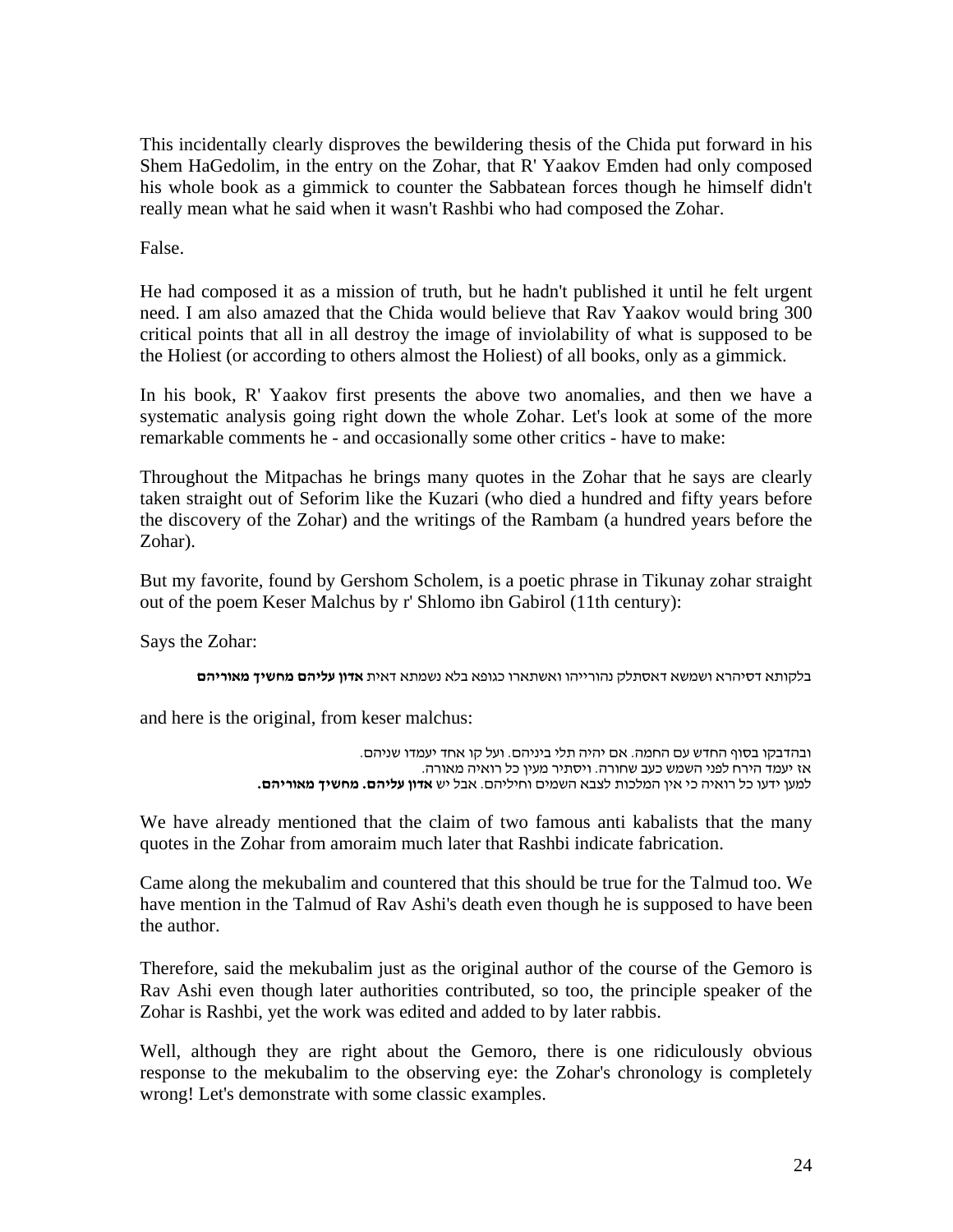This incidentally clearly disproves the bewildering thesis of the Chida put forward in his Shem HaGedolim, in the entry on the Zohar, that R' Yaakov Emden had only composed his whole book as a gimmick to counter the Sabbatean forces though he himself didn't really mean what he said when it wasn't Rashbi who had composed the Zohar.

False.

He had composed it as a mission of truth, but he hadn't published it until he felt urgent need. I am also amazed that the Chida would believe that Rav Yaakov would bring 300 critical points that all in all destroy the image of inviolability of what is supposed to be the Holiest (or according to others almost the Holiest) of all books, only as a gimmick.

In his book, R' Yaakov first presents the above two anomalies, and then we have a systematic analysis going right down the whole Zohar. Let's look at some of the more remarkable comments he - and occasionally some other critics - have to make:

Throughout the Mitpachas he brings many quotes in the Zohar that he says are clearly taken straight out of Seforim like the Kuzari (who died a hundred and fifty years before the discovery of the Zohar) and the writings of the Rambam (a hundred years before the Zohar).

But my favorite, found by Gershom Scholem, is a poetic phrase in Tikunay zohar straight out of the poem Keser Malchus by r' Shlomo ibn Gabirol (11th century):

Says the Zohar:

בלקותא דסיהרא ושמשא דאסתלק נהורייהו ואשתארו כגופא בלא נשמתא דאית **אדון עליהם מחשיך מאוריהם**

and here is the original, from keser malchus:

ובהדבקו בסוף החדש עם החמה. אם יהיה תלי ביניהם. ועל קו אחד יעמדו שניהם.
אז יעמד הירח לפני השמש כעב שחורה. ויסתיר מעין כל רואיה מאורה.
למען ידעו כל רואיה כי אין המלכות לצבא השמים וחיליהם. אבל יש **אדון עליהם. מחשיך מאוריהם.**

We have already mentioned that the claim of two famous anti kabalists that the many quotes in the Zohar from amoraim much later that Rashbi indicate fabrication.

Came along the mekubalim and countered that this should be true for the Talmud too. We have mention in the Talmud of Rav Ashi's death even though he is supposed to have been the author.

Therefore, said the mekubalim just as the original author of the course of the Gemoro is Rav Ashi even though later authorities contributed, so too, the principle speaker of the Zohar is Rashbi, yet the work was edited and added to by later rabbis.

Well, although they are right about the Gemoro, there is one ridiculously obvious response to the mekubalim to the observing eye: the Zohar's chronology is completely wrong! Let's demonstrate with some classic examples.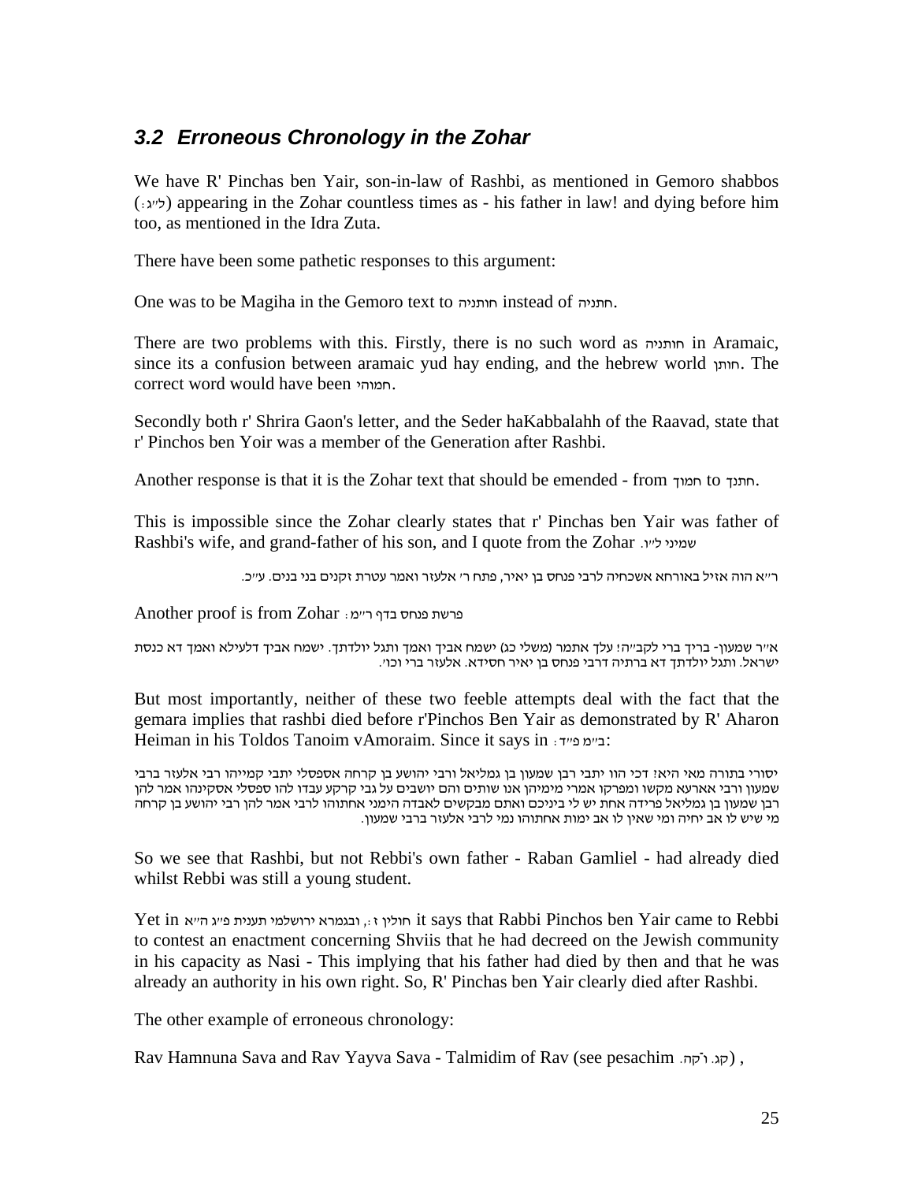### *3.2 Erroneous Chronology in the Zohar*

We have R' Pinchas ben Yair, son-in-law of Rashbi, as mentioned in Gemoro shabbos (ל"ג:) appearing in the Zohar countless times as - his father in law! and dying before him too, as mentioned in the Idra Zuta.

There have been some pathetic responses to this argument:

One was to be Magiha in the Gemoro text to חותניה instead of חתניה.

There are two problems with this. Firstly, there is no such word as חותניה in Aramaic, since its a confusion between aramaic yud hay ending, and the hebrew world חותן. The correct word would have been חמוהי.

Secondly both r' Shrira Gaon's letter, and the Seder haKabbalahh of the Raavad, state that r' Pinchos ben Yoir was a member of the Generation after Rashbi.

Another response is that it is the Zohar text that should be emended - from חמוך to חתנך.

This is impossible since the Zohar clearly states that r' Pinchas ben Yair was father of Rashbi's wife, and grand-father of his son, and I quote from the Zohar שמיני ל"ו.

ר"א הוה אזיל באורחא אשכחיה לרבי פנחס בן יאיר, פתח ר' אלעזר ואמר עטרת זקנים בני בנים. ע"כ.

Another proof is from Zohar פרשת פנחס בדף ר"מ:

א"ר שמעון- בריך ברי לקב"ה! עלך אתמר (משלי כג) ישמח אביך ואמך ותגל יולדתך. ישמח אביך דלעילא ואמך דא כנסת ישראל. ותגל יולדתך דא ברתיה דרבי פנחס בן יאיר חסידא. אלעזר ברי וכו'.

But most importantly, neither of these two feeble attempts deal with the fact that the gemara implies that rashbi died before r'Pinchos Ben Yair as demonstrated by R' Aharon Heiman in his Toldos Tanoim vAmoraim. Since it says in ב"מ פ"ד:

יסורי בתורה מאי היא? דכי הוו יתבי רבן שמעון בן גמליאל ורבי יהושע בן קרחה אספסלי יתבי קמייהו רבי אלעזר ברבי שמעון ורבי אארעא מקשו ומפרקו אמרי מימיהן אנו שותים והם יושבים על גבי קרקע עבדו להו ספסלי אסקינהו אמר להן רבן שמעון בן גמליאל פרידה אחת יש לי ביניכם ואתם מבקשים לאבדה הימני אחתוהו לרבי אמר להן רבי יהושע בן קרחה מי שיש לו אב יחיה ומי שאין לו אב ימות אחתוהו נמי לרבי אלעזר ברבי שמעון.

So we see that Rashbi, but not Rebbi's own father - Raban Gamliel - had already died whilst Rebbi was still a young student.

Yet in חולין ז:, ובגמרא ירושלמי תענית פ"ג ה"א it says that Rabbi Pinchos ben Yair came to Rebbi to contest an enactment concerning Shviis that he had decreed on the Jewish community in his capacity as Nasi - This implying that his father had died by then and that he was already an authority in his own right. So, R' Pinchas ben Yair clearly died after Rashbi.

The other example of erroneous chronology:

Rav Hamnuna Sava and Rav Yayva Sava - Talmidim of Rav (see pesachim קג. וקה.) ,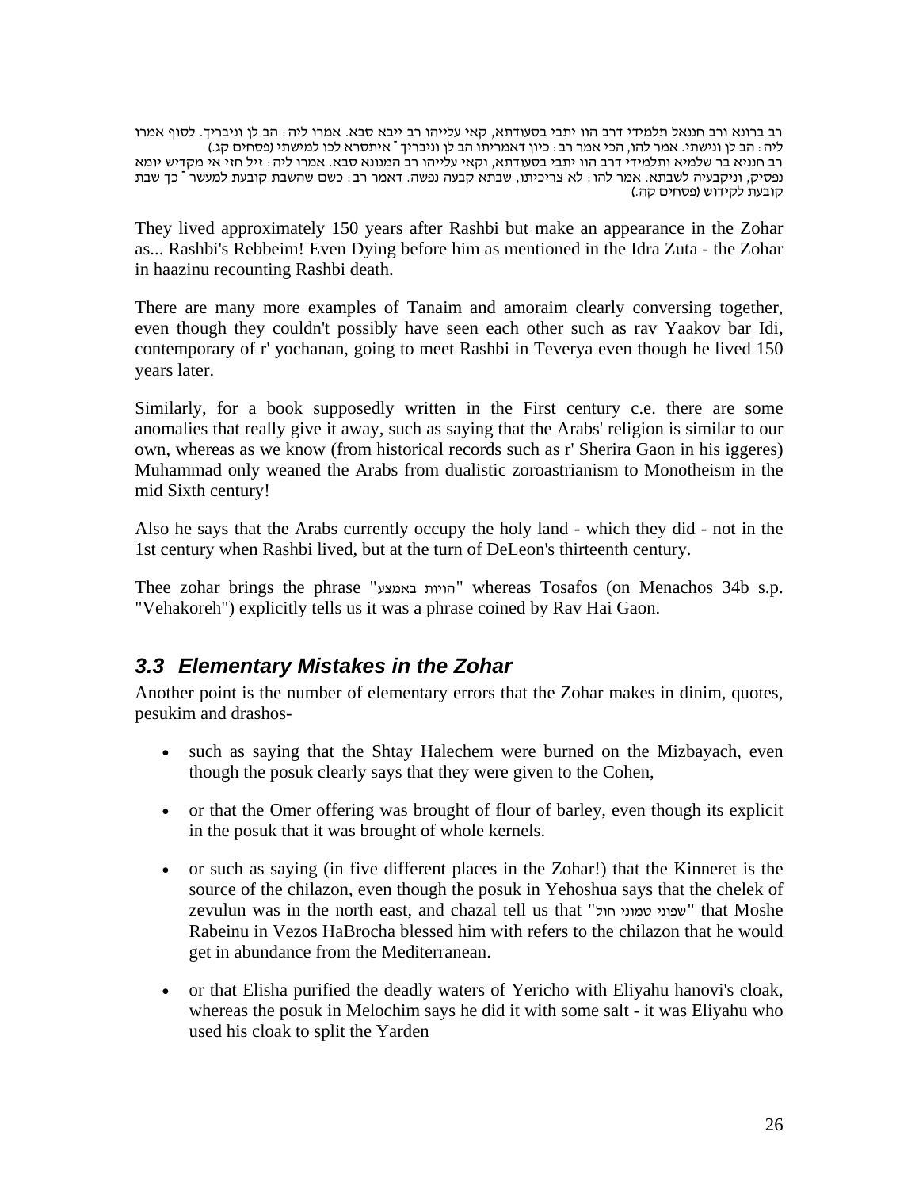רב ברונא ורב חננאל תלמידי דרב הוו יתבי בסעודתא, קאי עלייהו רב ייבא סבא. אמרו ליה: הב לן וניבריך. לסוף אמרו ליה: הב לן ונישתי. אמר להו, הכי אמר רב: כיון דאמריתו הב לן וניבריך ־ איתסרא לכו למישתי (פסחים קג.)
רב חנניא בר שלמיא ותלמידי דרב הוו יתבי בסעודתא, וקאי עלייהו רב המנונא סבא. אמרו ליה: זיל חזי אי מקדיש יומא נפסיק, וניקבעיה לשבתא. אמר להו: לא צריכיתו, שבתא קבעה נפשה. דאמר רב: כשם שהשבת קובעת למעשר ־ כך שבת קובעת לקידוש (פסחים קה.)

They lived approximately 150 years after Rashbi but make an appearance in the Zohar as... Rashbi's Rebbeim! Even Dying before him as mentioned in the Idra Zuta - the Zohar in haazinu recounting Rashbi death.

There are many more examples of Tanaim and amoraim clearly conversing together, even though they couldn't possibly have seen each other such as rav Yaakov bar Idi, contemporary of r' yochanan, going to meet Rashbi in Teverya even though he lived 150 years later.

Similarly, for a book supposedly written in the First century c.e. there are some anomalies that really give it away, such as saying that the Arabs' religion is similar to our own, whereas as we know (from historical records such as r' Sherira Gaon in his iggeres) Muhammad only weaned the Arabs from dualistic zoroastrianism to Monotheism in the mid Sixth century!

Also he says that the Arabs currently occupy the holy land - which they did - not in the 1st century when Rashbi lived, but at the turn of DeLeon's thirteenth century.

Thee zohar brings the phrase "הויות באמצע" whereas Tosafos (on Menachos 34b s.p. "Vehakoreh") explicitly tells us it was a phrase coined by Rav Hai Gaon.

## *3.3 Elementary Mistakes in the Zohar*

Another point is the number of elementary errors that the Zohar makes in dinim, quotes, pesukim and drashos-

- such as saying that the Shtay Halechem were burned on the Mizbayach, even though the posuk clearly says that they were given to the Cohen,
- or that the Omer offering was brought of flour of barley, even though its explicit in the posuk that it was brought of whole kernels.
- or such as saying (in five different places in the Zohar!) that the Kinneret is the source of the chilazon, even though the posuk in Yehoshua says that the chelek of zevulun was in the north east, and chazal tell us that "שפוני טמוני חול" that Moshe Rabeinu in Vezos HaBrocha blessed him with refers to the chilazon that he would get in abundance from the Mediterranean.
- or that Elisha purified the deadly waters of Yericho with Eliyahu hanovi's cloak, whereas the posuk in Melochim says he did it with some salt - it was Eliyahu who used his cloak to split the Yarden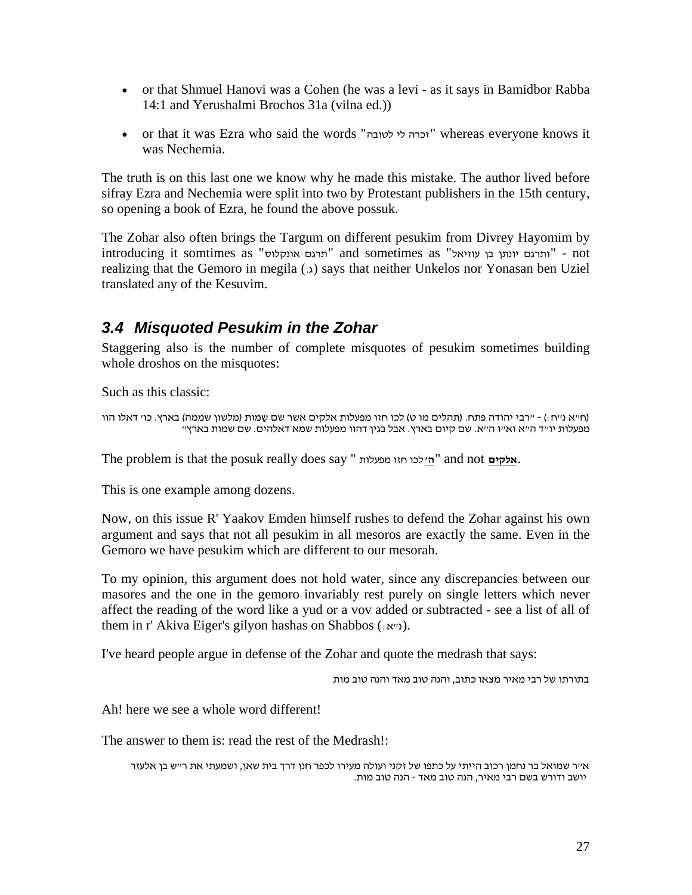- or that Shmuel Hanovi was a Cohen (he was a levi - as it says in Bamidbor Rabba 14:1 and Yerushalmi Brochos 31a (vilna ed.))
- or that it was Ezra who said the words "זכרה לי לטובה" whereas everyone knows it was Nechemia.

The truth is on this last one we know why he made this mistake. The author lived before sifray Ezra and Nechemia were split into two by Protestant publishers in the 15th century, so opening a book of Ezra, he found the above possuk.

The Zohar also often brings the Targum on different pesukim from Divrey Hayomim by introducing it somtimes as "תרגם אונקלוס" and sometimes as "ותרגם יונתן בן עוזיאל" - not realizing that the Gemoro in megila (ג.) says that neither Unkelos nor Yonasan ben Uziel translated any of the Kesuvim.

## 3.4 Misquoted Pesukim in the Zohar

Staggering also is the number of complete misquotes of pesukim sometimes building whole droshos on the misquotes:

Such as this classic:

(ח"א נ"ח:) - "רבי יהודה פתח. (תהלים מו ט) לכו חזו מפעלות אלקים אשר שם שַמות (מלשון שממה) בארץ. כו' דאלו הוו מפעלות יו"ד ה"א וא"ו ה"א. שם קיום בארץ. אבל בגין דהוו מפעלות שמא דאלהים. שם שמות בארץ"

The problem is that the posuk really does say "**ה'** לכו חזו מפעלות" and not **אלקים**.

This is one example among dozens.

Now, on this issue R' Yaakov Emden himself rushes to defend the Zohar against his own argument and says that not all pesukim in all mesoros are exactly the same. Even in the Gemoro we have pesukim which are different to our mesorah.

To my opinion, this argument does not hold water, since any discrepancies between our masores and the one in the gemoro invariably rest purely on single letters which never affect the reading of the word like a yud or a vov added or subtracted - see a list of all of them in r' Akiva Eiger's gilyon hashas on Shabbos (נ"א:).

I've heard people argue in defense of the Zohar and quote the medrash that says:

בתורתו של רבי מאיר מצאו כתוב, והנה טוב מאד והנה טוב מות

Ah! here we see a whole word different!

The answer to them is: read the rest of the Medrash!:

א"ר שמואל בר נחמן רכוב הייתי על כתפו של זקני ועולה מעירו לכפר חנן דרך בית שאן, ושמעתי את ר"ש בן אלעזר יושב ודורש בשם רבי מאיר, הנה טוב מאד - הנה טוב מות.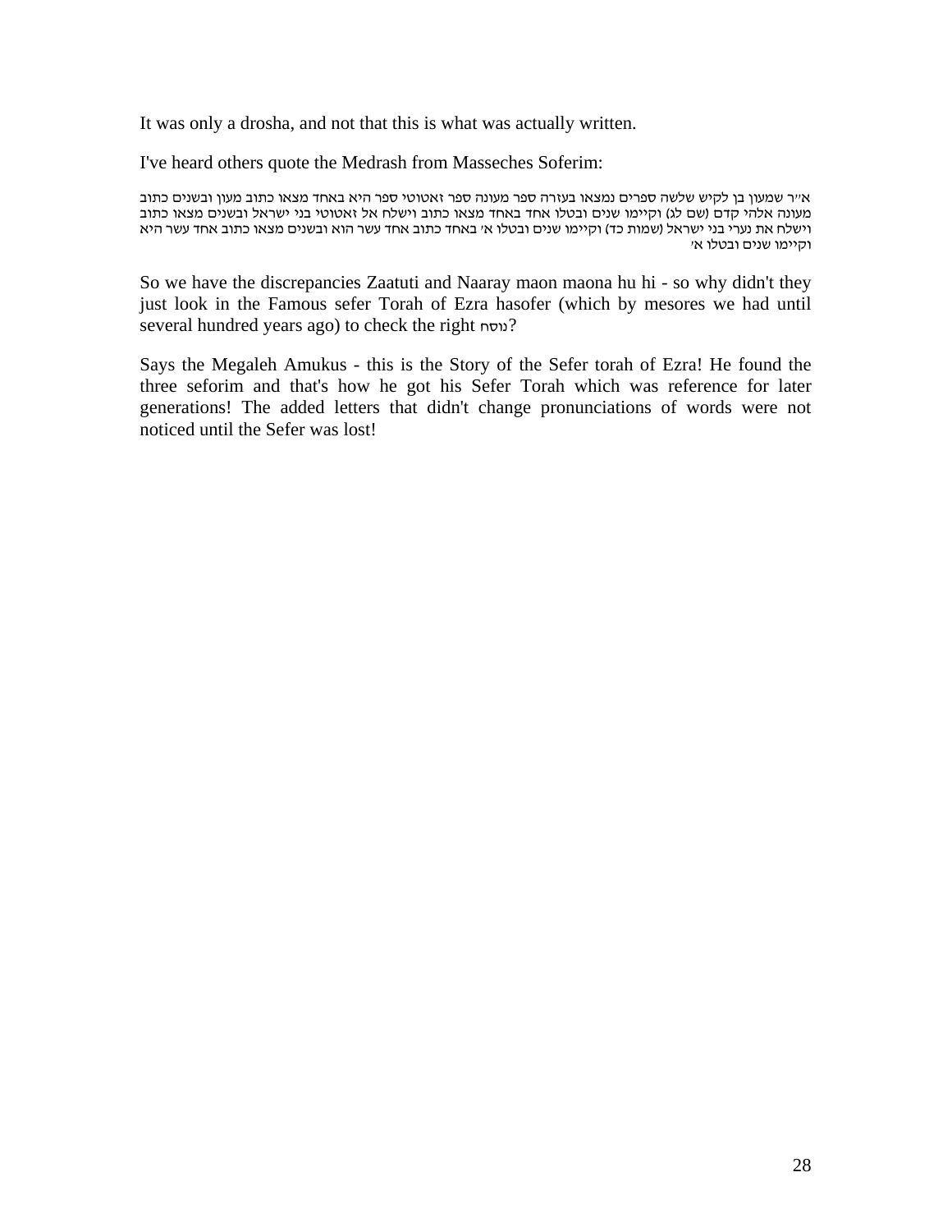It was only a drosha, and not that this is what was actually written.

I've heard others quote the Medrash from Masseches Soferim:

א"ר שמעון בן לקיש שלשה ספרים נמצאו בעזרה ספר מעונה ספר זאטוטי ספר היא באחד מצאו כתוב מעון ובשנים כתוב מעונה אלהי קדם (שם לג) וקיימו שנים ובטלו אחד באחד מצאו כתוב וישלח אל זאטוטי בני ישראל ובשנים מצאו כתוב וישלח את נערי בני ישראל (שמות כד) וקיימו שנים ובטלו א' באחד כתוב אחד עשר הוא ובשנים מצאו כתוב אחד עשר היא וקיימו שנים ובטלו א'

So we have the discrepancies Zaatuti and Naaray maon maona hu hi - so why didn't they just look in the Famous sefer Torah of Ezra hasofer (which by mesores we had until several hundred years ago) to check the right נוסח?

Says the Megaleh Amukus - this is the Story of the Sefer torah of Ezra! He found the three seforim and that's how he got his Sefer Torah which was reference for later generations! The added letters that didn't change pronunciations of words were not noticed until the Sefer was lost!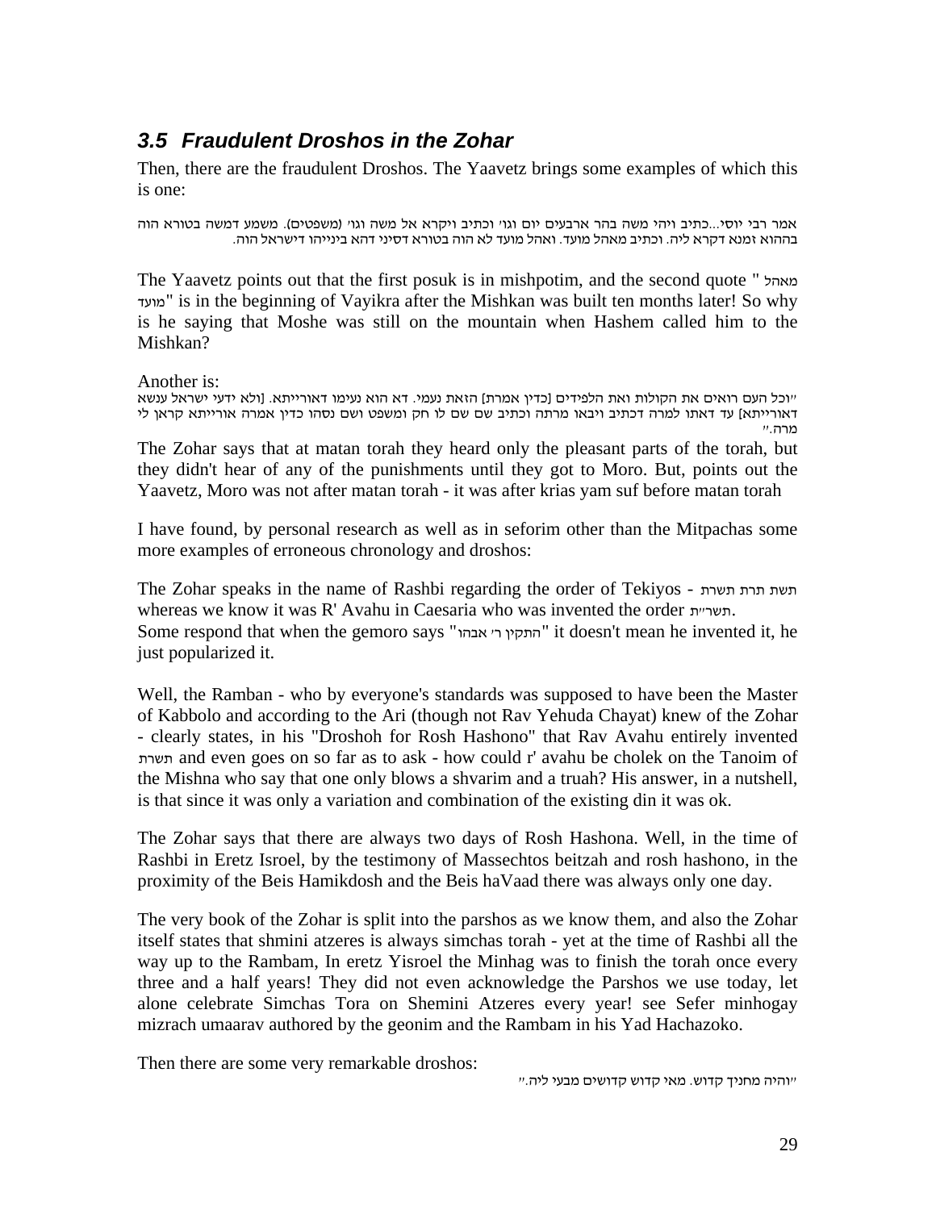### 3.5 Fraudulent Droshos in the Zohar

Then, there are the fraudulent Droshos. The Yaavetz brings some examples of which this is one:

אמר רבי יוסי...כתיב ויהי משה בהר ארבעים יום וגו' וכתיב ויקרא אל משה וגו' (משפטים). משמע דמשה בטורא הוה בההוא זמנא דקרא ליה. וכתיב מאהל מועד. ואהל מועד לא הוה בטורא דסיני דהא בינייהו דישראל הוה.

The Yaavetz points out that the first posuk is in mishpotim, and the second quote "מאהל מועד" is in the beginning of Vayikra after the Mishkan was built ten months later! So why is he saying that Moshe was still on the mountain when Hashem called him to the Mishkan?

Another is:

"וכל העם רואים את הקולות ואת הלפידים [כדין אמרת] הזאת נעמי. דא הוא נעימו דאורייתא. [ולא ידעי ישראל ענשא דאורייתא] עד דאתו למרה דכתיב ויבאו מרתה וכתיב שם שם לו חק ומשפט ושם נסהו כדין אמרה אורייתא קראן לי מרה."

The Zohar says that at matan torah they heard only the pleasant parts of the torah, but they didn't hear of any of the punishments until they got to Moro. But, points out the Yaavetz, Moro was not after matan torah - it was after krias yam suf before matan torah

I have found, by personal research as well as in seforim other than the Mitpachas some more examples of erroneous chronology and droshos:

The Zohar speaks in the name of Rashbi regarding the order of Tekiyos - תשרת תרת תשת whereas we know it was R' Avahu in Caesaria who was invented the order תשר"ת.
Some respond that when the gemoro says "התקין ר' אבהו" it doesn't mean he invented it, he just popularized it.

Well, the Ramban - who by everyone's standards was supposed to have been the Master of Kabbolo and according to the Ari (though not Rav Yehuda Chayat) knew of the Zohar - clearly states, in his "Droshoh for Rosh Hashono" that Rav Avahu entirely invented תשרת and even goes on so far as to ask - how could r' avahu be cholek on the Tanoim of the Mishna who say that one only blows a shvarim and a truah? His answer, in a nutshell, is that since it was only a variation and combination of the existing din it was ok.

The Zohar says that there are always two days of Rosh Hashona. Well, in the time of Rashbi in Eretz Isroel, by the testimony of Massechtos beitzah and rosh hashono, in the proximity of the Beis Hamikdosh and the Beis haVaad there was always only one day.

The very book of the Zohar is split into the parshos as we know them, and also the Zohar itself states that shmini atzeres is always simchas torah - yet at the time of Rashbi all the way up to the Rambam, In eretz Yisroel the Minhag was to finish the torah once every three and a half years! They did not even acknowledge the Parshos we use today, let alone celebrate Simchas Tora on Shemini Atzeres every year! see Sefer minhogay mizrach umaarav authored by the geonim and the Rambam in his Yad Hachazoko.

Then there are some very remarkable droshos:

"והיה מחניך קדוש. מאי קדוש קדושים מבעי ליה."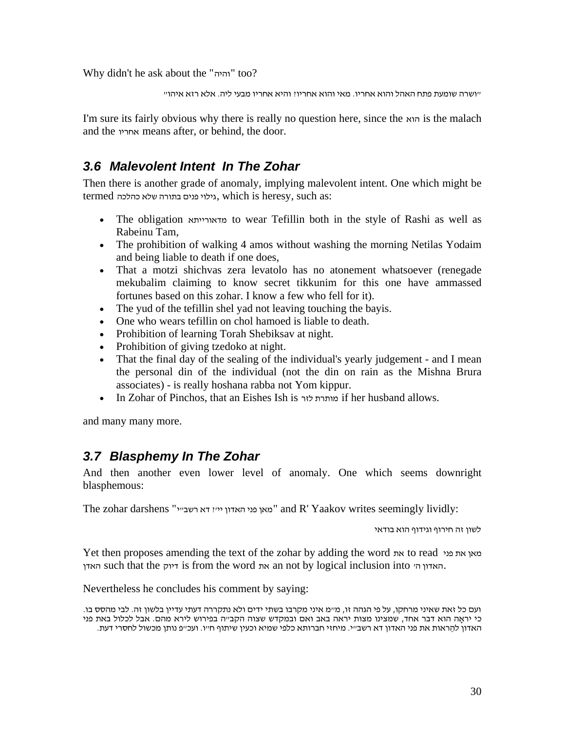Why didn't he ask about the "והיא" too?

"ושרה שומעת פתח האהל והוא אחריו. מאי והוא אחריו? והיא אחריו מבעי ליה. אלא רזא איהו"

I'm sure its fairly obvious why there is really no question here, since the הוא is the malach and the אחריו means after, or behind, the door.

## 3.6 Malevolent Intent In The Zohar

Then there is another grade of anomaly, implying malevolent intent. One which might be termed גילוי פנים בתורה שלא כהלכה, which is heresy, such as:

- The obligation מדאורייתא to wear Tefillin both in the style of Rashi as well as Rabeinu Tam,
- The prohibition of walking 4 amos without washing the morning Netilas Yodaim and being liable to death if one does,
- That a motzi shichvas zera levatolo has no atonement whatsoever (renegade mekubalim claiming to know secret tikkunim for this one have ammassed fortunes based on this zohar. I know a few who fell for it).
- The yud of the tefillin shel yad not leaving touching the bayis.
- One who wears tefillin on chol hamoed is liable to death.
- Prohibition of learning Torah Shebiksav at night.
- Prohibition of giving tzedoko at night.
- That the final day of the sealing of the individual's yearly judgement - and I mean the personal din of the individual (not the din on rain as the Mishna Brura associates) - is really hoshana rabba not Yom kippur.
- In Zohar of Pinchos, that an Eishes Ish is מותרת לזר if her husband allows.

and many many more.

## 3.7 Blasphemy In The Zohar

And then another even lower level of anomaly. One which seems downright blasphemous:

The zohar darshens "מאן פני האדון יי? דא רשב"י" and R' Yaakov writes seemingly lividly:

לשון זה חירוף וגידוף הוא בודאי

Yet then proposes amending the text of the zohar by adding the word את to read מאן את פני האדן such that the דיוק is from the word את an not by logical inclusion into האדון ה'.

Nevertheless he concludes his comment by saying:

ועם כל זאת שאיני מרחקו, על פי הגהה זו, מ"מ איני מקרבו בשתי ידים ולא נתקררה דעתי עדיין בלשון זה. לבי מהסס בו. כי יראָה הוא דבר אחד, שמצינו מצות יראה באב ואם ובמקדש שצוה הקב"ה בפירוש לירא מהם. אבל לכלול באת פני האדון לְהֵראות את פני האדון דא רשב"י. מיחזי חברותא כלפי שמיא וכעין שיתוף ח"ו. ועכ"פ נותן מכשול לחסרי דעת.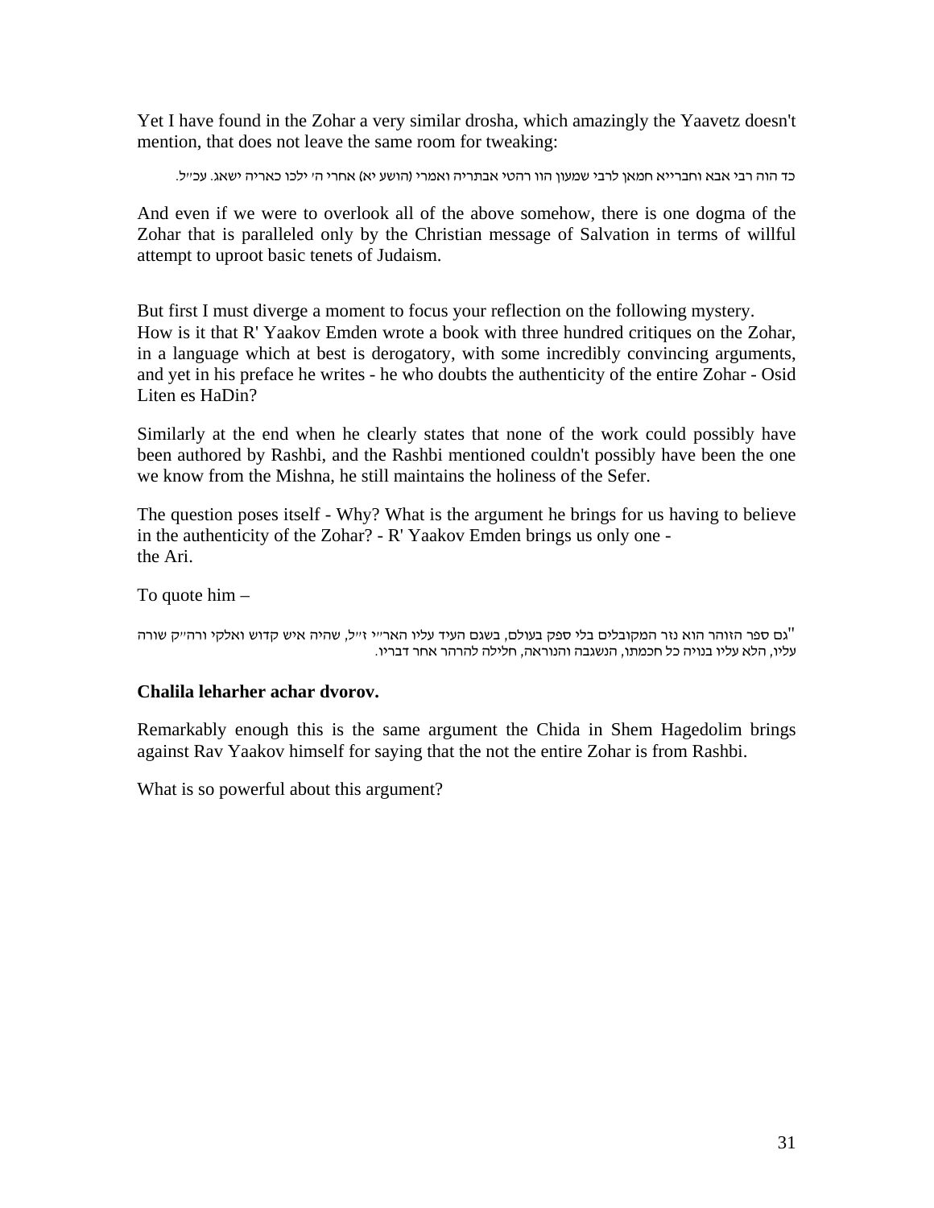Yet I have found in the Zohar a very similar drosha, which amazingly the Yaavetz doesn't mention, that does not leave the same room for tweaking:

כד הוה רבי אבא וחברייא חמאן לרבי שמעון הוו רהטי אבתריה ואמרי (הושע יא) אחרי ה' ילכו כאריה ישאג. עכ"ל.

And even if we were to overlook all of the above somehow, there is one dogma of the Zohar that is paralleled only by the Christian message of Salvation in terms of willful attempt to uproot basic tenets of Judaism.

But first I must diverge a moment to focus your reflection on the following mystery.
How is it that R' Yaakov Emden wrote a book with three hundred critiques on the Zohar, in a language which at best is derogatory, with some incredibly convincing arguments, and yet in his preface he writes - he who doubts the authenticity of the entire Zohar - Osid Liten es HaDin?

Similarly at the end when he clearly states that none of the work could possibly have been authored by Rashbi, and the Rashbi mentioned couldn't possibly have been the one we know from the Mishna, he still maintains the holiness of the Sefer.

The question poses itself - Why? What is the argument he brings for us having to believe in the authenticity of the Zohar? - R' Yaakov Emden brings us only one - the Ari.

To quote him –

"גם ספר הזוהר הוא נזר המקובלים בלי ספק בעולם, בשגם העיד עליו האר"י ז"ל, שהיה איש קדוש ואלקי ורה"ק שורה עליו, הלא עליו בנויה כל חכמתו, הנשגבה והנוראה, חלילה להרהר אחר דבריו.

**Chalila leharher achar dvorov.**

Remarkably enough this is the same argument the Chida in Shem Hagedolim brings against Rav Yaakov himself for saying that the not the entire Zohar is from Rashbi.

What is so powerful about this argument?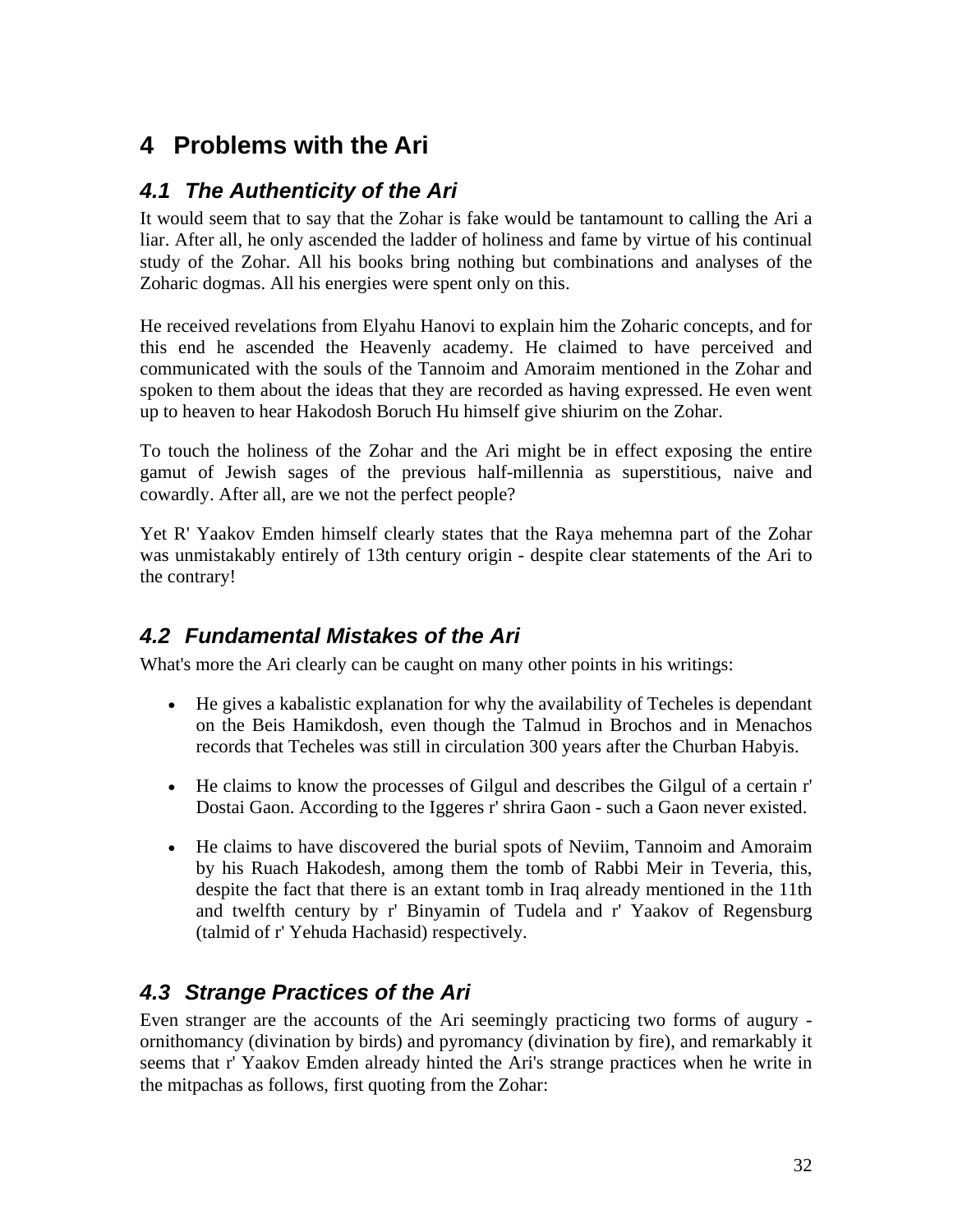# 4 Problems with the Ari

## 4.1 The Authenticity of the Ari

It would seem that to say that the Zohar is fake would be tantamount to calling the Ari a liar. After all, he only ascended the ladder of holiness and fame by virtue of his continual study of the Zohar. All his books bring nothing but combinations and analyses of the Zoharic dogmas. All his energies were spent only on this.

He received revelations from Elyahu Hanovi to explain him the Zoharic concepts, and for this end he ascended the Heavenly academy. He claimed to have perceived and communicated with the souls of the Tannoim and Amoraim mentioned in the Zohar and spoken to them about the ideas that they are recorded as having expressed. He even went up to heaven to hear Hakodosh Boruch Hu himself give shiurim on the Zohar.

To touch the holiness of the Zohar and the Ari might be in effect exposing the entire gamut of Jewish sages of the previous half-millennia as superstitious, naive and cowardly. After all, are we not the perfect people?

Yet R' Yaakov Emden himself clearly states that the Raya mehemna part of the Zohar was unmistakably entirely of 13th century origin - despite clear statements of the Ari to the contrary!

## 4.2 Fundamental Mistakes of the Ari

What's more the Ari clearly can be caught on many other points in his writings:

- He gives a kabalistic explanation for why the availability of Techeles is dependant on the Beis Hamikdosh, even though the Talmud in Brochos and in Menachos records that Techeles was still in circulation 300 years after the Churban Habyis.
- He claims to know the processes of Gilgul and describes the Gilgul of a certain r' Dostai Gaon. According to the Iggeres r' shrira Gaon - such a Gaon never existed.
- He claims to have discovered the burial spots of Neviim, Tannoim and Amoraim by his Ruach Hakodesh, among them the tomb of Rabbi Meir in Teveria, this, despite the fact that there is an extant tomb in Iraq already mentioned in the 11th and twelfth century by r' Binyamin of Tudela and r' Yaakov of Regensburg (talmid of r' Yehuda Hachasid) respectively.

## 4.3 Strange Practices of the Ari

Even stranger are the accounts of the Ari seemingly practicing two forms of augury - ornithomancy (divination by birds) and pyromancy (divination by fire), and remarkably it seems that r' Yaakov Emden already hinted the Ari's strange practices when he write in the mitpachas as follows, first quoting from the Zohar: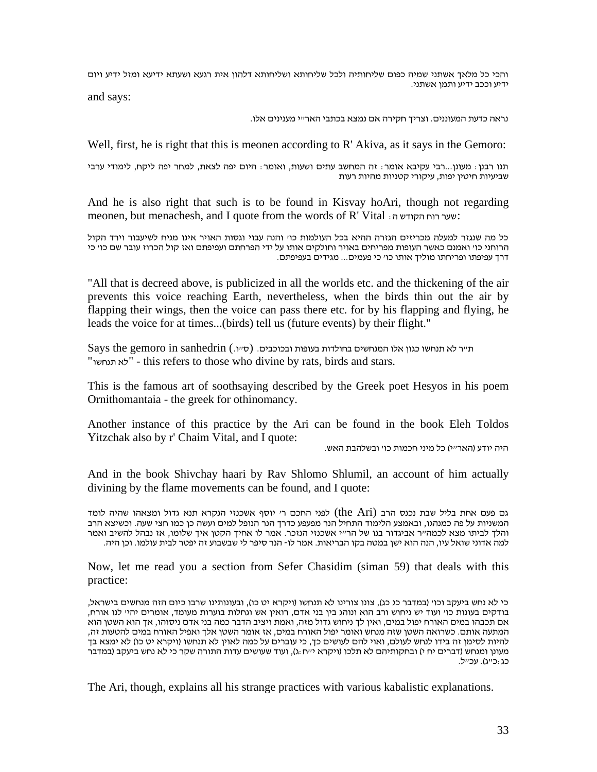והכי כל מלאך אשתני שמיה כפום שליחותיה ולכל שליחותא ושליחותא דלהון אית רגעא ושעתא ידיעא ומזל ידיע ויום ידיע וככב ידיע ותמן אשתני.

and says:

נראה כדעת המעוננים. וצריך חקירה אם נמצא בכתבי האר"י מענינים אלו.

Well, first, he is right that this is meonen according to R' Akiva, as it says in the Gemoro:

תנו רבנן: מעונן...רבי עקיבא אומר: זה המחשב עתים ושעות, ואומר: היום יפה לצאת, למחר יפה ליקח, לימודי ערבי שביעיות חיטין יפות, עיקורי קטניות מהיות רעות

And he is also right that such is to be found in Kisvay hoAri, though not regarding meonen, but menachesh, and I quote from the words of R' Vital שער רוח הקודש ה:

כל מה שנגזר למעלה מכריזים הגזרה ההיא בכל העולמות כו' והנה עבוי וגסות האויר אינו מניח לשיעבור וירד הקול הרוחני כו' ואמנם כאשר העופות מפריחים באויר וחולקים אותו על ידי הפרחתם ועפיפתם ואז קול הכרוז עובר שם כו' כי דרך עפיפתו ופריחתו מוליך אותו כו' כי פעמים... מגידים בעפיפתם.

"All that is decreed above, is publicized in all the worlds etc. and the thickening of the air prevents this voice reaching Earth, nevertheless, when the birds thin out the air by flapping their wings, then the voice can pass there etc. for by his flapping and flying, he leads the voice for at times...(birds) tell us (future events) by their flight."

Says the gemoro in sanhedrin (ס"ו.) ת"ר לא תנחשו כגון אלו המנחשים בחולדות בעופות ובכוכבים. "לא תנחשו" - this refers to those who divine by rats, birds and stars.

This is the famous art of soothsaying described by the Greek poet Hesyos in his poem Ornithomantaia - the greek for othinomancy.

Another instance of this practice by the Ari can be found in the book Eleh Toldos Yitzchak also by r' Chaim Vital, and I quote:

היה יודע (האר"י) כל מיני חכמות כו' ובשלהבת האש.

And in the book Shivchay haari by Rav Shlomo Shlumil, an account of him actually divining by the flame movements can be found, and I quote:

גם פעם אחת בליל שבת נכנס הרב (the Ari) לפני החכם ר' יוסף אשכנזי הנקרא תנא גדול ומצאהו שהיה לומד המשניות על פה כמנהגו, ובאמצע הלימוד התחיל הנר מפעפע כדרך הנר הנופל למים ועשה כן כמו חצי שעה. וכשיצא הרב והלך לביתו מצא לכמה"ר אביגדור בנו של הר"י אשכנזי הנזכר. אמר לו אחיך הקטן איך שלומו, אז נבהל להשיב ואמר למה אדוני שואל עיו, הנה הוא ישן במטה בקו הבריאות. אמר לו- הנר סיפר לי שבשבוע זה יפטר לבית עולמו. וכן היה.

Now, let me read you a section from Sefer Chasidim (siman 59) that deals with this practice:

כי לא נחש ביעקב וכו' (במדבר כג כג), צונו צורינו לא תנחשו (ויקרא יט כו), ובעונותינו שרבו כיום הזה מנחשים בישראל, בודקים בעונות כו' ועוד יש ניחוש ורב הוא ונוהג בין בני אדם, רואין אש וגחלות בוערות מעומד, אומרים יהי' לנו אורח, אם תכבהו במים האורח יפול במים, ואין לך ניחוש גדול מזה, ואמת ויציב הדבר כמה בני אדם ניסוהו, אך הוא השטן הוא המתעה אותם. כשרואה השטן שזה מנחש ואומר יפול האורח במים, אז אומר השטן אלך ואפיל האורח במים להטעות זה, להיות לסימן זה בידו לנחש לעולם, ואוי להם לעושים כך, כי עוברים על כמה לאוין לא תנחשו (ויקרא יט כו) לא ימצא בך מעונן ומנחש (דברים יח י) ובחקותיהם לא תלכו (ויקרא י"ח:ג), ועוד שעושים עדות התורה שקר כי לא נחש ביעקב (במדבר כג:כ"ג). עכ"ל.

The Ari, though, explains all his strange practices with various kabalistic explanations.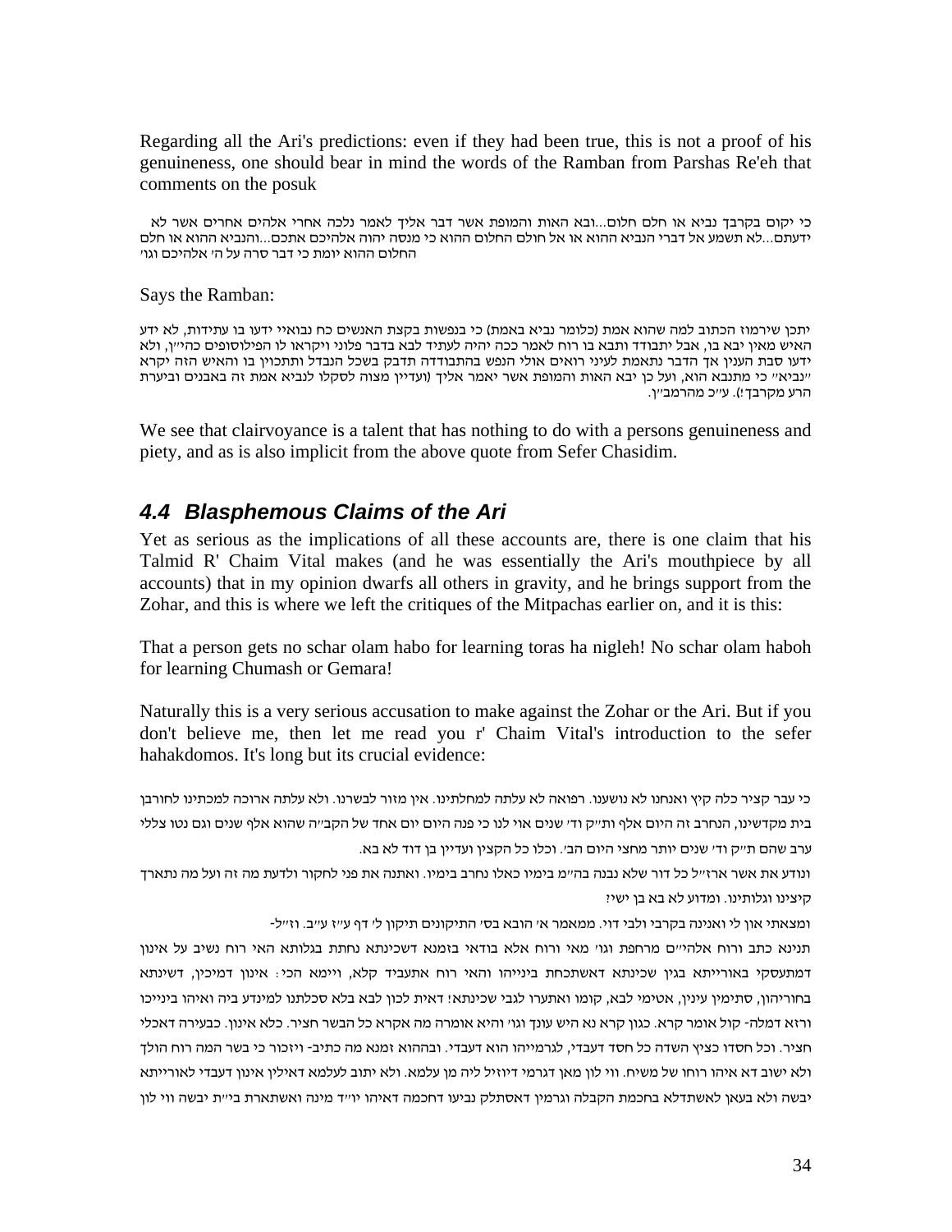Regarding all the Ari's predictions: even if they had been true, this is not a proof of his genuineness, one should bear in mind the words of the Ramban from Parshas Re'eh that comments on the posuk

כי יקום בקרבך נביא או חלם חלום...ובא האות והמופת אשר דבר אליך לאמר נלכה אחרי אלהים אחרים אשר לא ידעתם...לא תשמע אל דברי הנביא ההוא או אל חולם החלום ההוא כי מנסה יהוה אלהיכם אתכם...והנביא ההוא או חלם החלום ההוא יומת כי דבר סרה על ה' אלהיכם וגו'

Says the Ramban:

יתכן שירמוז הכתוב למה שהוא אמת (כלומר נביא באמת) כי בנפשות בקצת האנשים כח נבואיי ידעו בו עתידות, לא ידע האיש מאין יבא בו, אבל יתבודד ותבא בו רוח לאמר ככה יהיה לעתיד לבא בדבר פלוני ויקראו לו הפילוסופים כהי"ן, ולא ידעו סבת הענין אך הדבר נתאמת לעיני רואים אולי הנפש בהתבודדה תדבק בשכל הנבדל ותתכוין בו והאיש הזה יקרא "נביא" כי מתנבא הוא, ועל כן יבא האות והמופת אשר יאמר אליך (ועדיין מצוה לסקלו לנביא אמת זה באבנים וביערת הרע מקרבך!). ע"כ מהרמב"ן.

We see that clairvoyance is a talent that has nothing to do with a persons genuineness and piety, and as is also implicit from the above quote from Sefer Chasidim.

## *4.4 Blasphemous Claims of the Ari*

Yet as serious as the implications of all these accounts are, there is one claim that his Talmid R' Chaim Vital makes (and he was essentially the Ari's mouthpiece by all accounts) that in my opinion dwarfs all others in gravity, and he brings support from the Zohar, and this is where we left the critiques of the Mitpachas earlier on, and it is this:

That a person gets no schar olam habo for learning toras ha nigleh! No schar olam haboh for learning Chumash or Gemara!

Naturally this is a very serious accusation to make against the Zohar or the Ari. But if you don't believe me, then let me read you r' Chaim Vital's introduction to the sefer hahakdomos. It's long but its crucial evidence:

כי עבר קציר כלה קיץ ואנחנו לא נושענו. רפואה לא עלתה למחלתינו. אין מזור לבשרנו. ולא עלתה ארוכה למכתינו לחורבן בית מקדשינו, הנחרב זה היום אלף ות"ק וד' שנים אוי לנו כי פנה היום יום אחד של הקב"ה שהוא אלף שנים וגם נטו צללי ערב שהם ת"ק וד' שנים יותר מחצי היום הב'. וכלו כל הקצין ועדיין בן דוד לא בא.

ונודע את אשר ארז"ל כל דור שלא נבנה בה"מ בימיו כאלו נחרב בימיו. ואתנה את פני לחקור ולדעת מה זה ועל מה נתארך קיצינו וגלותינו. ומדוע לא בא בן ישי?

ומצאתי און לי ואנינה בקרבי ולבי דוי. ממאמר א' הובא בס' התיקונים תיקון ל' דף ע"ז ע"ב. וז"ל-

תנינא כתב ורוח אלהי"ם מרחפת וגו' מאי ורוח אלא בודאי בזמנא דשכינתא נחתת בגלותא האי רוח נשיב על אינון דמתעסקי באורייתא בגין שכינתא דאשתכחת ביניהו והאי רוח אתעביד קלא, ויימא הכי: אינון דמיכין, דשינתא בחוריהון, סתימין עינין, אטימי לבא, קומו ואתערו לגבי שכינתא! דאית לכון לבא בלא סכלתנו למינדע ביה ואיהו בינייכו ורזא דמלה- קול אומר קרא. כגון קרא נא היש עונך וגו' והיא אומרה מה אקרא כל הבשר חציר. כלא אינון. כבעירה דאכלי חציר. וכל חסדו כציץ השדה כל חסד דעבדי, לגרמייהו הוא דעבדי. ובההוא זמנא מה כתיב- ויזכור כי בשר המה רוח הולך ולא ישוב דא איהו רוחו של משיח. ווי לון מאן דגרמי דיוזיל ליה מן עלמא. ולא יתוב לעלמא דאילין אינון דעבדי לאורייתא יבשה ולא בעאן לאשתדלא בחכמת הקבלה וגרמין דאסתלק נביעו דחכמה דאיהו יו"ד מינה ואשתארת בי"ת יבשה ווי לון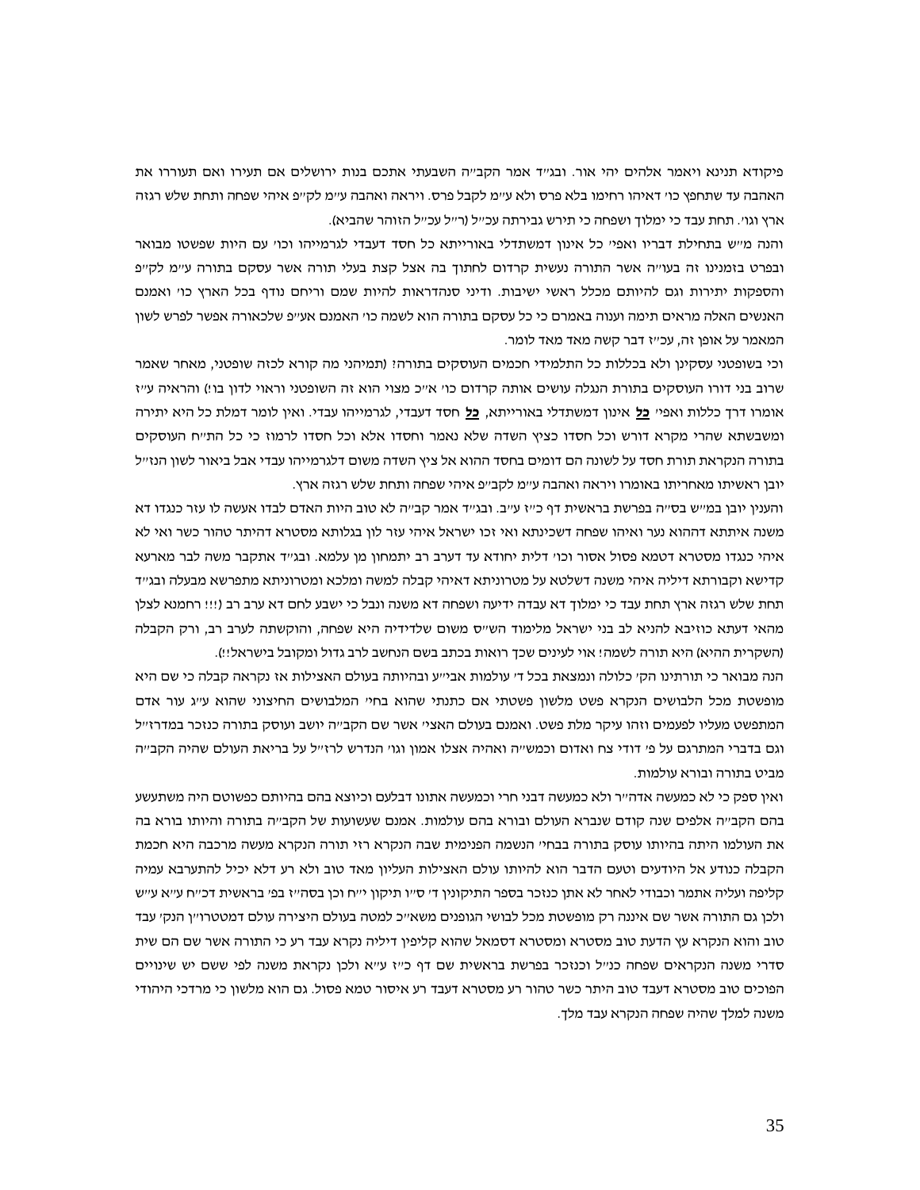פיקודא תנינא ויאמר אלהים יהי אור. ובג״ד אמר הקב״ה השבעתי אתכם בנות ירושלים אם תעירו ואם תעוררו את האהבה עד שתחפץ כו׳ דאיהו רחימו בלא פרס ולא ע״מ לקבל פרס. ויראה ואהבה ע״מ לק״פ איהי שפחה ותחת שלש רגזה ארץ וגו׳. תחת עבד כי ימלוך ושפחה כי תירש גבירתה עכ״ל (ר״ל עכ״ל הזוהר שהביא).

והנה מ״ש בתחילת דבריו ואפי׳ כל אינון דמשתדלי באורייתא כל חסד דעבדי לגרמייהו וכו׳ עם היות שפשטו מבואר ובפרט בזמנינו זה בעו״ה אשר התורה נעשית קרדום לחתוך בה אצל קצת בעלי תורה אשר עסקם בתורה ע״מ לק״פ והספקות יתירות וגם להיותם מכלל ראשי ישיבות. ודיני סנהדראות להיות שמם וריחם נודף בכל הארץ כו׳ ואמנם האנשים האלה מראים תימה וענוה באמרם כי כל עסקם בתורה הוא לשמה כו׳ האמנם אע״פ שלכאורה אפשר לפרש לשון המאמר על אופן זה, עכ״ז דבר קשה מאד מאד לומר.

וכי בשופטני עסקינן ולא בכללות כל התלמידי חכמים העוסקים בתורה? (תמיהני מה קורא לכזה שופטני, מאחר שאמר שרוב בני דורו העוסקים בתורת הנגלה עושים אותה קרדום כו׳ א״כ מצוי הוא זה השופטני וראוי לדון בו!) והראיה ע״ז אומרו דרך כללות ואפי׳ **כל** אינון דמשתדלי באורייתא, **כל** חסד דעבדי, לגרמייהו עבדי. ואין לומר דמלת כל היא יתירה ומשבשתא שהרי מקרא דורש וכל חסדו כציץ השדה שלא נאמר וחסדו אלא וכל חסדו לרמוז כי כל הת״ח העוסקים בתורה הנקראת תורת חסד על לשונה הם דומים בחסד ההוא אל ציץ השדה משום דלגרמייהו עבדי אבל ביאור לשון הנז״ל יובן ראשיתו מאחריתו באומרו ויראה ואהבה ע״מ לקב״פ איהי שפחה ותחת שלש רגזה ארץ.

והענין יובן במ״ש בס״ה בפרשת בראשית דף כ״ז ע״ב. ובג״ד אמר קב״ה לא טוב היות האדם לבדו אעשה לו עזר כנגדו דא משנה איתתא דההוא נער ואיהו שפחה דשכינתא ואי זכו ישראל איהי עזר לון בגלותא מסטרא דהיתר טהור כשר ואי לא איהי כנגדו מסטרא דטמא פסול אסור וכו׳ דלית יחודא עד דערב רב יתמחון מן עלמא. ובג״ד אתקבר משה לבר מארעא קדישא וקבורתא דיליה איהי משנה דשלטא על מטרוניתא דאיהי קבלה למשה ומלכא ומטרוניתא מתפרשא מבעלה ובג״ד תחת שלש רגזה ארץ תחת עבד כי ימלוך דא עבדה ידיעה ושפחה דא משנה ונבל כי ישבע לחם דא ערב רב (!!! רחמנא לצלן מהאי דעתא כוזיבא להניא לב בני ישראל מלימוד הש״ס משום שלדידיה היא שפחה, והוקשתה לערב רב, ורק הקבלה (השקרית ההיא) היא תורה לשמה! אוי לעינים שכך רואות בכתב בשם הנחשב לרב גדול ומקובל בישראל!!).

הנה מבואר כי תורתינו הק׳ כלולה ונמצאת בכל ד׳ עולמות אבי״ע ובהיותה בעולם האצילות אז נקראה קבלה כי שם היא מופשטת מכל הלבושים הנקרא פשט מלשון פשטתי אם כתנתי שהוא בחי׳ המלבושים החיצוני שהוא ע״ג עור אדם המתפשט מעליו לפעמים וזהו עיקר מלת פשט. ואמנם בעולם האצי׳ אשר שם הקב״ה יושב ועוסק בתורה כנזכר במדרז״ל וגם בדברי המתרגם על פ׳ דודי צח ואדום וכמש״ה ואהיה אצלו אמון וגו׳ הנדרש לרז״ל על בריאת העולם שהיה הקב״ה מביט בתורה ובורא עולמות.

ואין ספק כי לא כמעשה אדה״ר ולא כמעשה דבני חרי וכמעשה אתונו דבלעם וכיוצא בהם בהיותם כפשוטם היה משתעשע בהם הקב״ה אלפים שנה קודם שנברא העולם ובורא בהם עולמות. אמנם שעשועות של הקב״ה בתורה והיותו בורא בה את העולמו היתה בהיותו עוסק בתורה בבחי׳ הנשמה הפנימית שבה הנקרא רזי תורה הנקרא מעשה מרכבה היא חכמת הקבלה כנודע אל היודעים וטעם הדבר הוא להיותו עולם האצילות העליון מאד טוב ולא רע דלא יכיל להתערבא עמיה קליפה ועליה אתמר וכבודי לאחר לא אתן כנזכר בספר התיקונין ד׳ ס״ו תיקון י״ח וכן בסה״ז בפ׳ בראשית דכ״ח ע״א ע״ש ולכן גם התורה אשר שם איננה רק מופשטת מכל לבושי הגופנים משא״כ למטה בעולם היצירה עולם דמטטרו״ן הנק׳ עבד טוב והוא הנקרא עץ הדעת טוב מסטרא ומסטרא דסמאל שהוא קליפין דיליה נקרא עבד רע כי התורה אשר שם הם שית סדרי משנה הנקראים שפחה כנ״ל וכנזכר בפרשת בראשית שם דף כ״ז ע״א ולכן נקראת משנה לפי ששם יש שינויים הפוכים טוב מסטרא דעבד טוב היתר כשר טהור רע מסטרא דעבד רע איסור טמא פסול. גם הוא מלשון כי מרדכי היהודי משנה למלך שהיה שפחה הנקרא עבד מלך.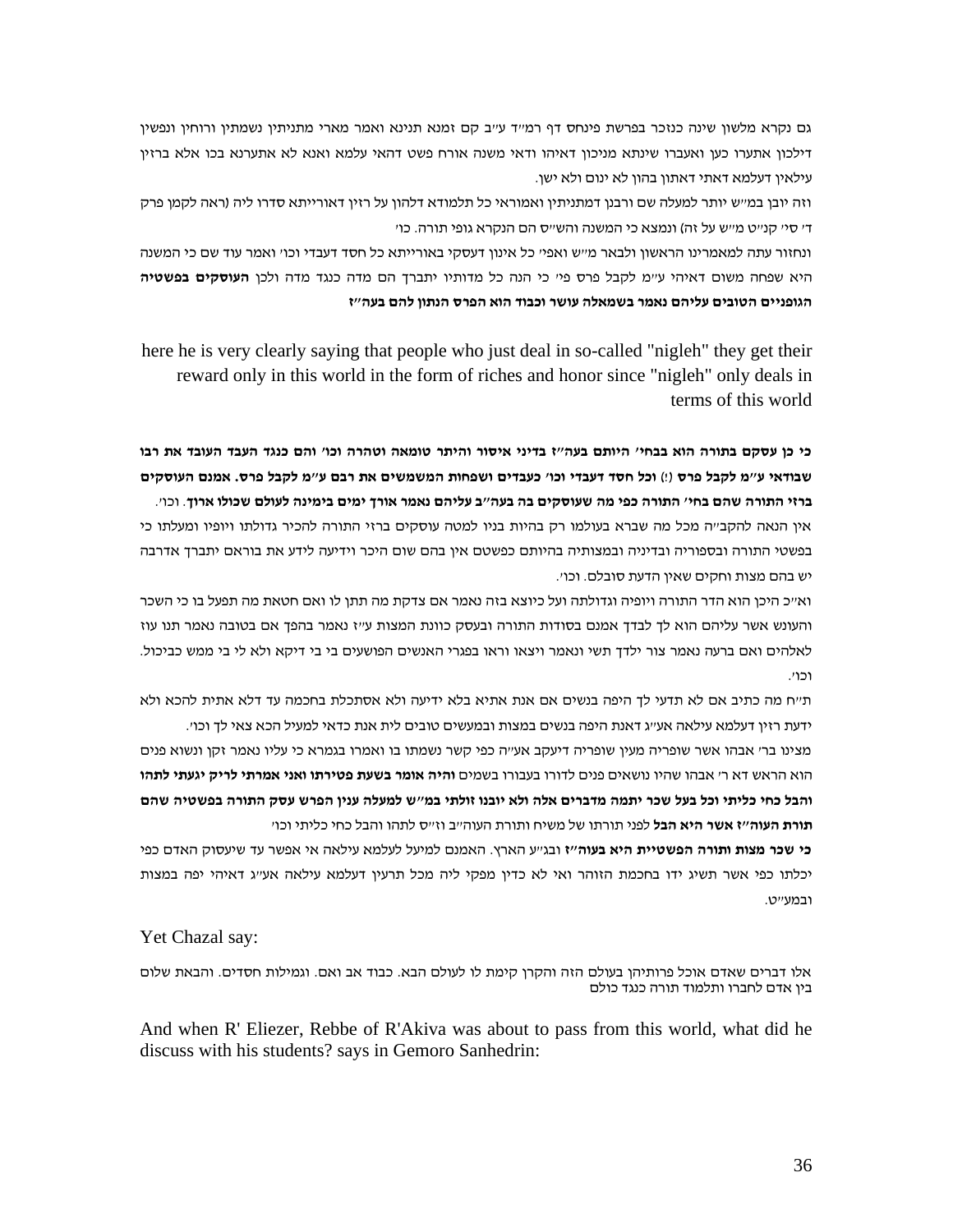גם נקרא מלשון שינה כנזכר בפרשת פינחס דף רמ״ד ע״ב קם זמנא תנינא ואמר מארי מתניתין נשמתין ורוחין ונפשין דילכון אתערו כען ואעברו שינתא מניכון דאיהו ודאי משנה אורח פשט דהאי עלמא ואנא לא אתערנא בכו אלא ברזין עילאין דעלמא דאתי דאתון בהון לא ינום ולא ישן.

וזה יובן במ״ש יותר למעלה שם ורבנן דמתניתין ואמוראי כל תלמודא דלהון על רזין דאורייתא סדרו ליה (ראה לקמן פרק ד׳ סי׳ קנ״ט מ״ש על זה) ונמצא כי המשנה והש״ס הם הנקרא גופי תורה. כו׳

ונחזור עתה למאמרינו הראשון ולבאר מ״ש ואפי׳ כל אינון דעסקי באורייתא כל חסד דעבדי וכו׳ ואמר עוד שם כי המשנה היא שפחה משום דאיהי ע״מ לקבל פרס פי׳ כי הנה כל מדותיו יתברך הם מדה כנגד מדה ולכן **העוסקים בפשטיה הגופניים הטובים עליהם נאמר בשמאלה עושר וכבוד הוא הפרס הנתון להם בעה״ז**

here he is very clearly saying that people who just deal in so-called "nigleh" they get their reward only in this world in the form of riches and honor since "nigleh" only deals in terms of this world

**כי כן עסקם בתורה הוא בבחי׳ היותם בעה״ז בדיני איסור והיתר טומאה וטהרה וכו׳ והם כנגד העבד העובד את רבו שבודאי ע״מ לקבל פרס** (!) **וכל חסד דעבדי וכו׳ כעבדים ושפחות המשמשים את רבם ע״מ לקבל פרס. אמנם העוסקים ברזי התורה שהם בחי׳ התורה כפי מה שעוסקים בה בעה״ב עליהם נאמר אורך ימים בימינה לעולם שכולו ארוך**. וכו׳.

אין הנאה להקב״ה מכל מה שברא בעולמו רק בהיות בניו למטה עוסקים ברזי התורה להכיר גדולתו ויופיו ומעלתו כי בפשטי התורה ובספוריה ובדיניה ובמצותיה בהיותם כפשטם אין בהם שום היכר וידיעה לידע את בוראם יתברך אדרבה יש בהם מצות וחקים שאין הדעת סובלם. וכו׳.

וא״כ היכן הוא הדר התורה ויופיה וגדולתה ועל כיוצא בזה נאמר אם צדקת מה תתן לו ואם חטאת מה תפעל בו כי השכר והעונש אשר עליהם הוא לך לבדך אמנם בסודות התורה ובעסק כוונת המצות ע״ז נאמר בהפך אם בטובה נאמר תנו עוז לאלהים ואם ברעה נאמר צור ילדך תשי ונאמר ויצאו וראו בפגרי האנשים הפושעים בי בי דיקא ולא לי בי ממש כביכול. וכו׳.

ת״ח מה כתיב אם לא תדעי לך היפה בנשים אם אנת אתיא בלא ידיעה ולא אסתכלת בחכמה עד דלא אתית להכא ולא ידעת רזין דעלמא עילאה אע״ג דאנת היפה בנשים במצות ובמעשים טובים לית אנת כדאי למעיל הכא צאי לך וכו׳.

מצינו בר׳ אבהו אשר שופריה מעין שופריה דיעקב אע״ה כפי קשר נשמתו בו ואמרו בגמרא כי עליו נאמר זקן ונשוא פנים הוא הראש דא ר׳ אבהו שהיו נושאים פנים לדורו בעבורו בשמים **והיה אומר בשעת פטירתו ואני אמרתי לריק יגעתי לתהו והבל כחי כליתי וכל בעל שכר יתמה מדברים אלה ולא יובנו זולתי במ״ש למעלה ענין הפרש עסק התורה בפשטיה שהם תורת העוה״ז אשר היא הבל** לפני תורתו של משיח ותורת העוה״ב וז״ס לתהו והבל כחי כליתי וכו׳

**כי שכר מצות ותורה הפשטיית היא בעוה״ז** ובג״ע הארץ. האמנם למיעל לעלמא עילאה אי אפשר עד שיעסוק האדם כפי יכלתו כפי אשר תשיג ידו בחכמת הזוהר ואי לא כדין מפקי ליה מכל תרעין דעלמא עילאה אע״ג דאיהי יפה במצות ובמע״ט.

Yet Chazal say:

אלו דברים שאדם אוכל פרותיהן בעולם הזה והקרן קימת לו לעולם הבא. כבוד אב ואם. וגמילות חסדים. והבאת שלום בין אדם לחברו ותלמוד תורה כנגד כולם

And when R' Eliezer, Rebbe of R'Akiva was about to pass from this world, what did he discuss with his students? says in Gemoro Sanhedrin: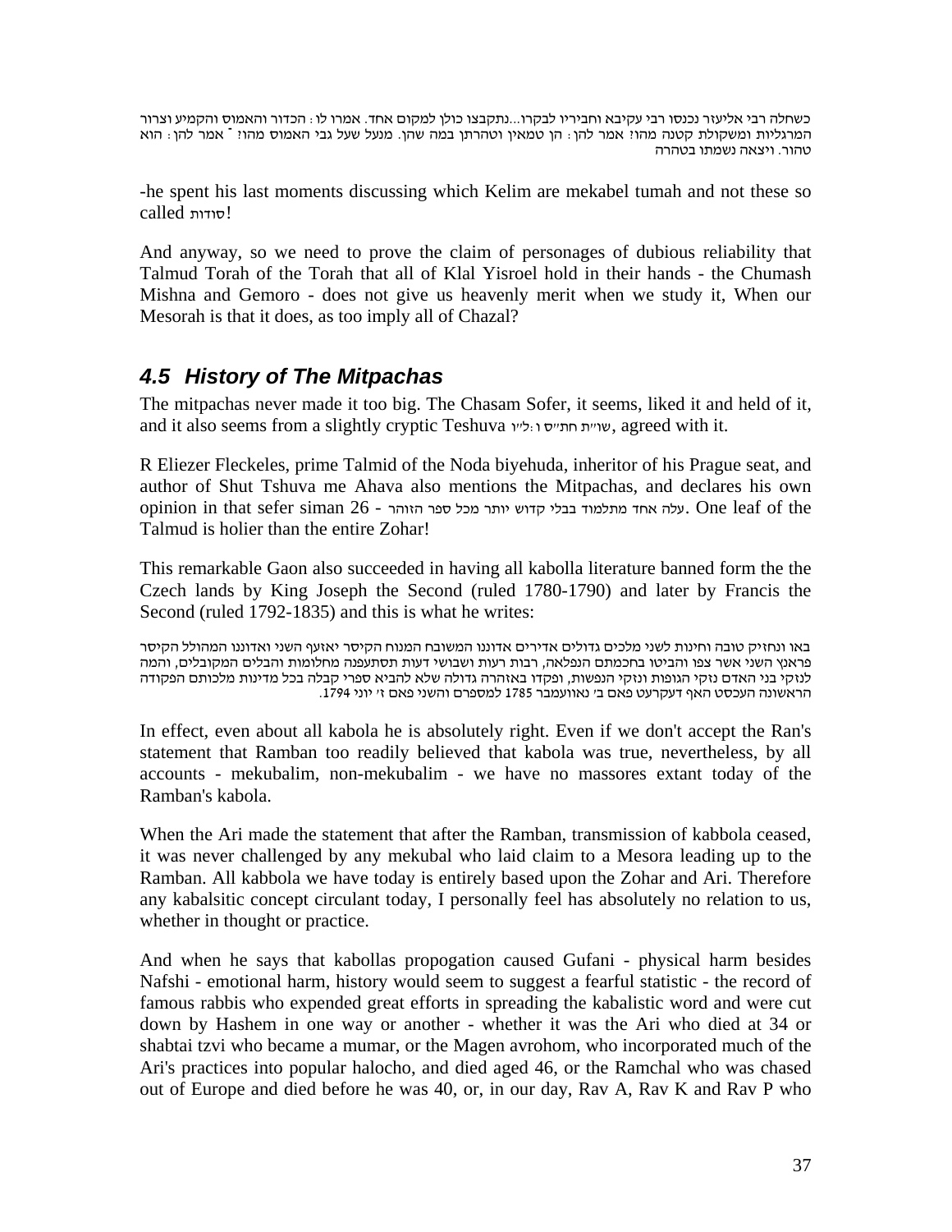כשחלה רבי אליעזר נכנסו רבי עקיבא וחביריו לבקרו...נתקבצו כולן למקום אחד. אמרו לו: הכדור והאמוס והקמיע וצרור המרגליות ומשקולת קטנה מהו? אמר להן: הן טמאין וטהרתן במה שהן. מנעל שעל גבי האמוס מהו? ־ אמר להן: הוא טהור. ויצאה נשמתו בטהרה

-he spent his last moments discussing which Kelim are mekabel tumah and not these so called סודות!

And anyway, so we need to prove the claim of personages of dubious reliability that Talmud Torah of the Torah that all of Klal Yisroel hold in their hands - the Chumash Mishna and Gemoro - does not give us heavenly merit when we study it, When our Mesorah is that it does, as too imply all of Chazal?

## *4.5 History of The Mitpachas*

The mitpachas never made it too big. The Chasam Sofer, it seems, liked it and held of it, and it also seems from a slightly cryptic Teshuva שו״ת חת״ס ו:ל״ו, agreed with it.

R Eliezer Fleckeles, prime Talmid of the Noda biyehuda, inheritor of his Prague seat, and author of Shut Tshuva me Ahava also mentions the Mitpachas, and declares his own opinion in that sefer siman 26 - עלה אחד מתלמוד בבלי קדוש יותר מכל ספר הזוהר. One leaf of the Talmud is holier than the entire Zohar!

This remarkable Gaon also succeeded in having all kabolla literature banned form the the Czech lands by King Joseph the Second (ruled 1780-1790) and later by Francis the Second (ruled 1792-1835) and this is what he writes:

באו ונחזיק טובה וחינות לשני מלכים גדולים אדירים אדונגו המשובח המנוח הקיסר יאזעף השני ואדוננו המהולל הקיסר פראנץ השני אשר צפו והביטו בחכמתם הנפלאה, רבות רעות ושבושי דעות תסתעפנה מחלומות והבלים המקובלים, והמה לנזקי בני האדם נזקי הגופות ונזקי הנפשות, ופקדו באזהרה גדולה שלא להביא ספרי קבלה בכל מדינות מלכותם הפקודה הראשונה העכסט האף דעקרעט פאם ב׳ נאוועמבר 1785 למספרם והשני פאם ז׳ יוני 1794.

In effect, even about all kabola he is absolutely right. Even if we don't accept the Ran's statement that Ramban too readily believed that kabola was true, nevertheless, by all accounts - mekubalim, non-mekubalim - we have no massores extant today of the Ramban's kabola.

When the Ari made the statement that after the Ramban, transmission of kabbola ceased, it was never challenged by any mekubal who laid claim to a Mesora leading up to the Ramban. All kabbola we have today is entirely based upon the Zohar and Ari. Therefore any kabalsitic concept circulant today, I personally feel has absolutely no relation to us, whether in thought or practice.

And when he says that kabollas propogation caused Gufani - physical harm besides Nafshi - emotional harm, history would seem to suggest a fearful statistic - the record of famous rabbis who expended great efforts in spreading the kabalistic word and were cut down by Hashem in one way or another - whether it was the Ari who died at 34 or shabtai tzvi who became a mumar, or the Magen avrohom, who incorporated much of the Ari's practices into popular halocho, and died aged 46, or the Ramchal who was chased out of Europe and died before he was 40, or, in our day, Rav A, Rav K and Rav P who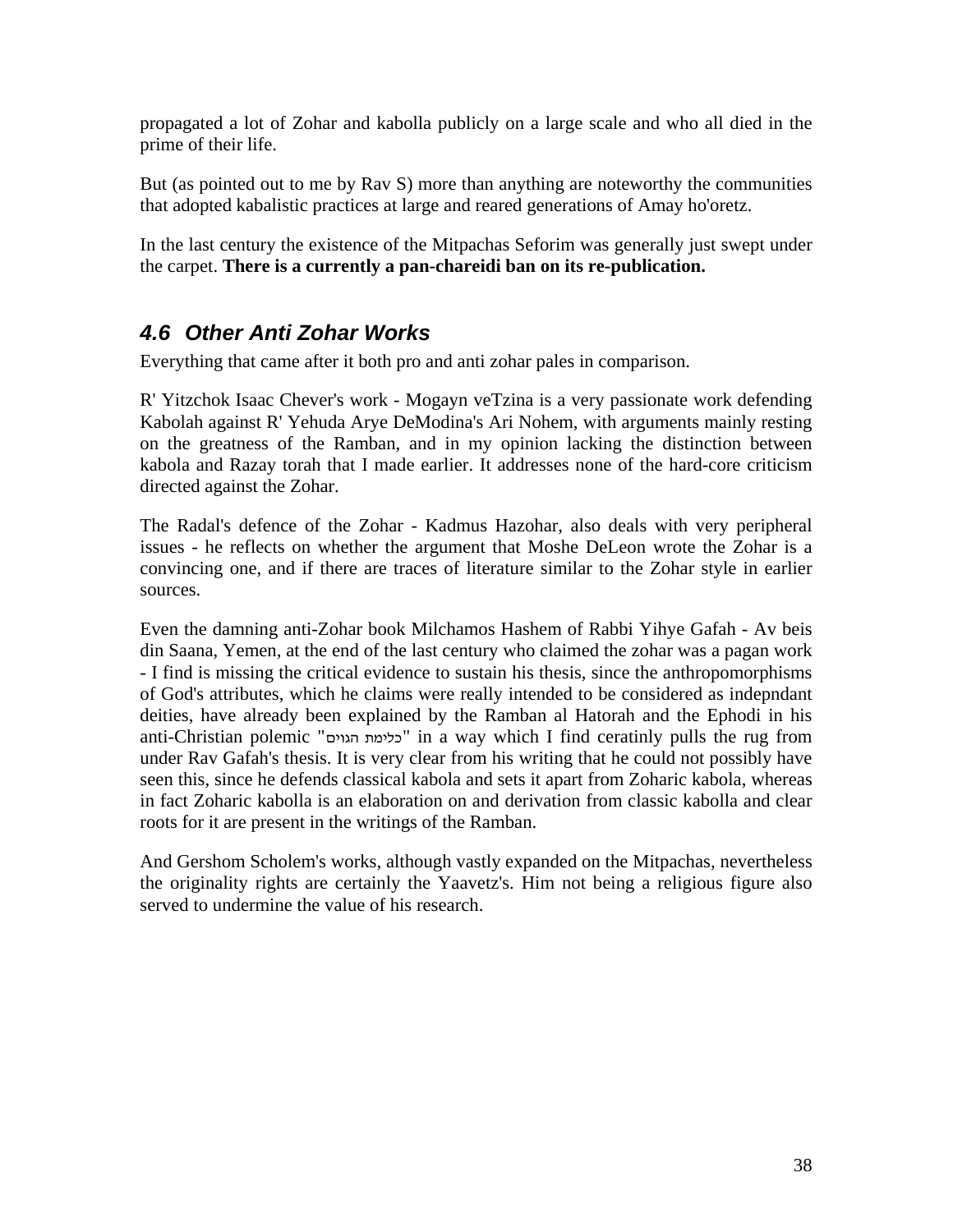propagated a lot of Zohar and kabolla publicly on a large scale and who all died in the prime of their life.

But (as pointed out to me by Rav S) more than anything are noteworthy the communities that adopted kabalistic practices at large and reared generations of Amay ho'oretz.

In the last century the existence of the Mitpachas Seforim was generally just swept under the carpet. **There is a currently a pan-chareidi ban on its re-publication.**

## *4.6 Other Anti Zohar Works*

Everything that came after it both pro and anti zohar pales in comparison.

R' Yitzchok Isaac Chever's work - Mogayn veTzina is a very passionate work defending Kabolah against R' Yehuda Arye DeModina's Ari Nohem, with arguments mainly resting on the greatness of the Ramban, and in my opinion lacking the distinction between kabola and Razay torah that I made earlier. It addresses none of the hard-core criticism directed against the Zohar.

The Radal's defence of the Zohar - Kadmus Hazohar, also deals with very peripheral issues - he reflects on whether the argument that Moshe DeLeon wrote the Zohar is a convincing one, and if there are traces of literature similar to the Zohar style in earlier sources.

Even the damning anti-Zohar book Milchamos Hashem of Rabbi Yihye Gafah - Av beis din Saana, Yemen, at the end of the last century who claimed the zohar was a pagan work - I find is missing the critical evidence to sustain his thesis, since the anthropomorphisms of God's attributes, which he claims were really intended to be considered as indepndant deities, have already been explained by the Ramban al Hatorah and the Ephodi in his anti-Christian polemic "כלימת הגוים" in a way which I find ceratinly pulls the rug from under Rav Gafah's thesis. It is very clear from his writing that he could not possibly have seen this, since he defends classical kabola and sets it apart from Zoharic kabola, whereas in fact Zoharic kabolla is an elaboration on and derivation from classic kabolla and clear roots for it are present in the writings of the Ramban.

And Gershom Scholem's works, although vastly expanded on the Mitpachas, nevertheless the originality rights are certainly the Yaavetz's. Him not being a religious figure also served to undermine the value of his research.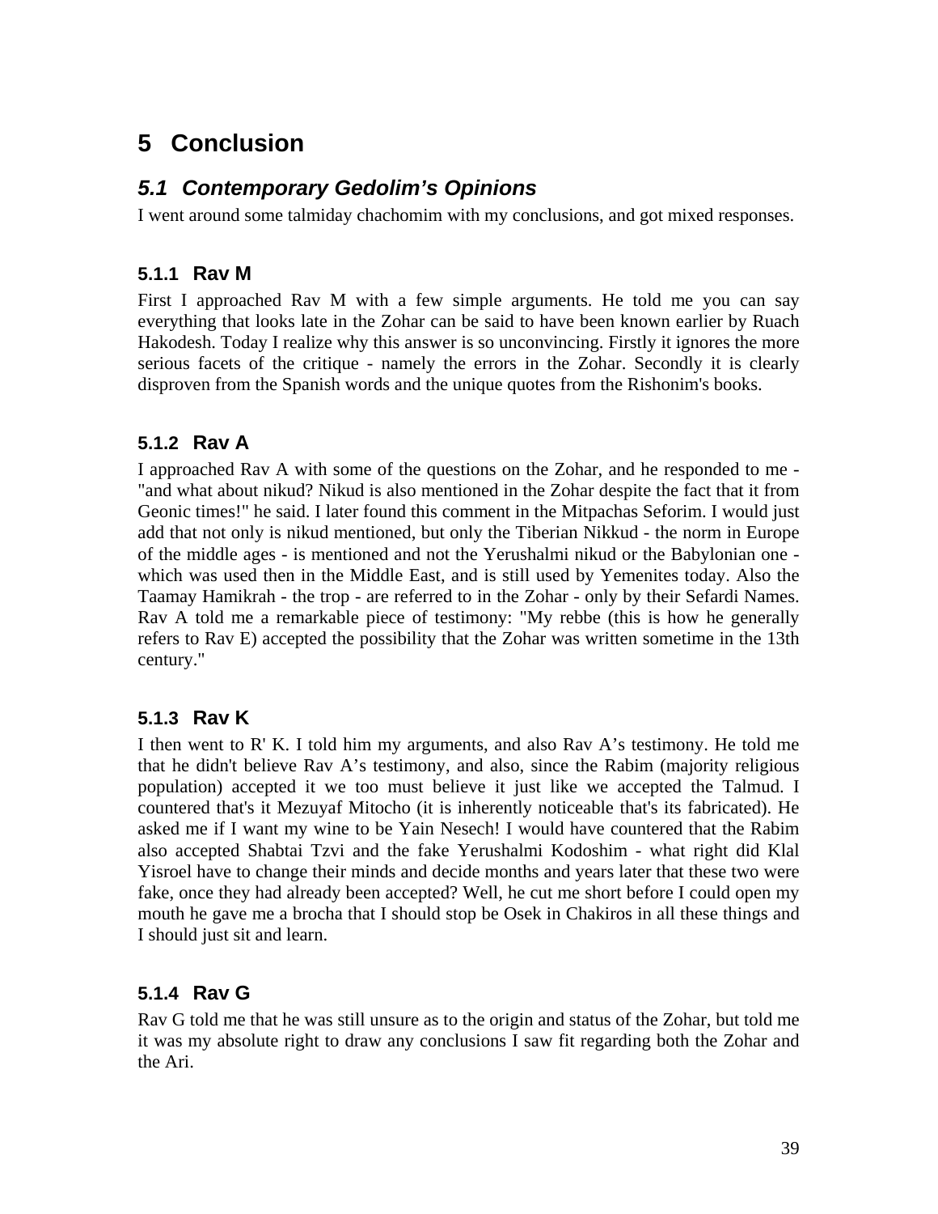# 5 Conclusion

## *5.1 Contemporary Gedolim's Opinions*

I went around some talmiday chachomim with my conclusions, and got mixed responses.

### 5.1.1 Rav M

First I approached Rav M with a few simple arguments. He told me you can say everything that looks late in the Zohar can be said to have been known earlier by Ruach Hakodesh. Today I realize why this answer is so unconvincing. Firstly it ignores the more serious facets of the critique - namely the errors in the Zohar. Secondly it is clearly disproven from the Spanish words and the unique quotes from the Rishonim's books.

### 5.1.2 Rav A

I approached Rav A with some of the questions on the Zohar, and he responded to me - "and what about nikud? Nikud is also mentioned in the Zohar despite the fact that it from Geonic times!" he said. I later found this comment in the Mitpachas Seforim. I would just add that not only is nikud mentioned, but only the Tiberian Nikkud - the norm in Europe of the middle ages - is mentioned and not the Yerushalmi nikud or the Babylonian one - which was used then in the Middle East, and is still used by Yemenites today. Also the Taamay Hamikrah - the trop - are referred to in the Zohar - only by their Sefardi Names. Rav A told me a remarkable piece of testimony: "My rebbe (this is how he generally refers to Rav E) accepted the possibility that the Zohar was written sometime in the 13th century."

### 5.1.3 Rav K

I then went to R' K. I told him my arguments, and also Rav A's testimony. He told me that he didn't believe Rav A's testimony, and also, since the Rabim (majority religious population) accepted it we too must believe it just like we accepted the Talmud. I countered that's it Mezuyaf Mitocho (it is inherently noticeable that's its fabricated). He asked me if I want my wine to be Yain Nesech! I would have countered that the Rabim also accepted Shabtai Tzvi and the fake Yerushalmi Kodoshim - what right did Klal Yisroel have to change their minds and decide months and years later that these two were fake, once they had already been accepted? Well, he cut me short before I could open my mouth he gave me a brocha that I should stop be Osek in Chakiros in all these things and I should just sit and learn.

### 5.1.4 Rav G

Rav G told me that he was still unsure as to the origin and status of the Zohar, but told me it was my absolute right to draw any conclusions I saw fit regarding both the Zohar and the Ari.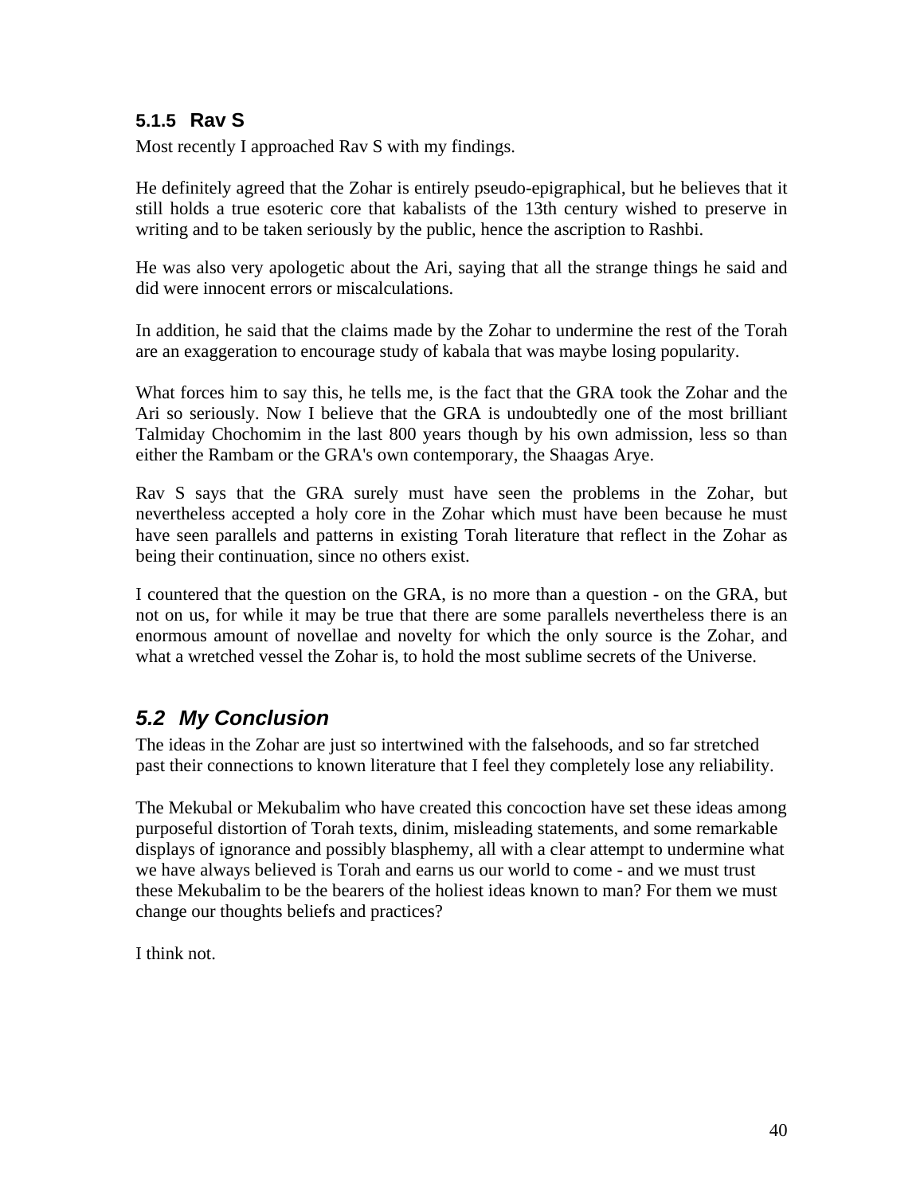### 5.1.5 Rav S

Most recently I approached Rav S with my findings.

He definitely agreed that the Zohar is entirely pseudo-epigraphical, but he believes that it still holds a true esoteric core that kabalists of the 13th century wished to preserve in writing and to be taken seriously by the public, hence the ascription to Rashbi.

He was also very apologetic about the Ari, saying that all the strange things he said and did were innocent errors or miscalculations.

In addition, he said that the claims made by the Zohar to undermine the rest of the Torah are an exaggeration to encourage study of kabala that was maybe losing popularity.

What forces him to say this, he tells me, is the fact that the GRA took the Zohar and the Ari so seriously. Now I believe that the GRA is undoubtedly one of the most brilliant Talmiday Chochomim in the last 800 years though by his own admission, less so than either the Rambam or the GRA's own contemporary, the Shaagas Arye.

Rav S says that the GRA surely must have seen the problems in the Zohar, but nevertheless accepted a holy core in the Zohar which must have been because he must have seen parallels and patterns in existing Torah literature that reflect in the Zohar as being their continuation, since no others exist.

I countered that the question on the GRA, is no more than a question - on the GRA, but not on us, for while it may be true that there are some parallels nevertheless there is an enormous amount of novellae and novelty for which the only source is the Zohar, and what a wretched vessel the Zohar is, to hold the most sublime secrets of the Universe.

## *5.2 My Conclusion*

The ideas in the Zohar are just so intertwined with the falsehoods, and so far stretched past their connections to known literature that I feel they completely lose any reliability.

The Mekubal or Mekubalim who have created this concoction have set these ideas among purposeful distortion of Torah texts, dinim, misleading statements, and some remarkable displays of ignorance and possibly blasphemy, all with a clear attempt to undermine what we have always believed is Torah and earns us our world to come - and we must trust these Mekubalim to be the bearers of the holiest ideas known to man? For them we must change our thoughts beliefs and practices?

I think not.